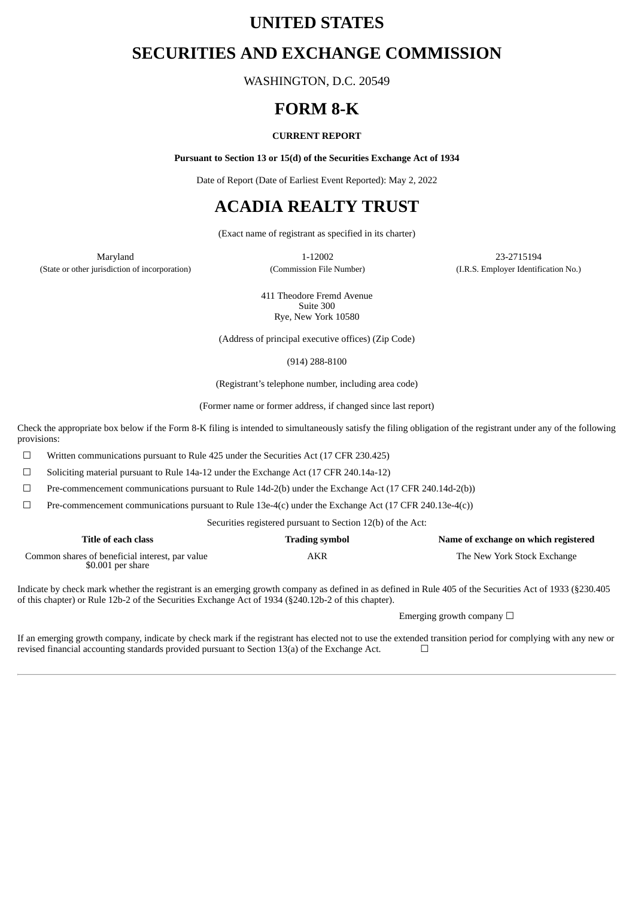# UNITED STATES

# SECURITIES AND EXCHANGE COMMISSION

WASHINGTON, D.C. 20549

# FORM 8-K

**CURRENT REPORT**

**Pursuant to Section 13 or 15(d) of the Securities Exchange Act of 1934**

Date of Report (Date of Earliest Event Reported): May 2, 2022

# ACADIA REALTY TRUST

(Exact name of registrant as specified in its charter)

| Maryland | 1-12002 | 23-2715194 |
|---|---|---|
| (State or other jurisdiction of incorporation) | (Commission File Number) | (I.R.S. Employer Identification No.) |

411 Theodore Fremd Avenue
Suite 300
Rye, New York 10580

(Address of principal executive offices) (Zip Code)

(914) 288-8100

(Registrant's telephone number, including area code)

(Former name or former address, if changed since last report)

Check the appropriate box below if the Form 8-K filing is intended to simultaneously satisfy the filing obligation of the registrant under any of the following provisions:

☐ Written communications pursuant to Rule 425 under the Securities Act (17 CFR 230.425)

☐ Soliciting material pursuant to Rule 14a-12 under the Exchange Act (17 CFR 240.14a-12)

☐ Pre-commencement communications pursuant to Rule 14d-2(b) under the Exchange Act (17 CFR 240.14d-2(b))

☐ Pre-commencement communications pursuant to Rule 13e-4(c) under the Exchange Act (17 CFR 240.13e-4(c))

Securities registered pursuant to Section 12(b) of the Act:

| Title of each class | Trading symbol | Name of exchange on which registered |
|---|---|---|
| Common shares of beneficial interest, par value $0.001 per share | AKR | The New York Stock Exchange |

Indicate by check mark whether the registrant is an emerging growth company as defined in as defined in Rule 405 of the Securities Act of 1933 (§230.405 of this chapter) or Rule 12b-2 of the Securities Exchange Act of 1934 (§240.12b-2 of this chapter).

Emerging growth company ☐

If an emerging growth company, indicate by check mark if the registrant has elected not to use the extended transition period for complying with any new or revised financial accounting standards provided pursuant to Section 13(a) of the Exchange Act. ☐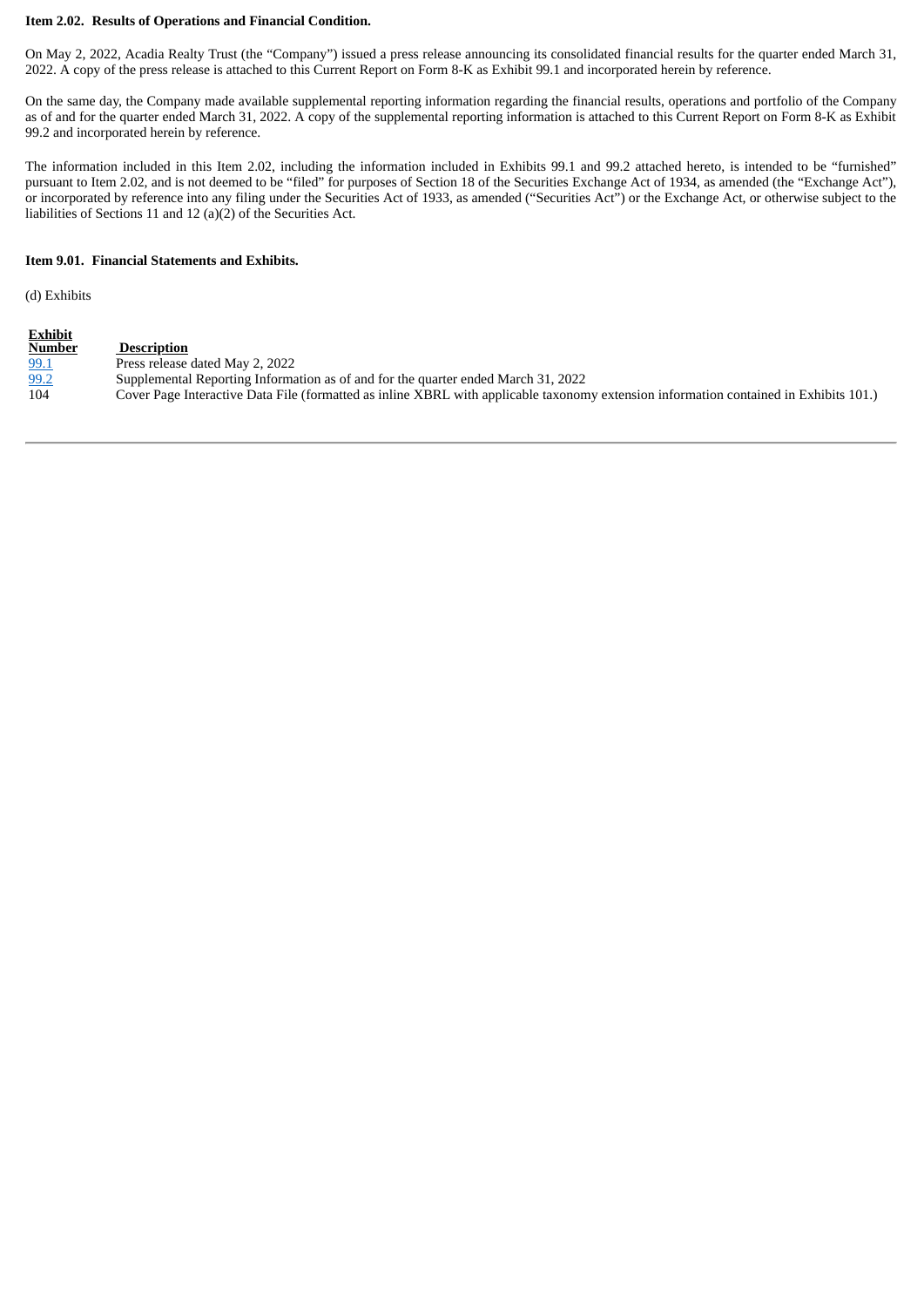**Item 2.02. Results of Operations and Financial Condition.**

On May 2, 2022, Acadia Realty Trust (the "Company") issued a press release announcing its consolidated financial results for the quarter ended March 31, 2022. A copy of the press release is attached to this Current Report on Form 8-K as Exhibit 99.1 and incorporated herein by reference.

On the same day, the Company made available supplemental reporting information regarding the financial results, operations and portfolio of the Company as of and for the quarter ended March 31, 2022. A copy of the supplemental reporting information is attached to this Current Report on Form 8-K as Exhibit 99.2 and incorporated herein by reference.

The information included in this Item 2.02, including the information included in Exhibits 99.1 and 99.2 attached hereto, is intended to be "furnished" pursuant to Item 2.02, and is not deemed to be "filed" for purposes of Section 18 of the Securities Exchange Act of 1934, as amended (the "Exchange Act"), or incorporated by reference into any filing under the Securities Act of 1933, as amended ("Securities Act") or the Exchange Act, or otherwise subject to the liabilities of Sections 11 and 12 (a)(2) of the Securities Act.

**Item 9.01. Financial Statements and Exhibits.**

(d) Exhibits

| Exhibit Number | Description |
|---|---|
| 99.1 | Press release dated May 2, 2022 |
| 99.2 | Supplemental Reporting Information as of and for the quarter ended March 31, 2022 |
| 104 | Cover Page Interactive Data File (formatted as inline XBRL with applicable taxonomy extension information contained in Exhibits 101.) |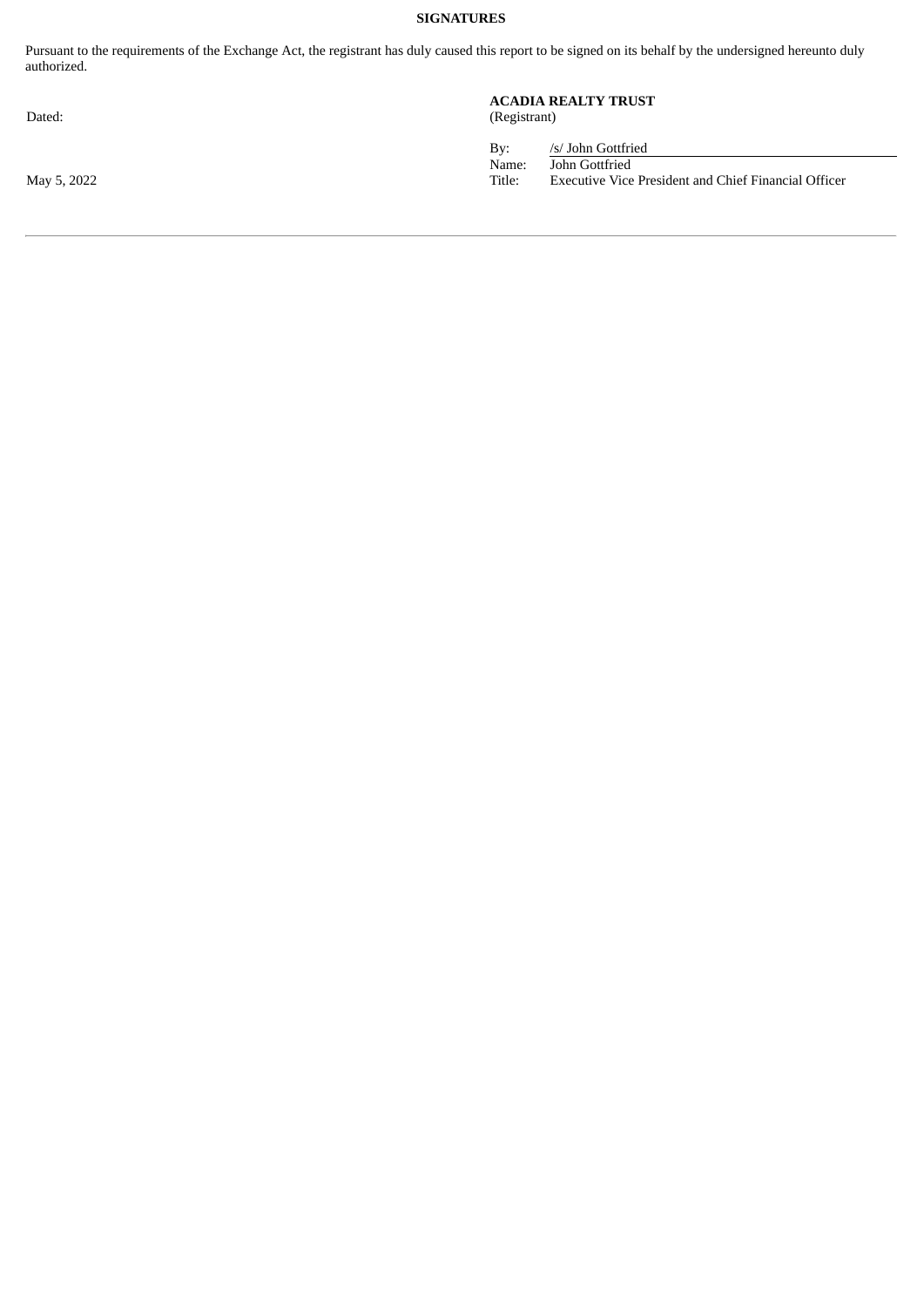**SIGNATURES**

Pursuant to the requirements of the Exchange Act, the registrant has duly caused this report to be signed on its behalf by the undersigned hereunto duly authorized.

| Dated: | **ACADIA REALTY TRUST** (Registrant) | |
|---|---|---|
| | By: | /s/ John Gottfried |
| | Name: | John Gottfried |
| May 5, 2022 | Title: | Executive Vice President and Chief Financial Officer |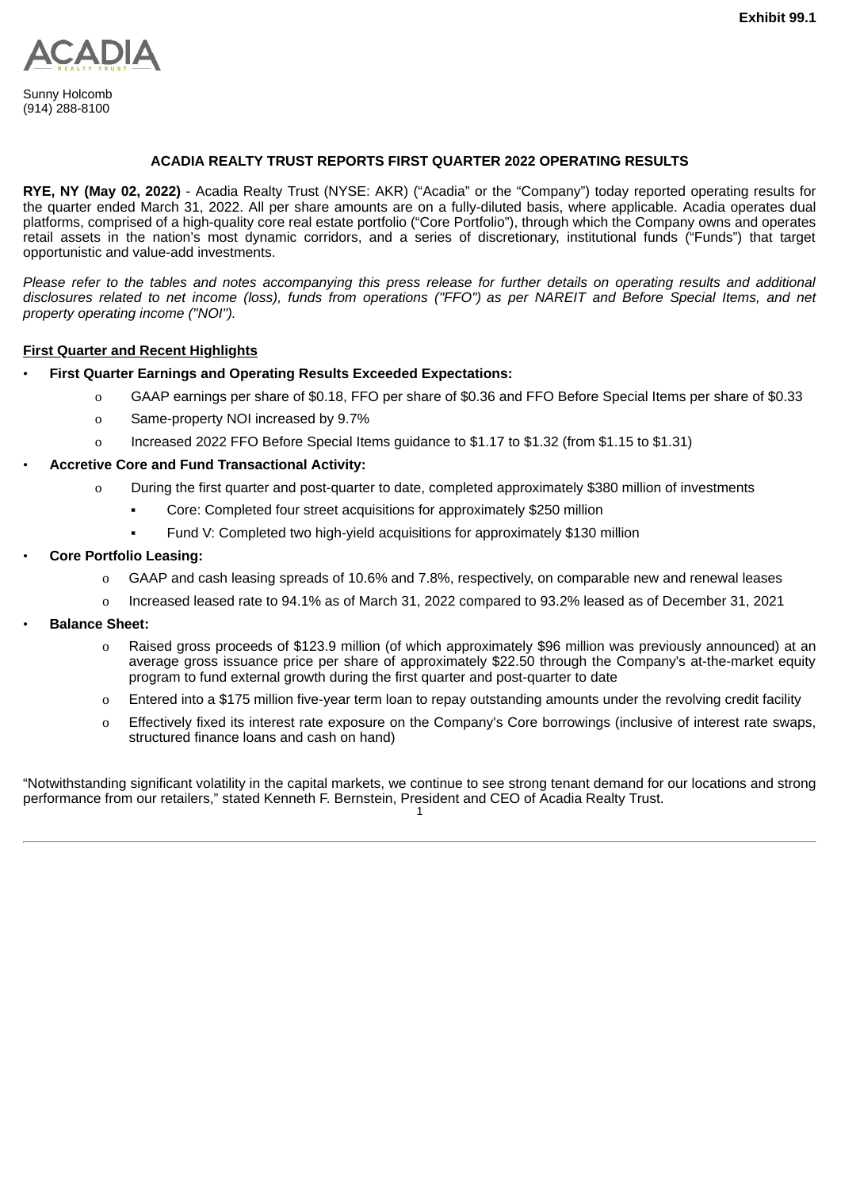Exhibit 99.1

ACADIA REALTY TRUST

Sunny Holcomb
(914) 288-8100

**ACADIA REALTY TRUST REPORTS FIRST QUARTER 2022 OPERATING RESULTS**

**RYE, NY (May 02, 2022)** - Acadia Realty Trust (NYSE: AKR) ("Acadia" or the "Company") today reported operating results for the quarter ended March 31, 2022. All per share amounts are on a fully-diluted basis, where applicable. Acadia operates dual platforms, comprised of a high-quality core real estate portfolio ("Core Portfolio"), through which the Company owns and operates retail assets in the nation's most dynamic corridors, and a series of discretionary, institutional funds ("Funds") that target opportunistic and value-add investments.

*Please refer to the tables and notes accompanying this press release for further details on operating results and additional disclosures related to net income (loss), funds from operations ("FFO") as per NAREIT and Before Special Items, and net property operating income ("NOI").*

**First Quarter and Recent Highlights**

- **First Quarter Earnings and Operating Results Exceeded Expectations:**
  - GAAP earnings per share of $0.18, FFO per share of $0.36 and FFO Before Special Items per share of $0.33
  - Same-property NOI increased by 9.7%
  - Increased 2022 FFO Before Special Items guidance to $1.17 to $1.32 (from $1.15 to $1.31)
- **Accretive Core and Fund Transactional Activity:**
  - During the first quarter and post-quarter to date, completed approximately $380 million of investments
    - Core: Completed four street acquisitions for approximately $250 million
    - Fund V: Completed two high-yield acquisitions for approximately $130 million
- **Core Portfolio Leasing:**
  - GAAP and cash leasing spreads of 10.6% and 7.8%, respectively, on comparable new and renewal leases
  - Increased leased rate to 94.1% as of March 31, 2022 compared to 93.2% leased as of December 31, 2021
- **Balance Sheet:**
  - Raised gross proceeds of $123.9 million (of which approximately $96 million was previously announced) at an average gross issuance price per share of approximately $22.50 through the Company's at-the-market equity program to fund external growth during the first quarter and post-quarter to date
  - Entered into a $175 million five-year term loan to repay outstanding amounts under the revolving credit facility
  - Effectively fixed its interest rate exposure on the Company's Core borrowings (inclusive of interest rate swaps, structured finance loans and cash on hand)

"Notwithstanding significant volatility in the capital markets, we continue to see strong tenant demand for our locations and strong performance from our retailers," stated Kenneth F. Bernstein, President and CEO of Acadia Realty Trust.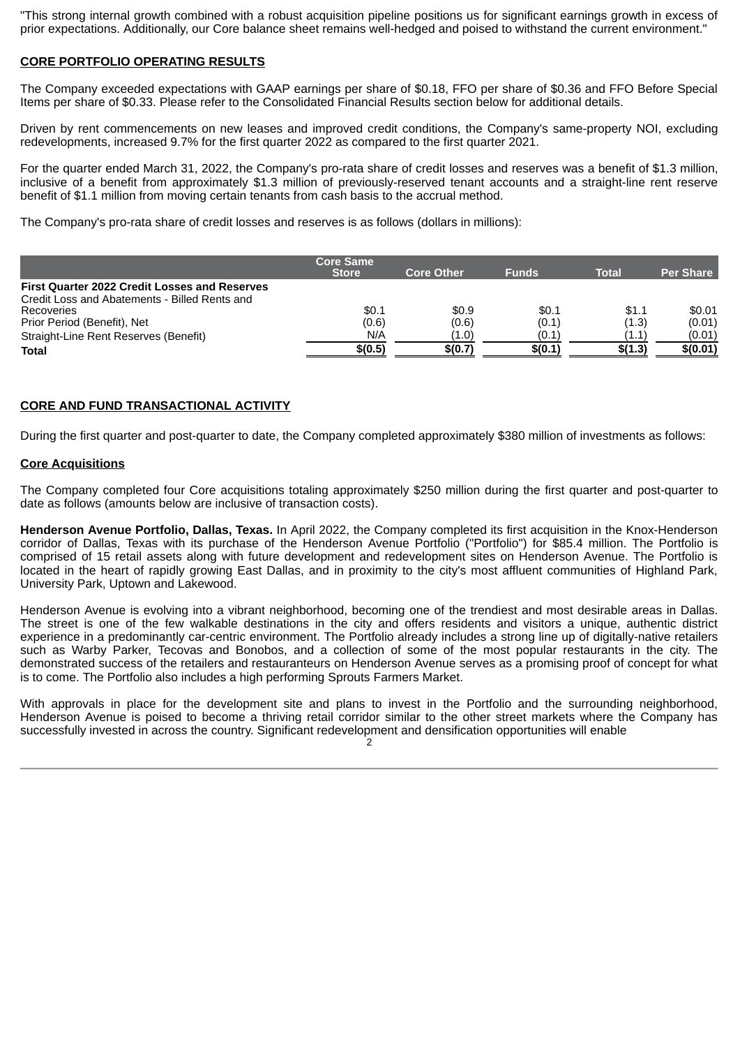"This strong internal growth combined with a robust acquisition pipeline positions us for significant earnings growth in excess of prior expectations. Additionally, our Core balance sheet remains well-hedged and poised to withstand the current environment."

## CORE PORTFOLIO OPERATING RESULTS

The Company exceeded expectations with GAAP earnings per share of $0.18, FFO per share of $0.36 and FFO Before Special Items per share of $0.33. Please refer to the Consolidated Financial Results section below for additional details.

Driven by rent commencements on new leases and improved credit conditions, the Company's same-property NOI, excluding redevelopments, increased 9.7% for the first quarter 2022 as compared to the first quarter 2021.

For the quarter ended March 31, 2022, the Company's pro-rata share of credit losses and reserves was a benefit of $1.3 million, inclusive of a benefit from approximately $1.3 million of previously-reserved tenant accounts and a straight-line rent reserve benefit of $1.1 million from moving certain tenants from cash basis to the accrual method.

The Company's pro-rata share of credit losses and reserves is as follows (dollars in millions):

| | Core Same Store | Core Other | Funds | Total | Per Share |
|---|---|---|---|---|---|
| **First Quarter 2022 Credit Losses and Reserves** | | | | | |
| Credit Loss and Abatements - Billed Rents and Recoveries | $0.1 | $0.9 | $0.1 | $1.1 | $0.01 |
| Prior Period (Benefit), Net | (0.6) | (0.6) | (0.1) | (1.3) | (0.01) |
| Straight-Line Rent Reserves (Benefit) | N/A | (1.0) | (0.1) | (1.1) | (0.01) |
| **Total** | **$(0.5)** | **$(0.7)** | **$(0.1)** | **$(1.3)** | **$(0.01)** |

## CORE AND FUND TRANSACTIONAL ACTIVITY

During the first quarter and post-quarter to date, the Company completed approximately $380 million of investments as follows:

### Core Acquisitions

The Company completed four Core acquisitions totaling approximately $250 million during the first quarter and post-quarter to date as follows (amounts below are inclusive of transaction costs).

**Henderson Avenue Portfolio, Dallas, Texas.** In April 2022, the Company completed its first acquisition in the Knox-Henderson corridor of Dallas, Texas with its purchase of the Henderson Avenue Portfolio ("Portfolio") for $85.4 million. The Portfolio is comprised of 15 retail assets along with future development and redevelopment sites on Henderson Avenue. The Portfolio is located in the heart of rapidly growing East Dallas, and in proximity to the city's most affluent communities of Highland Park, University Park, Uptown and Lakewood.

Henderson Avenue is evolving into a vibrant neighborhood, becoming one of the trendiest and most desirable areas in Dallas. The street is one of the few walkable destinations in the city and offers residents and visitors a unique, authentic district experience in a predominantly car-centric environment. The Portfolio already includes a strong line up of digitally-native retailers such as Warby Parker, Tecovas and Bonobos, and a collection of some of the most popular restaurants in the city. The demonstrated success of the retailers and restauranteurs on Henderson Avenue serves as a promising proof of concept for what is to come. The Portfolio also includes a high performing Sprouts Farmers Market.

With approvals in place for the development site and plans to invest in the Portfolio and the surrounding neighborhood, Henderson Avenue is poised to become a thriving retail corridor similar to the other street markets where the Company has successfully invested in across the country. Significant redevelopment and densification opportunities will enable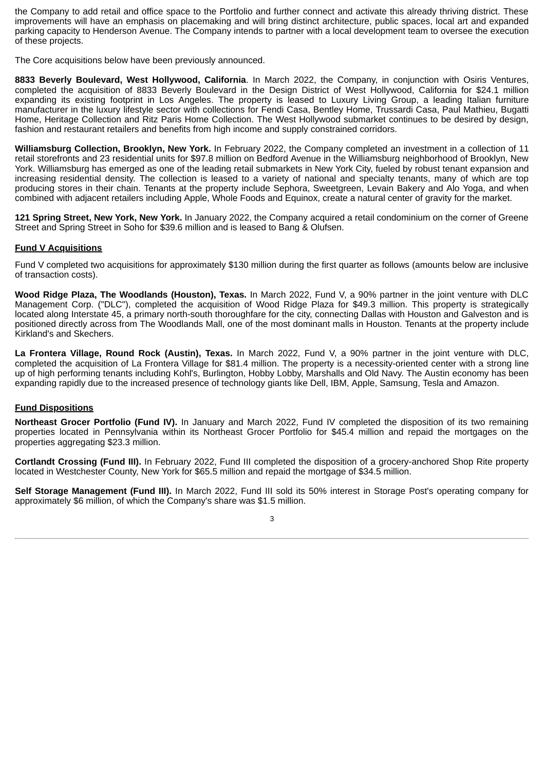the Company to add retail and office space to the Portfolio and further connect and activate this already thriving district. These improvements will have an emphasis on placemaking and will bring distinct architecture, public spaces, local art and expanded parking capacity to Henderson Avenue. The Company intends to partner with a local development team to oversee the execution of these projects.

The Core acquisitions below have been previously announced.

**8833 Beverly Boulevard, West Hollywood, California**. In March 2022, the Company, in conjunction with Osiris Ventures, completed the acquisition of 8833 Beverly Boulevard in the Design District of West Hollywood, California for $24.1 million expanding its existing footprint in Los Angeles. The property is leased to Luxury Living Group, a leading Italian furniture manufacturer in the luxury lifestyle sector with collections for Fendi Casa, Bentley Home, Trussardi Casa, Paul Mathieu, Bugatti Home, Heritage Collection and Ritz Paris Home Collection. The West Hollywood submarket continues to be desired by design, fashion and restaurant retailers and benefits from high income and supply constrained corridors.

**Williamsburg Collection, Brooklyn, New York.** In February 2022, the Company completed an investment in a collection of 11 retail storefronts and 23 residential units for $97.8 million on Bedford Avenue in the Williamsburg neighborhood of Brooklyn, New York. Williamsburg has emerged as one of the leading retail submarkets in New York City, fueled by robust tenant expansion and increasing residential density. The collection is leased to a variety of national and specialty tenants, many of which are top producing stores in their chain. Tenants at the property include Sephora, Sweetgreen, Levain Bakery and Alo Yoga, and when combined with adjacent retailers including Apple, Whole Foods and Equinox, create a natural center of gravity for the market.

**121 Spring Street, New York, New York.** In January 2022, the Company acquired a retail condominium on the corner of Greene Street and Spring Street in Soho for $39.6 million and is leased to Bang & Olufsen.

**Fund V Acquisitions**

Fund V completed two acquisitions for approximately $130 million during the first quarter as follows (amounts below are inclusive of transaction costs).

**Wood Ridge Plaza, The Woodlands (Houston), Texas.** In March 2022, Fund V, a 90% partner in the joint venture with DLC Management Corp. ("DLC"), completed the acquisition of Wood Ridge Plaza for $49.3 million. This property is strategically located along Interstate 45, a primary north-south thoroughfare for the city, connecting Dallas with Houston and Galveston and is positioned directly across from The Woodlands Mall, one of the most dominant malls in Houston. Tenants at the property include Kirkland's and Skechers.

**La Frontera Village, Round Rock (Austin), Texas.** In March 2022, Fund V, a 90% partner in the joint venture with DLC, completed the acquisition of La Frontera Village for $81.4 million. The property is a necessity-oriented center with a strong line up of high performing tenants including Kohl's, Burlington, Hobby Lobby, Marshalls and Old Navy. The Austin economy has been expanding rapidly due to the increased presence of technology giants like Dell, IBM, Apple, Samsung, Tesla and Amazon.

**Fund Dispositions**

**Northeast Grocer Portfolio (Fund IV).** In January and March 2022, Fund IV completed the disposition of its two remaining properties located in Pennsylvania within its Northeast Grocer Portfolio for $45.4 million and repaid the mortgages on the properties aggregating $23.3 million.

**Cortlandt Crossing (Fund III).** In February 2022, Fund III completed the disposition of a grocery-anchored Shop Rite property located in Westchester County, New York for $65.5 million and repaid the mortgage of $34.5 million.

**Self Storage Management (Fund III).** In March 2022, Fund III sold its 50% interest in Storage Post's operating company for approximately $6 million, of which the Company's share was $1.5 million.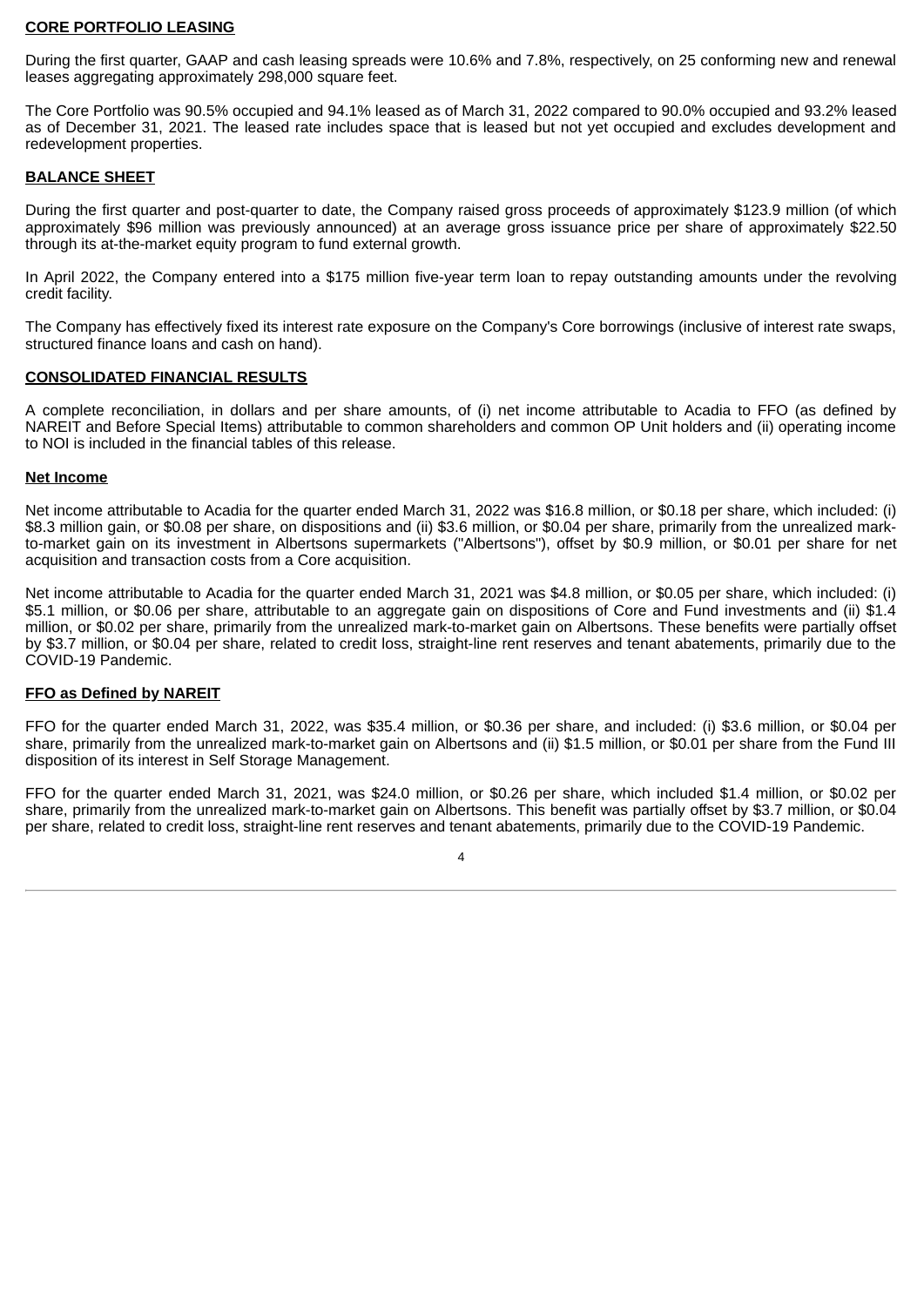## CORE PORTFOLIO LEASING

During the first quarter, GAAP and cash leasing spreads were 10.6% and 7.8%, respectively, on 25 conforming new and renewal leases aggregating approximately 298,000 square feet.

The Core Portfolio was 90.5% occupied and 94.1% leased as of March 31, 2022 compared to 90.0% occupied and 93.2% leased as of December 31, 2021. The leased rate includes space that is leased but not yet occupied and excludes development and redevelopment properties.

## BALANCE SHEET

During the first quarter and post-quarter to date, the Company raised gross proceeds of approximately $123.9 million (of which approximately $96 million was previously announced) at an average gross issuance price per share of approximately $22.50 through its at-the-market equity program to fund external growth.

In April 2022, the Company entered into a $175 million five-year term loan to repay outstanding amounts under the revolving credit facility.

The Company has effectively fixed its interest rate exposure on the Company's Core borrowings (inclusive of interest rate swaps, structured finance loans and cash on hand).

## CONSOLIDATED FINANCIAL RESULTS

A complete reconciliation, in dollars and per share amounts, of (i) net income attributable to Acadia to FFO (as defined by NAREIT and Before Special Items) attributable to common shareholders and common OP Unit holders and (ii) operating income to NOI is included in the financial tables of this release.

### Net Income

Net income attributable to Acadia for the quarter ended March 31, 2022 was $16.8 million, or $0.18 per share, which included: (i) $8.3 million gain, or $0.08 per share, on dispositions and (ii) $3.6 million, or $0.04 per share, primarily from the unrealized mark-to-market gain on its investment in Albertsons supermarkets ("Albertsons"), offset by $0.9 million, or $0.01 per share for net acquisition and transaction costs from a Core acquisition.

Net income attributable to Acadia for the quarter ended March 31, 2021 was $4.8 million, or $0.05 per share, which included: (i) $5.1 million, or $0.06 per share, attributable to an aggregate gain on dispositions of Core and Fund investments and (ii) $1.4 million, or $0.02 per share, primarily from the unrealized mark-to-market gain on Albertsons. These benefits were partially offset by $3.7 million, or $0.04 per share, related to credit loss, straight-line rent reserves and tenant abatements, primarily due to the COVID-19 Pandemic.

### FFO as Defined by NAREIT

FFO for the quarter ended March 31, 2022, was $35.4 million, or $0.36 per share, and included: (i) $3.6 million, or $0.04 per share, primarily from the unrealized mark-to-market gain on Albertsons and (ii) $1.5 million, or $0.01 per share from the Fund III disposition of its interest in Self Storage Management.

FFO for the quarter ended March 31, 2021, was $24.0 million, or $0.26 per share, which included $1.4 million, or $0.02 per share, primarily from the unrealized mark-to-market gain on Albertsons. This benefit was partially offset by $3.7 million, or $0.04 per share, related to credit loss, straight-line rent reserves and tenant abatements, primarily due to the COVID-19 Pandemic.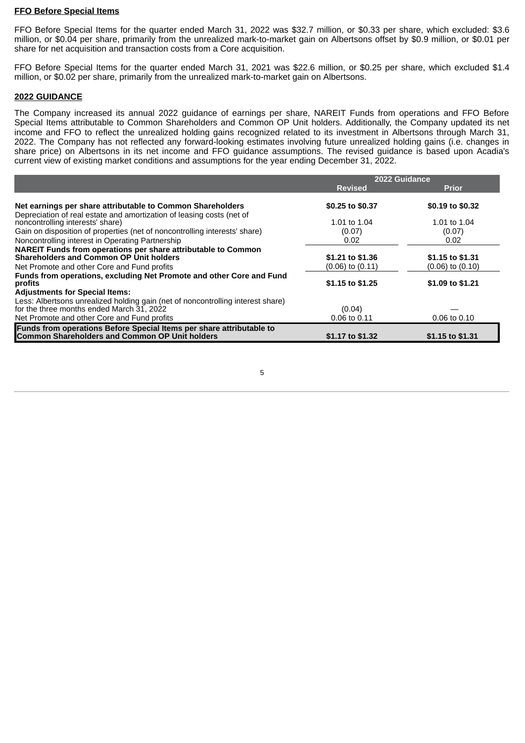## FFO Before Special Items

FFO Before Special Items for the quarter ended March 31, 2022 was $32.7 million, or $0.33 per share, which excluded: $3.6 million, or $0.04 per share, primarily from the unrealized mark-to-market gain on Albertsons offset by $0.9 million, or $0.01 per share for net acquisition and transaction costs from a Core acquisition.

FFO Before Special Items for the quarter ended March 31, 2021 was $22.6 million, or $0.25 per share, which excluded $1.4 million, or $0.02 per share, primarily from the unrealized mark-to-market gain on Albertsons.

## 2022 GUIDANCE

The Company increased its annual 2022 guidance of earnings per share, NAREIT Funds from operations and FFO Before Special Items attributable to Common Shareholders and Common OP Unit holders. Additionally, the Company updated its net income and FFO to reflect the unrealized holding gains recognized related to its investment in Albertsons through March 31, 2022. The Company has not reflected any forward-looking estimates involving future unrealized holding gains (i.e. changes in share price) on Albertsons in its net income and FFO guidance assumptions. The revised guidance is based upon Acadia's current view of existing market conditions and assumptions for the year ending December 31, 2022.

| | 2022 Guidance | |
|---|---|---|
| | **Revised** | **Prior** |
| **Net earnings per share attributable to Common Shareholders** | **$0.25 to $0.37** | **$0.19 to $0.32** |
| Depreciation of real estate and amortization of leasing costs (net of noncontrolling interests' share) | 1.01 to 1.04 | 1.01 to 1.04 |
| Gain on disposition of properties (net of noncontrolling interests' share) | (0.07) | (0.07) |
| Noncontrolling interest in Operating Partnership | 0.02 | 0.02 |
| **NAREIT Funds from operations per share attributable to Common Shareholders and Common OP Unit holders** | **$1.21 to $1.36** | **$1.15 to $1.31** |
| Net Promote and other Core and Fund profits | (0.06) to (0.11) | (0.06) to (0.10) |
| **Funds from operations, excluding Net Promote and other Core and Fund profits** | **$1.15 to $1.25** | **$1.09 to $1.21** |
| **Adjustments for Special Items:** | | |
| Less: Albertsons unrealized holding gain (net of noncontrolling interest share) for the three months ended March 31, 2022 | (0.04) | — |
| Net Promote and other Core and Fund profits | 0.06 to 0.11 | 0.06 to 0.10 |
| **Funds from operations Before Special Items per share attributable to Common Shareholders and Common OP Unit holders** | **$1.17 to $1.32** | **$1.15 to $1.31** |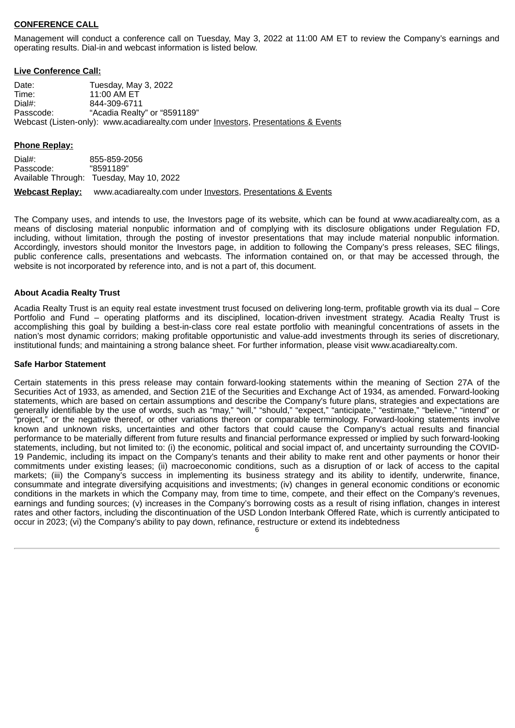**CONFERENCE CALL**

Management will conduct a conference call on Tuesday, May 3, 2022 at 11:00 AM ET to review the Company's earnings and operating results. Dial-in and webcast information is listed below.

**Live Conference Call:**

Date: Tuesday, May 3, 2022
Time: 11:00 AM ET
Dial#: 844-309-6711
Passcode: "Acadia Realty" or "8591189"
Webcast (Listen-only): www.acadiarealty.com under Investors, Presentations & Events

**Phone Replay:**

Dial#: 855-859-2056
Passcode: "8591189"
Available Through: Tuesday, May 10, 2022

**Webcast Replay:** www.acadiarealty.com under Investors, Presentations & Events

The Company uses, and intends to use, the Investors page of its website, which can be found at www.acadiarealty.com, as a means of disclosing material nonpublic information and of complying with its disclosure obligations under Regulation FD, including, without limitation, through the posting of investor presentations that may include material nonpublic information. Accordingly, investors should monitor the Investors page, in addition to following the Company's press releases, SEC filings, public conference calls, presentations and webcasts. The information contained on, or that may be accessed through, the website is not incorporated by reference into, and is not a part of, this document.

**About Acadia Realty Trust**

Acadia Realty Trust is an equity real estate investment trust focused on delivering long-term, profitable growth via its dual – Core Portfolio and Fund – operating platforms and its disciplined, location-driven investment strategy. Acadia Realty Trust is accomplishing this goal by building a best-in-class core real estate portfolio with meaningful concentrations of assets in the nation's most dynamic corridors; making profitable opportunistic and value-add investments through its series of discretionary, institutional funds; and maintaining a strong balance sheet. For further information, please visit www.acadiarealty.com.

**Safe Harbor Statement**

Certain statements in this press release may contain forward-looking statements within the meaning of Section 27A of the Securities Act of 1933, as amended, and Section 21E of the Securities and Exchange Act of 1934, as amended. Forward-looking statements, which are based on certain assumptions and describe the Company's future plans, strategies and expectations are generally identifiable by the use of words, such as "may," "will," "should," "expect," "anticipate," "estimate," "believe," "intend" or "project," or the negative thereof, or other variations thereon or comparable terminology. Forward-looking statements involve known and unknown risks, uncertainties and other factors that could cause the Company's actual results and financial performance to be materially different from future results and financial performance expressed or implied by such forward-looking statements, including, but not limited to: (i) the economic, political and social impact of, and uncertainty surrounding the COVID-19 Pandemic, including its impact on the Company's tenants and their ability to make rent and other payments or honor their commitments under existing leases; (ii) macroeconomic conditions, such as a disruption of or lack of access to the capital markets; (iii) the Company's success in implementing its business strategy and its ability to identify, underwrite, finance, consummate and integrate diversifying acquisitions and investments; (iv) changes in general economic conditions or economic conditions in the markets in which the Company may, from time to time, compete, and their effect on the Company's revenues, earnings and funding sources; (v) increases in the Company's borrowing costs as a result of rising inflation, changes in interest rates and other factors, including the discontinuation of the USD London Interbank Offered Rate, which is currently anticipated to occur in 2023; (vi) the Company's ability to pay down, refinance, restructure or extend its indebtedness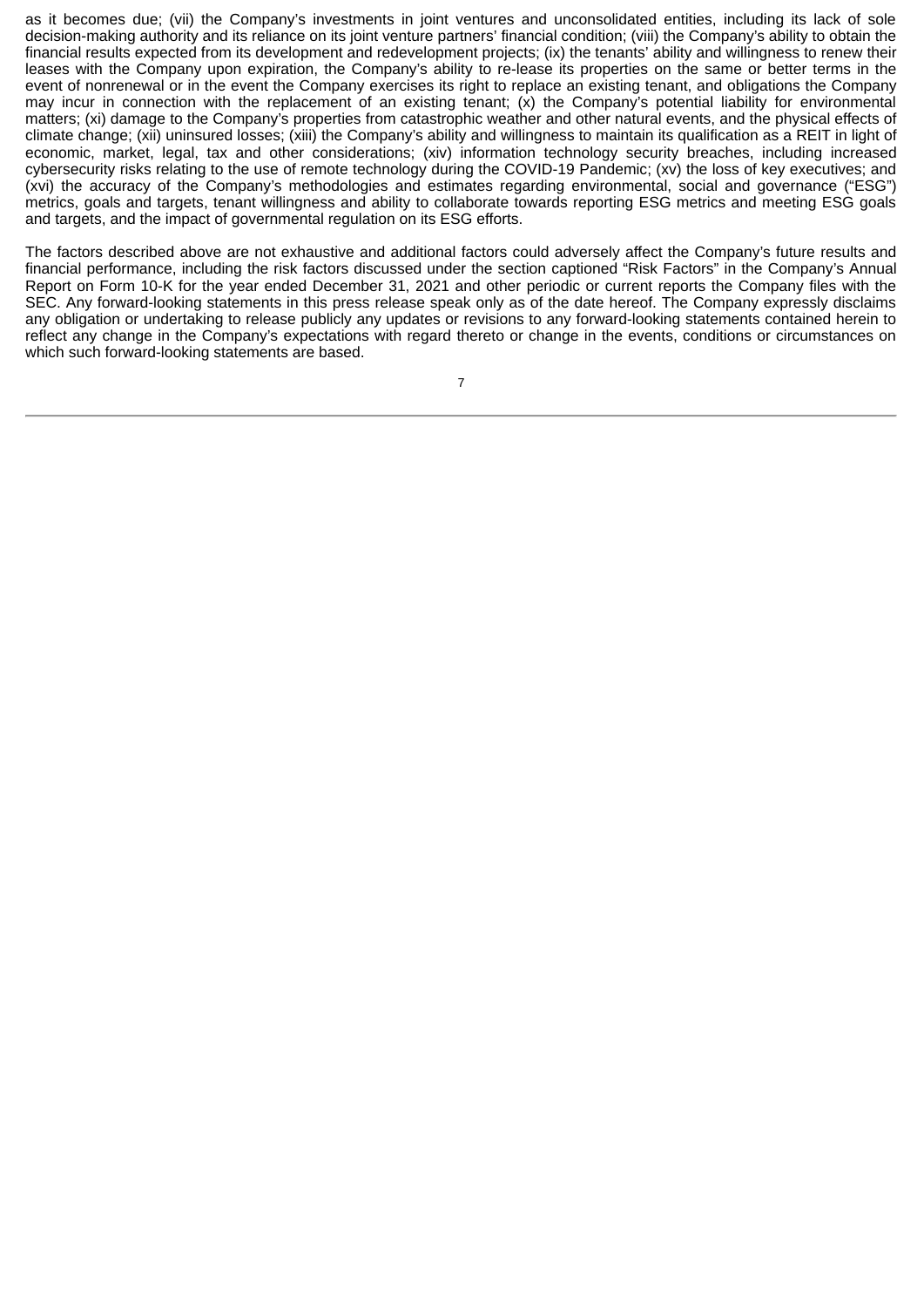as it becomes due; (vii) the Company's investments in joint ventures and unconsolidated entities, including its lack of sole decision-making authority and its reliance on its joint venture partners' financial condition; (viii) the Company's ability to obtain the financial results expected from its development and redevelopment projects; (ix) the tenants' ability and willingness to renew their leases with the Company upon expiration, the Company's ability to re-lease its properties on the same or better terms in the event of nonrenewal or in the event the Company exercises its right to replace an existing tenant, and obligations the Company may incur in connection with the replacement of an existing tenant; (x) the Company's potential liability for environmental matters; (xi) damage to the Company's properties from catastrophic weather and other natural events, and the physical effects of climate change; (xii) uninsured losses; (xiii) the Company's ability and willingness to maintain its qualification as a REIT in light of economic, market, legal, tax and other considerations; (xiv) information technology security breaches, including increased cybersecurity risks relating to the use of remote technology during the COVID-19 Pandemic; (xv) the loss of key executives; and (xvi) the accuracy of the Company's methodologies and estimates regarding environmental, social and governance ("ESG") metrics, goals and targets, tenant willingness and ability to collaborate towards reporting ESG metrics and meeting ESG goals and targets, and the impact of governmental regulation on its ESG efforts.

The factors described above are not exhaustive and additional factors could adversely affect the Company's future results and financial performance, including the risk factors discussed under the section captioned "Risk Factors" in the Company's Annual Report on Form 10-K for the year ended December 31, 2021 and other periodic or current reports the Company files with the SEC. Any forward-looking statements in this press release speak only as of the date hereof. The Company expressly disclaims any obligation or undertaking to release publicly any updates or revisions to any forward-looking statements contained herein to reflect any change in the Company's expectations with regard thereto or change in the events, conditions or circumstances on which such forward-looking statements are based.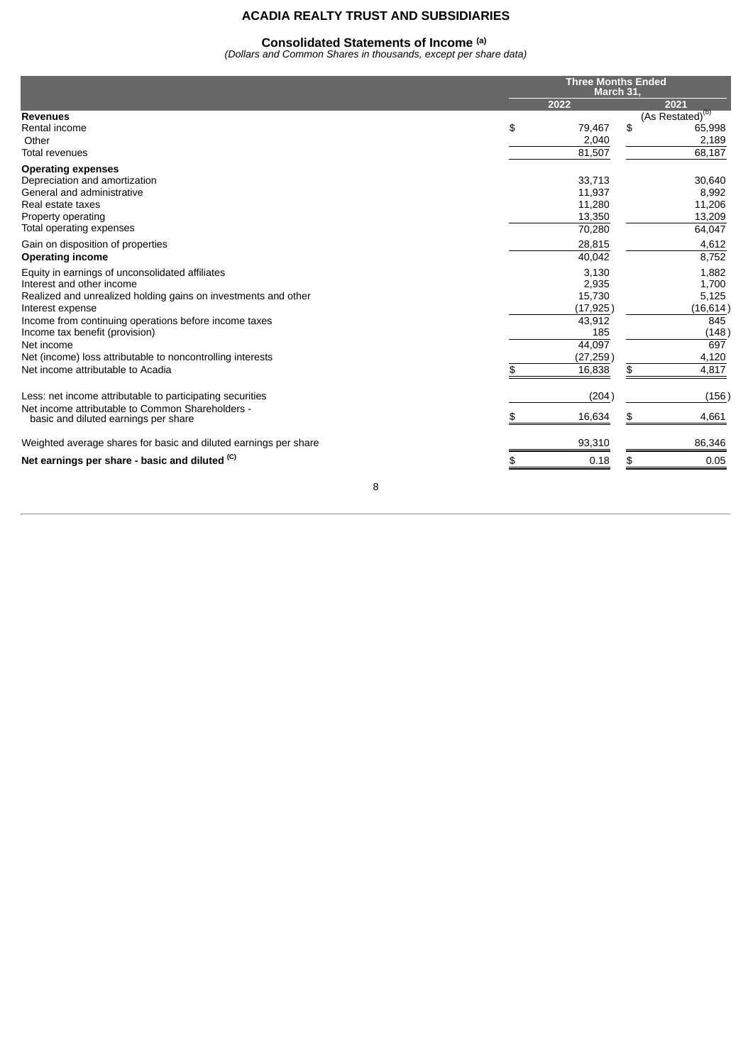# ACADIA REALTY TRUST AND SUBSIDIARIES

## Consolidated Statements of Income [(a)]

*(Dollars and Common Shares in thousands, except per share data)*

| | Three Months Ended March 31, | |
|---|---|---|
| | 2022 | 2021 (As Restated)[(b)] |
| **Revenues** | | |
| Rental income | $ 79,467 | $ 65,998 |
| Other | 2,040 | 2,189 |
| Total revenues | 81,507 | 68,187 |
| **Operating expenses** | | |
| Depreciation and amortization | 33,713 | 30,640 |
| General and administrative | 11,937 | 8,992 |
| Real estate taxes | 11,280 | 11,206 |
| Property operating | 13,350 | 13,209 |
| Total operating expenses | 70,280 | 64,047 |
| Gain on disposition of properties | 28,815 | 4,612 |
| **Operating income** | 40,042 | 8,752 |
| Equity in earnings of unconsolidated affiliates | 3,130 | 1,882 |
| Interest and other income | 2,935 | 1,700 |
| Realized and unrealized holding gains on investments and other | 15,730 | 5,125 |
| Interest expense | (17,925) | (16,614) |
| Income from continuing operations before income taxes | 43,912 | 845 |
| Income tax benefit (provision) | 185 | (148) |
| Net income | 44,097 | 697 |
| Net (income) loss attributable to noncontrolling interests | (27,259) | 4,120 |
| Net income attributable to Acadia | $ 16,838 | $ 4,817 |
| | | |
| Less: net income attributable to participating securities | (204) | (156) |
| Net income attributable to Common Shareholders - basic and diluted earnings per share | $ 16,634 | $ 4,661 |
| | | |
| Weighted average shares for basic and diluted earnings per share | 93,310 | 86,346 |
| **Net earnings per share - basic and diluted [(C)]** | $ 0.18 | $ 0.05 |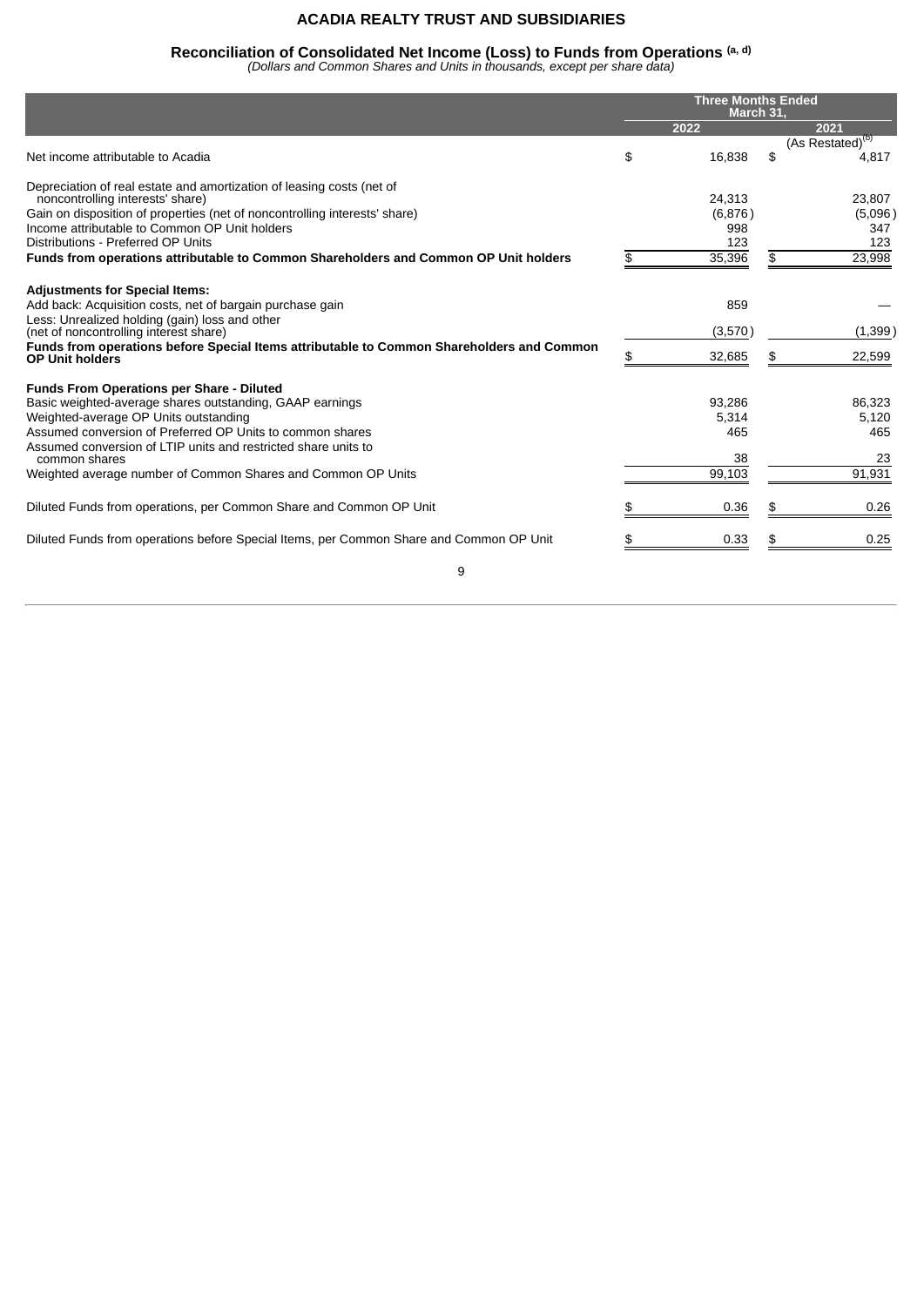# ACADIA REALTY TRUST AND SUBSIDIARIES

## Reconciliation of Consolidated Net Income (Loss) to Funds from Operations [(a, d)]

*(Dollars and Common Shares and Units in thousands, except per share data)*

| | Three Months Ended March 31, | |
|---|---|---|
| | 2022 | 2021 |
| | | (As Restated)[(b)] |
| Net income attributable to Acadia | $ 16,838 | $ 4,817 |
| Depreciation of real estate and amortization of leasing costs (net of noncontrolling interests' share) | 24,313 | 23,807 |
| Gain on disposition of properties (net of noncontrolling interests' share) | (6,876) | (5,096) |
| Income attributable to Common OP Unit holders | 998 | 347 |
| Distributions - Preferred OP Units | 123 | 123 |
| **Funds from operations attributable to Common Shareholders and Common OP Unit holders** | $ 35,396 | $ 23,998 |
| **Adjustments for Special Items:** | | |
| Add back: Acquisition costs, net of bargain purchase gain | 859 | — |
| Less: Unrealized holding (gain) loss and other (net of noncontrolling interest share) | (3,570) | (1,399) |
| **Funds from operations before Special Items attributable to Common Shareholders and Common OP Unit holders** | $ 32,685 | $ 22,599 |
| **Funds From Operations per Share - Diluted** | | |
| Basic weighted-average shares outstanding, GAAP earnings | 93,286 | 86,323 |
| Weighted-average OP Units outstanding | 5,314 | 5,120 |
| Assumed conversion of Preferred OP Units to common shares | 465 | 465 |
| Assumed conversion of LTIP units and restricted share units to common shares | 38 | 23 |
| Weighted average number of Common Shares and Common OP Units | 99,103 | 91,931 |
| Diluted Funds from operations, per Common Share and Common OP Unit | $ 0.36 | $ 0.26 |
| Diluted Funds from operations before Special Items, per Common Share and Common OP Unit | $ 0.33 | $ 0.25 |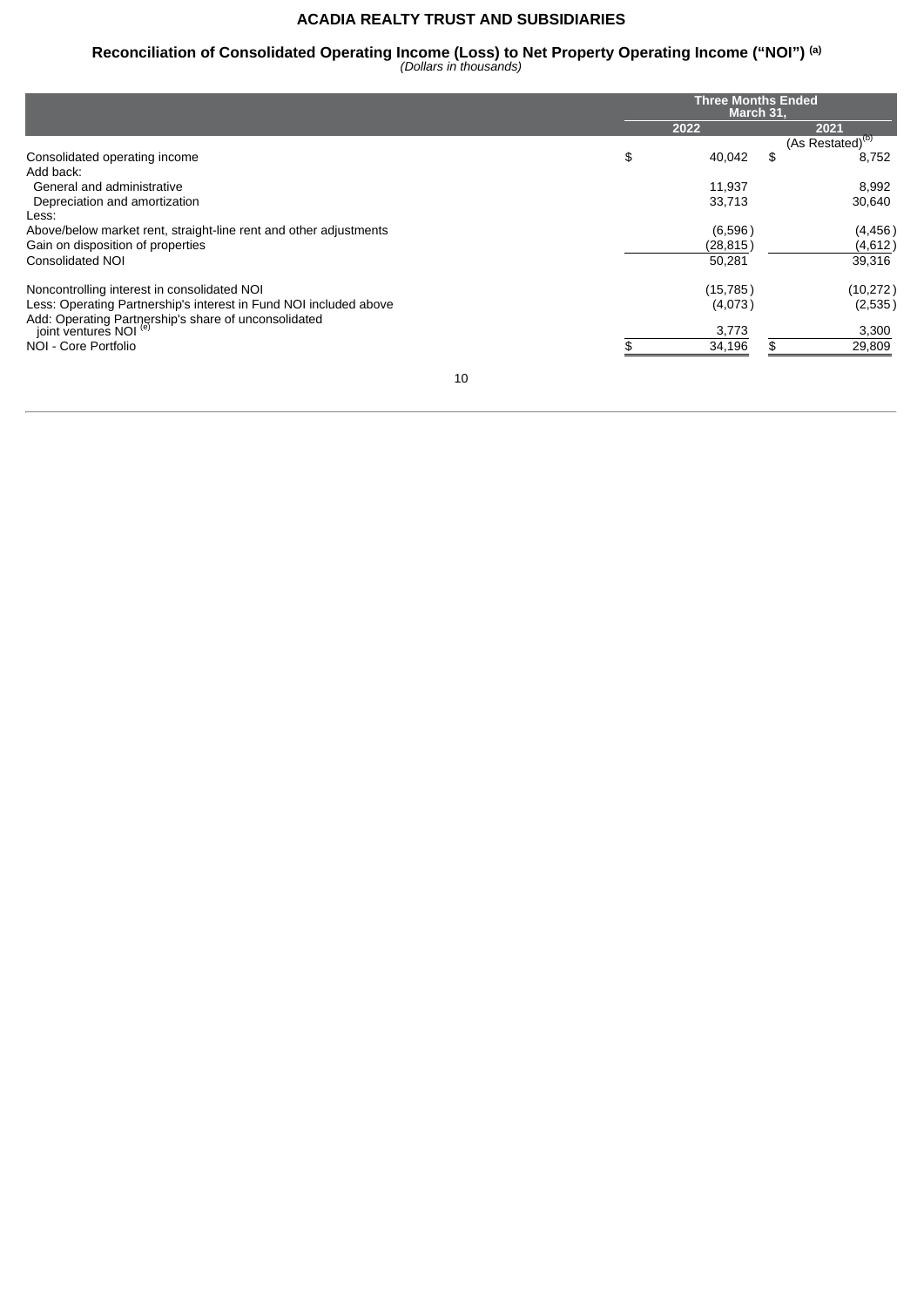## ACADIA REALTY TRUST AND SUBSIDIARIES

### Reconciliation of Consolidated Operating Income (Loss) to Net Property Operating Income ("NOI") [(a)]

*(Dollars in thousands)*

| | Three Months Ended March 31, | |
|---|---|---|
| | 2022 | 2021 (As Restated)[(b)] |
| Consolidated operating income | $ 40,042 | $ 8,752 |
| Add back: | | |
| General and administrative | 11,937 | 8,992 |
| Depreciation and amortization | 33,713 | 30,640 |
| Less: | | |
| Above/below market rent, straight-line rent and other adjustments | (6,596) | (4,456) |
| Gain on disposition of properties | (28,815) | (4,612) |
| Consolidated NOI | 50,281 | 39,316 |
| Noncontrolling interest in consolidated NOI | (15,785) | (10,272) |
| Less: Operating Partnership's interest in Fund NOI included above | (4,073) | (2,535) |
| Add: Operating Partnership's share of unconsolidated joint ventures NOI [(e)] | 3,773 | 3,300 |
| NOI - Core Portfolio | $ 34,196 | $ 29,809 |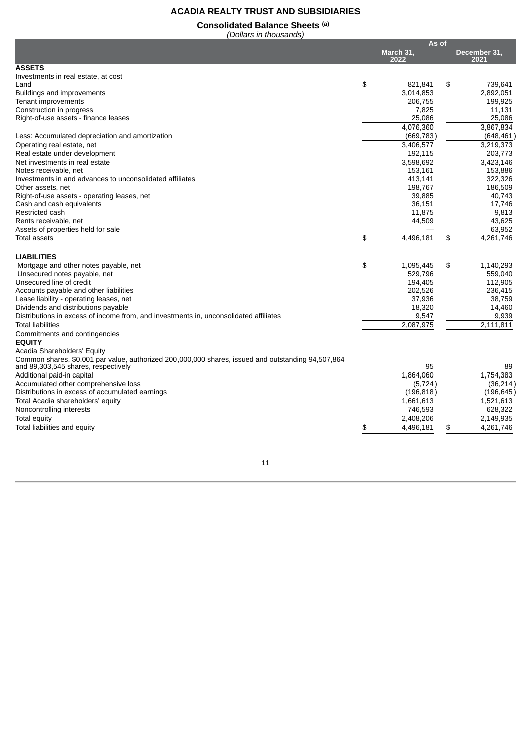# ACADIA REALTY TRUST AND SUBSIDIARIES

## Consolidated Balance Sheets [(a)]

*(Dollars in thousands)*

| | As of | |
|---|---|---|
| | March 31, 2022 | December 31, 2021 |
| **ASSETS** | | |
| Investments in real estate, at cost | | |
| Land | $ 821,841 | $ 739,641 |
| Buildings and improvements | 3,014,853 | 2,892,051 |
| Tenant improvements | 206,755 | 199,925 |
| Construction in progress | 7,825 | 11,131 |
| Right-of-use assets - finance leases | 25,086 | 25,086 |
| | 4,076,360 | 3,867,834 |
| Less: Accumulated depreciation and amortization | (669,783) | (648,461) |
| Operating real estate, net | 3,406,577 | 3,219,373 |
| Real estate under development | 192,115 | 203,773 |
| Net investments in real estate | 3,598,692 | 3,423,146 |
| Notes receivable, net | 153,161 | 153,886 |
| Investments in and advances to unconsolidated affiliates | 413,141 | 322,326 |
| Other assets, net | 198,767 | 186,509 |
| Right-of-use assets - operating leases, net | 39,885 | 40,743 |
| Cash and cash equivalents | 36,151 | 17,746 |
| Restricted cash | 11,875 | 9,813 |
| Rents receivable, net | 44,509 | 43,625 |
| Assets of properties held for sale | — | 63,952 |
| Total assets | $ 4,496,181 | $ 4,261,746 |
| **LIABILITIES** | | |
| Mortgage and other notes payable, net | $ 1,095,445 | $ 1,140,293 |
| Unsecured notes payable, net | 529,796 | 559,040 |
| Unsecured line of credit | 194,405 | 112,905 |
| Accounts payable and other liabilities | 202,526 | 236,415 |
| Lease liability - operating leases, net | 37,936 | 38,759 |
| Dividends and distributions payable | 18,320 | 14,460 |
| Distributions in excess of income from, and investments in, unconsolidated affiliates | 9,547 | 9,939 |
| Total liabilities | 2,087,975 | 2,111,811 |
| Commitments and contingencies | | |
| **EQUITY** | | |
| Acadia Shareholders' Equity | | |
| Common shares, $0.001 par value, authorized 200,000,000 shares, issued and outstanding 94,507,864 and 89,303,545 shares, respectively | 95 | 89 |
| Additional paid-in capital | 1,864,060 | 1,754,383 |
| Accumulated other comprehensive loss | (5,724) | (36,214) |
| Distributions in excess of accumulated earnings | (196,818) | (196,645) |
| Total Acadia shareholders' equity | 1,661,613 | 1,521,613 |
| Noncontrolling interests | 746,593 | 628,322 |
| Total equity | 2,408,206 | 2,149,935 |
| Total liabilities and equity | $ 4,496,181 | $ 4,261,746 |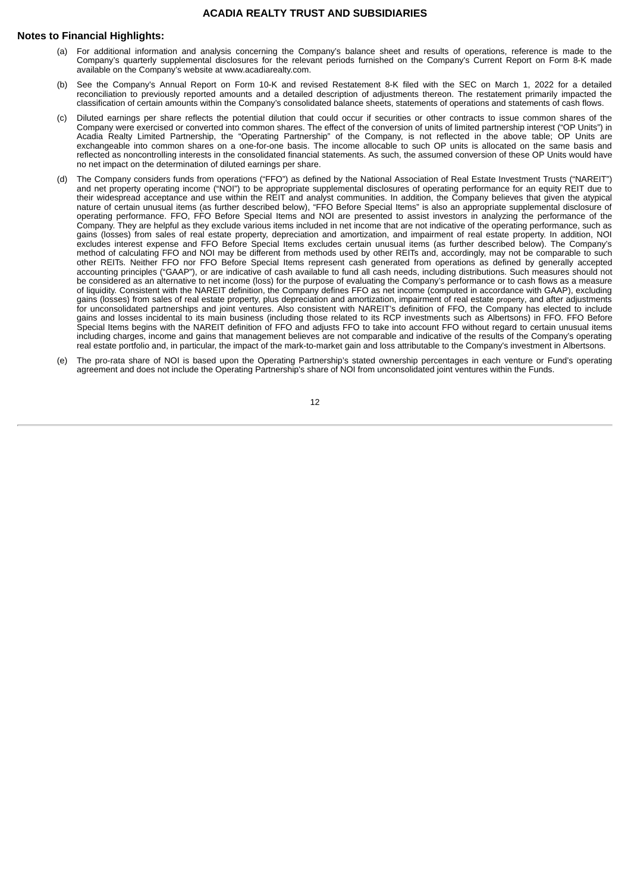## Notes to Financial Highlights:

(a) For additional information and analysis concerning the Company's balance sheet and results of operations, reference is made to the Company's quarterly supplemental disclosures for the relevant periods furnished on the Company's Current Report on Form 8-K made available on the Company's website at www.acadiarealty.com.

(b) See the Company's Annual Report on Form 10-K and revised Restatement 8-K filed with the SEC on March 1, 2022 for a detailed reconciliation to previously reported amounts and a detailed description of adjustments thereon. The restatement primarily impacted the classification of certain amounts within the Company's consolidated balance sheets, statements of operations and statements of cash flows.

(c) Diluted earnings per share reflects the potential dilution that could occur if securities or other contracts to issue common shares of the Company were exercised or converted into common shares. The effect of the conversion of units of limited partnership interest ("OP Units") in Acadia Realty Limited Partnership, the "Operating Partnership" of the Company, is not reflected in the above table; OP Units are exchangeable into common shares on a one-for-one basis. The income allocable to such OP units is allocated on the same basis and reflected as noncontrolling interests in the consolidated financial statements. As such, the assumed conversion of these OP Units would have no net impact on the determination of diluted earnings per share.

(d) The Company considers funds from operations ("FFO") as defined by the National Association of Real Estate Investment Trusts ("NAREIT") and net property operating income ("NOI") to be appropriate supplemental disclosures of operating performance for an equity REIT due to their widespread acceptance and use within the REIT and analyst communities. In addition, the Company believes that given the atypical nature of certain unusual items (as further described below), "FFO Before Special Items" is also an appropriate supplemental disclosure of operating performance. FFO, FFO Before Special Items and NOI are presented to assist investors in analyzing the performance of the Company. They are helpful as they exclude various items included in net income that are not indicative of the operating performance, such as gains (losses) from sales of real estate property, depreciation and amortization, and impairment of real estate property. In addition, NOI excludes interest expense and FFO Before Special Items excludes certain unusual items (as further described below). The Company's method of calculating FFO and NOI may be different from methods used by other REITs and, accordingly, may not be comparable to such other REITs. Neither FFO nor FFO Before Special Items represent cash generated from operations as defined by generally accepted accounting principles ("GAAP"), or are indicative of cash available to fund all cash needs, including distributions. Such measures should not be considered as an alternative to net income (loss) for the purpose of evaluating the Company's performance or to cash flows as a measure of liquidity. Consistent with the NAREIT definition, the Company defines FFO as net income (computed in accordance with GAAP), excluding gains (losses) from sales of real estate property, plus depreciation and amortization, impairment of real estate property, and after adjustments for unconsolidated partnerships and joint ventures. Also consistent with NAREIT's definition of FFO, the Company has elected to include gains and losses incidental to its main business (including those related to its RCP investments such as Albertsons) in FFO. FFO Before Special Items begins with the NAREIT definition of FFO and adjusts FFO to take into account FFO without regard to certain unusual items including charges, income and gains that management believes are not comparable and indicative of the results of the Company's operating real estate portfolio and, in particular, the impact of the mark-to-market gain and loss attributable to the Company's investment in Albertsons.

(e) The pro-rata share of NOI is based upon the Operating Partnership's stated ownership percentages in each venture or Fund's operating agreement and does not include the Operating Partnership's share of NOI from unconsolidated joint ventures within the Funds.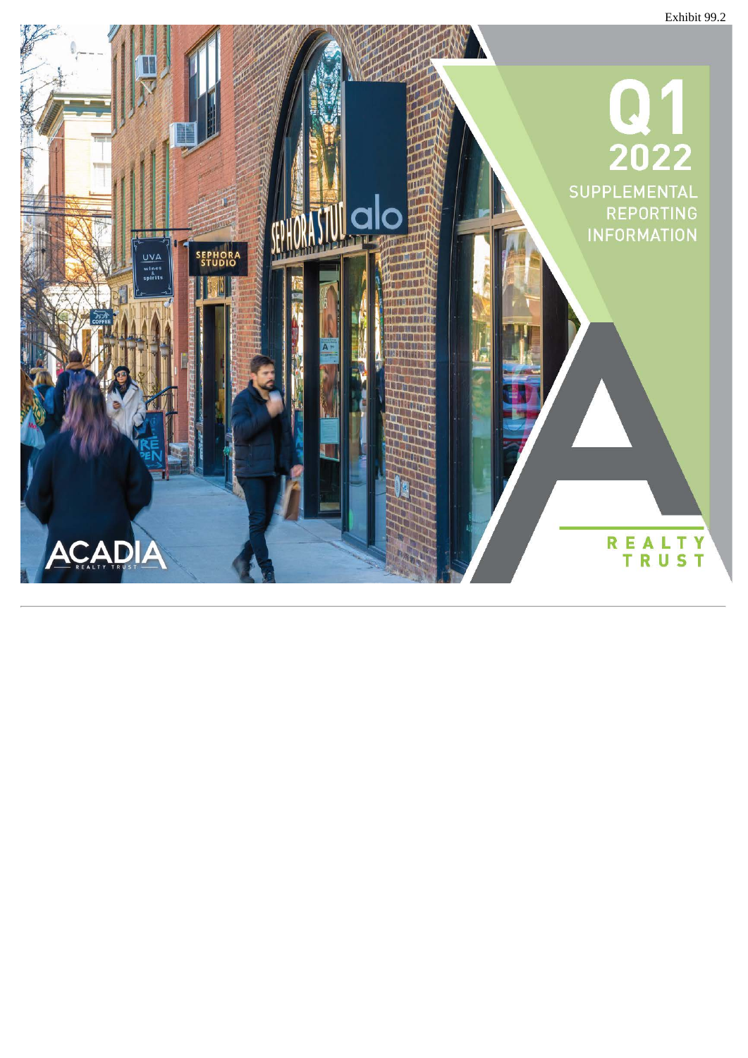Exhibit 99.2

# Q1 2022

## SUPPLEMENTAL REPORTING INFORMATION

ACADIA REALTY TRUST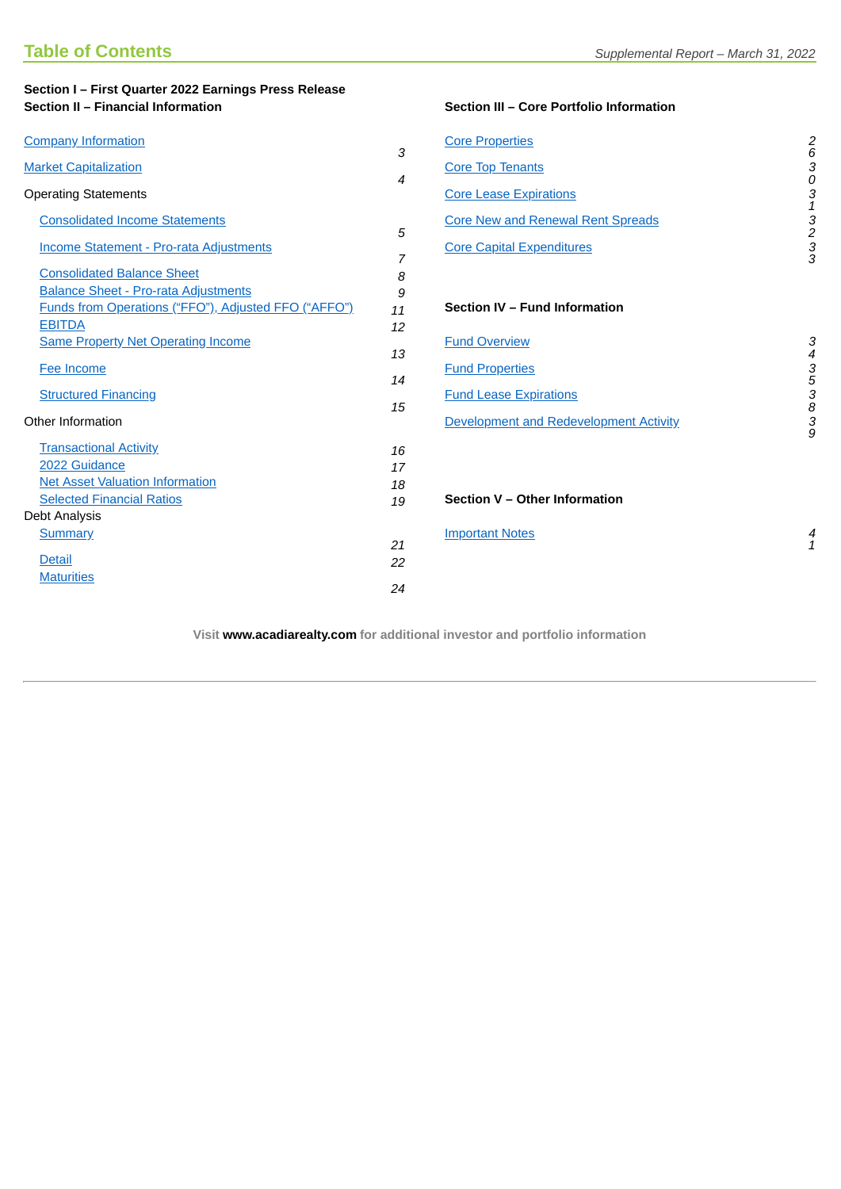## Table of Contents

**Section I – First Quarter 2022 Earnings Press Release**

**Section II – Financial Information**

| | |
|---|---|
| Company Information | 3 |
| Market Capitalization | 4 |
| **Operating Statements** | |
| Consolidated Income Statements | 5 |
| Income Statement - Pro-rata Adjustments | 7 |
| Consolidated Balance Sheet | 8 |
| Balance Sheet - Pro-rata Adjustments | 9 |
| Funds from Operations ("FFO"), Adjusted FFO ("AFFO") | 11 |
| EBITDA | 12 |
| Same Property Net Operating Income | 13 |
| Fee Income | 14 |
| Structured Financing | 15 |
| **Other Information** | |
| Transactional Activity | 16 |
| 2022 Guidance | 17 |
| Net Asset Valuation Information | 18 |
| Selected Financial Ratios | 19 |
| **Debt Analysis** | |
| Summary | 21 |
| Detail | 22 |
| Maturities | 24 |

**Section III – Core Portfolio Information**

| | |
|---|---|
| Core Properties | 26 |
| Core Top Tenants | 30 |
| Core Lease Expirations | 31 |
| Core New and Renewal Rent Spreads | 32 |
| Core Capital Expenditures | 33 |

**Section IV – Fund Information**

| | |
|---|---|
| Fund Overview | 34 |
| Fund Properties | 35 |
| Fund Lease Expirations | 38 |
| Development and Redevelopment Activity | 39 |

**Section V – Other Information**

| | |
|---|---|
| Important Notes | 41 |

Visit **www.acadiarealty.com** for additional investor and portfolio information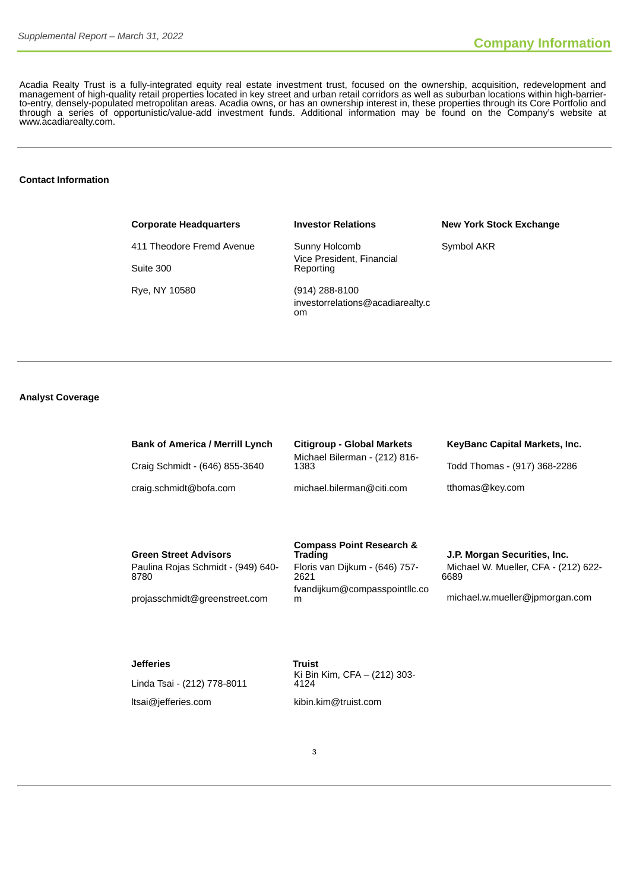# Company Information

Acadia Realty Trust is a fully-integrated equity real estate investment trust, focused on the ownership, acquisition, redevelopment and management of high-quality retail properties located in key street and urban retail corridors as well as suburban locations within high-barrier-to-entry, densely-populated metropolitan areas. Acadia owns, or has an ownership interest in, these properties through its Core Portfolio and through a series of opportunistic/value-add investment funds. Additional information may be found on the Company's website at www.acadiarealty.com.

## Contact Information

**Corporate Headquarters**

411 Theodore Fremd Avenue

Suite 300

Rye, NY 10580

**Investor Relations**

Sunny Holcomb
Vice President, Financial Reporting

(914) 288-8100
investorrelations@acadiarealty.com

**New York Stock Exchange**

Symbol AKR

## Analyst Coverage

**Bank of America / Merrill Lynch**
Craig Schmidt - (646) 855-3640
craig.schmidt@bofa.com

**Citigroup - Global Markets**
Michael Bilerman - (212) 816-1383
michael.bilerman@citi.com

**KeyBanc Capital Markets, Inc.**
Todd Thomas - (917) 368-2286
tthomas@key.com

**Green Street Advisors**
Paulina Rojas Schmidt - (949) 640-8780
projasschmidt@greenstreet.com

**Compass Point Research & Trading**
Floris van Dijkum - (646) 757-2621
fvandijkum@compasspointllc.com

**J.P. Morgan Securities, Inc.**
Michael W. Mueller, CFA - (212) 622-6689
michael.w.mueller@jpmorgan.com

**Jefferies**
Linda Tsai - (212) 778-8011
ltsai@jefferies.com

**Truist**
Ki Bin Kim, CFA – (212) 303-4124
kibin.kim@truist.com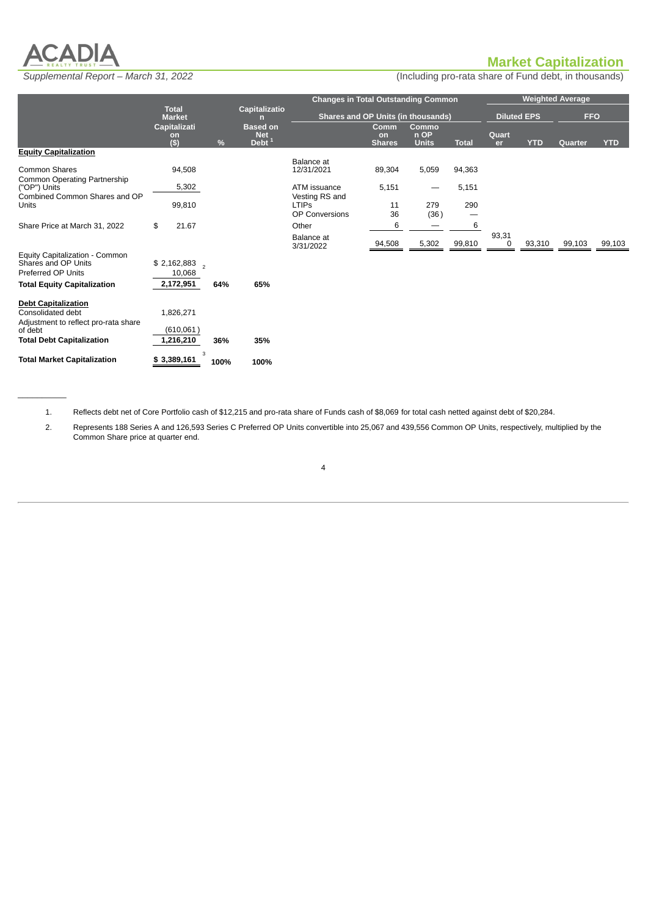## Market Capitalization

*Supplemental Report – March 31, 2022*

(Including pro-rata share of Fund debt, in thousands)

| | Total Market Capitalization ($) | % | Capitalization Based on Net Debt [1] |
|---|---|---|---|
| **Equity Capitalization** | | | |
| Common Shares | 94,508 | | |
| Common Operating Partnership ("OP") Units | 5,302 | | |
| Combined Common Shares and OP Units | 99,810 | | |
| Share Price at March 31, 2022 | $ 21.67 | | |
| Equity Capitalization - Common Shares and OP Units | $ 2,162,883 | | |
| Preferred OP Units | 10,068 [2] | | |
| **Total Equity Capitalization** | **2,172,951** | **64%** | **65%** |
| **Debt Capitalization** | | | |
| Consolidated debt | 1,826,271 | | |
| Adjustment to reflect pro-rata share of debt | (610,061) | | |
| **Total Debt Capitalization** | **1,216,210** | **36%** | **35%** |
| **Total Market Capitalization** | **$ 3,389,161** [3] | **100%** | **100%** |

| Changes in Total Outstanding Common Shares and OP Units (in thousands) | Common Shares | Common OP Units | Total |
|---|---|---|---|
| Balance at 12/31/2021 | 89,304 | 5,059 | 94,363 |
| ATM issuance | 5,151 | — | 5,151 |
| Vesting RS and LTIPs | 11 | 279 | 290 |
| OP Conversions | 36 | (36) | — |
| Other | 6 | — | 6 |
| Balance at 3/31/2022 | 94,508 | 5,302 | 99,810 |

| Weighted Average | | | | |
|---|---|---|---|---|
| | Diluted EPS | | FFO | |
| | Quarter | YTD | Quarter | YTD |
| Balance at 3/31/2022 | 93,310 | 93,310 | 99,103 | 99,103 |

1. Reflects debt net of Core Portfolio cash of $12,215 and pro-rata share of Funds cash of $8,069 for total cash netted against debt of $20,284.
2. Represents 188 Series A and 126,593 Series C Preferred OP Units convertible into 25,067 and 439,556 Common OP Units, respectively, multiplied by the Common Share price at quarter end.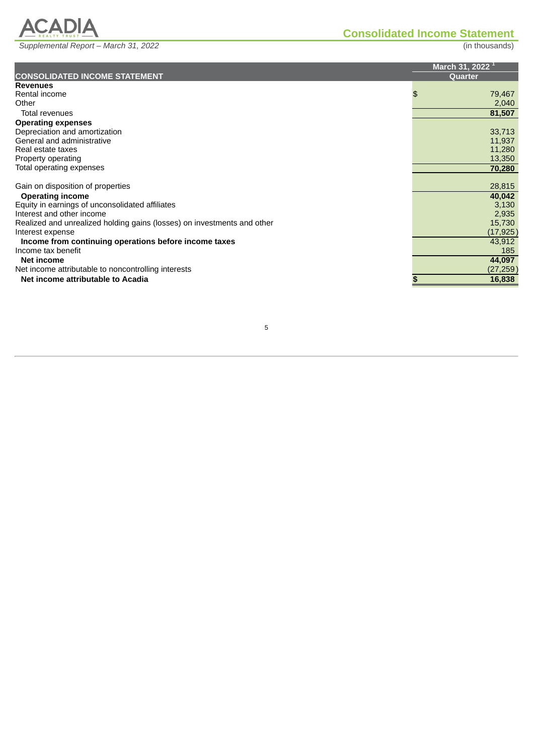# Consolidated Income Statement

*Supplemental Report – March 31, 2022*

(in thousands)

| CONSOLIDATED INCOME STATEMENT | March 31, 2022 [1] Quarter |
|---|---|
| **Revenues** | |
| Rental income | $ 79,467 |
| Other | 2,040 |
| Total revenues | **81,507** |
| **Operating expenses** | |
| Depreciation and amortization | 33,713 |
| General and administrative | 11,937 |
| Real estate taxes | 11,280 |
| Property operating | 13,350 |
| Total operating expenses | **70,280** |
| | |
| Gain on disposition of properties | 28,815 |
| **Operating income** | **40,042** |
| Equity in earnings of unconsolidated affiliates | 3,130 |
| Interest and other income | 2,935 |
| Realized and unrealized holding gains (losses) on investments and other | 15,730 |
| Interest expense | (17,925) |
| **Income from continuing operations before income taxes** | 43,912 |
| Income tax benefit | 185 |
| **Net income** | **44,097** |
| Net income attributable to noncontrolling interests | (27,259) |
| **Net income attributable to Acadia** | **$ 16,838** |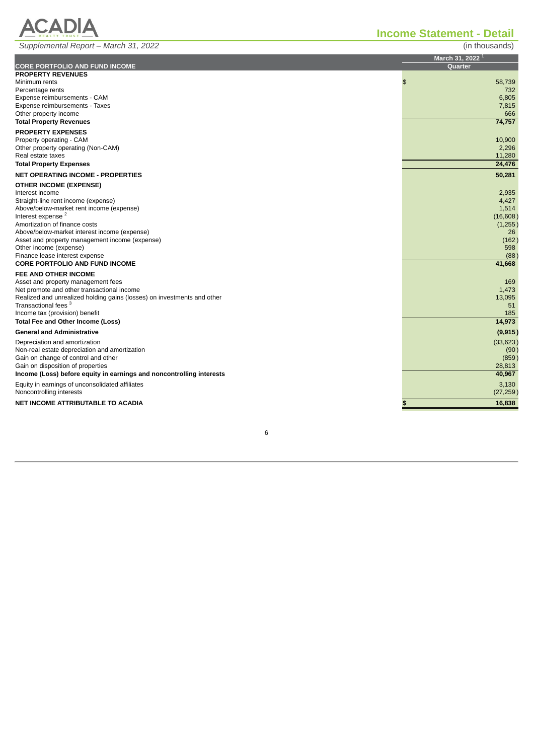# ACADIA REALTY TRUST

## Income Statement - Detail

*Supplemental Report – March 31, 2022*

(in thousands)

| CORE PORTFOLIO AND FUND INCOME | March 31, 2022 [1] Quarter |
|---|---|
| **PROPERTY REVENUES** | |
| Minimum rents | $ 58,739 |
| Percentage rents | 732 |
| Expense reimbursements - CAM | 6,805 |
| Expense reimbursements - Taxes | 7,815 |
| Other property income | 666 |
| **Total Property Revenues** | **74,757** |
| **PROPERTY EXPENSES** | |
| Property operating - CAM | 10,900 |
| Other property operating (Non-CAM) | 2,296 |
| Real estate taxes | 11,280 |
| **Total Property Expenses** | **24,476** |
| **NET OPERATING INCOME - PROPERTIES** | **50,281** |
| **OTHER INCOME (EXPENSE)** | |
| Interest income | 2,935 |
| Straight-line rent income (expense) | 4,427 |
| Above/below-market rent income (expense) | 1,514 |
| Interest expense [2] | (16,608) |
| Amortization of finance costs | (1,255) |
| Above/below-market interest income (expense) | 26 |
| Asset and property management income (expense) | (162) |
| Other income (expense) | 598 |
| Finance lease interest expense | (88) |
| **CORE PORTFOLIO AND FUND INCOME** | **41,668** |
| **FEE AND OTHER INCOME** | |
| Asset and property management fees | 169 |
| Net promote and other transactional income | 1,473 |
| Realized and unrealized holding gains (losses) on investments and other | 13,095 |
| Transactional fees [3] | 51 |
| Income tax (provision) benefit | 185 |
| **Total Fee and Other Income (Loss)** | **14,973** |
| **General and Administrative** | **(9,915)** |
| Depreciation and amortization | (33,623) |
| Non-real estate depreciation and amortization | (90) |
| Gain on change of control and other | (859) |
| Gain on disposition of properties | 28,813 |
| **Income (Loss) before equity in earnings and noncontrolling interests** | **40,967** |
| Equity in earnings of unconsolidated affiliates | 3,130 |
| Noncontrolling interests | (27,259) |
| **NET INCOME ATTRIBUTABLE TO ACADIA** | **$ 16,838** |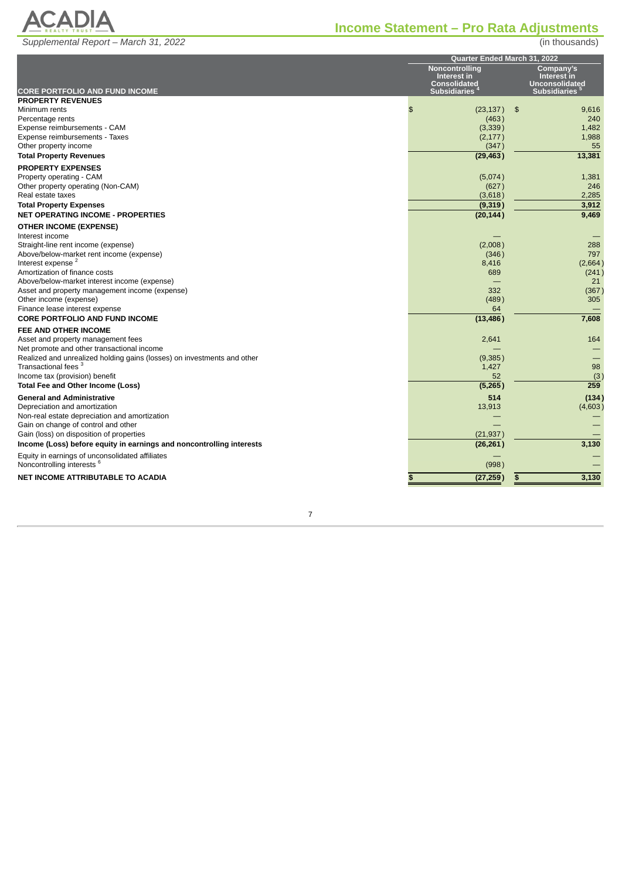# Income Statement – Pro Rata Adjustments

*Supplemental Report – March 31, 2022*

(in thousands)

| | Quarter Ended March 31, 2022 | |
|---|---|---|
| **CORE PORTFOLIO AND FUND INCOME** | **Noncontrolling Interest in Consolidated Subsidiaries** [4] | **Company's Interest in Unconsolidated Subsidiaries** [5] |
| **PROPERTY REVENUES** | | |
| Minimum rents | $ (23,137) | $ 9,616 |
| Percentage rents | (463) | 240 |
| Expense reimbursements - CAM | (3,339) | 1,482 |
| Expense reimbursements - Taxes | (2,177) | 1,988 |
| Other property income | (347) | 55 |
| **Total Property Revenues** | **(29,463)** | **13,381** |
| **PROPERTY EXPENSES** | | |
| Property operating - CAM | (5,074) | 1,381 |
| Other property operating (Non-CAM) | (627) | 246 |
| Real estate taxes | (3,618) | 2,285 |
| **Total Property Expenses** | **(9,319)** | **3,912** |
| **NET OPERATING INCOME - PROPERTIES** | **(20,144)** | **9,469** |
| **OTHER INCOME (EXPENSE)** | | |
| Interest income | — | — |
| Straight-line rent income (expense) | (2,008) | 288 |
| Above/below-market rent income (expense) | (346) | 797 |
| Interest expense [2] | 8,416 | (2,664) |
| Amortization of finance costs | 689 | (241) |
| Above/below-market interest income (expense) | — | 21 |
| Asset and property management income (expense) | 332 | (367) |
| Other income (expense) | (489) | 305 |
| Finance lease interest expense | 64 | — |
| **CORE PORTFOLIO AND FUND INCOME** | **(13,486)** | **7,608** |
| **FEE AND OTHER INCOME** | | |
| Asset and property management fees | 2,641 | 164 |
| Net promote and other transactional income | — | — |
| Realized and unrealized holding gains (losses) on investments and other | (9,385) | — |
| Transactional fees [3] | 1,427 | 98 |
| Income tax (provision) benefit | 52 | (3) |
| **Total Fee and Other Income (Loss)** | **(5,265)** | **259** |
| **General and Administrative** | **514** | **(134)** |
| Depreciation and amortization | 13,913 | (4,603) |
| Non-real estate depreciation and amortization | — | — |
| Gain on change of control and other | — | — |
| Gain (loss) on disposition of properties | (21,937) | — |
| **Income (Loss) before equity in earnings and noncontrolling interests** | **(26,261)** | **3,130** |
| Equity in earnings of unconsolidated affiliates | — | — |
| Noncontrolling interests [6] | (998) | — |
| **NET INCOME ATTRIBUTABLE TO ACADIA** | **$ (27,259)** | **$ 3,130** |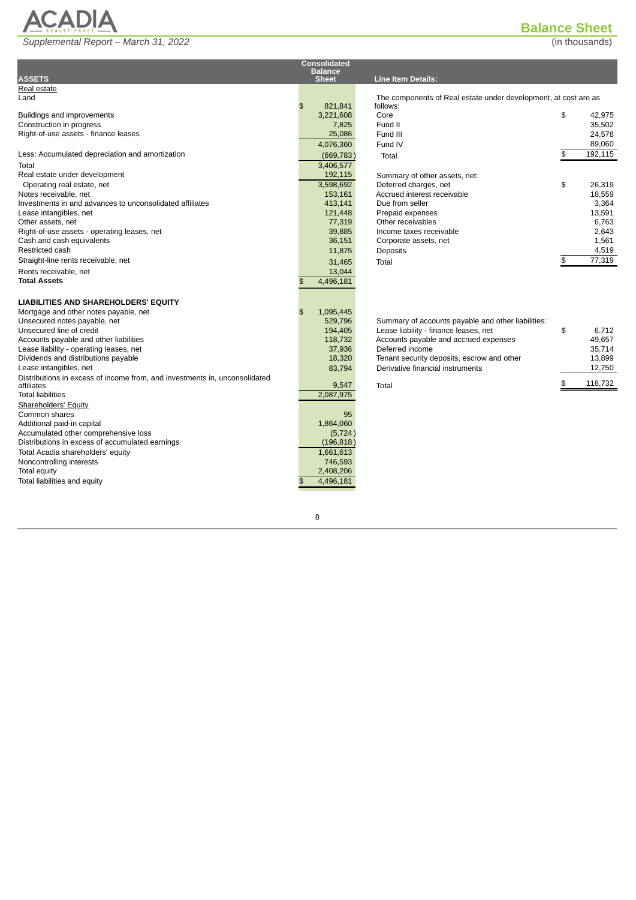# Balance Sheet

*Supplemental Report – March 31, 2022*

(in thousands)

| ASSETS | Consolidated Balance Sheet |
|---|---|
| Real estate | |
| Land | $ 821,841 |
| Buildings and improvements | 3,221,608 |
| Construction in progress | 7,825 |
| Right-of-use assets - finance leases | 25,086 |
| | 4,076,360 |
| Less: Accumulated depreciation and amortization | (669,783) |
| Total | 3,406,577 |
| Real estate under development | 192,115 |
| Operating real estate, net | 3,598,692 |
| Notes receivable, net | 153,161 |
| Investments in and advances to unconsolidated affiliates | 413,141 |
| Lease intangibles, net | 121,448 |
| Other assets, net | 77,319 |
| Right-of-use assets - operating leases, net | 39,885 |
| Cash and cash equivalents | 36,151 |
| Restricted cash | 11,875 |
| Straight-line rents receivable, net | 31,465 |
| Rents receivable, net | 13,044 |
| **Total Assets** | $ 4,496,181 |
| | |
| **LIABILITIES AND SHAREHOLDERS' EQUITY** | |
| Mortgage and other notes payable, net | $ 1,095,445 |
| Unsecured notes payable, net | 529,796 |
| Unsecured line of credit | 194,405 |
| Accounts payable and other liabilities | 118,732 |
| Lease liability - operating leases, net | 37,936 |
| Dividends and distributions payable | 18,320 |
| Lease intangibles, net | 83,794 |
| Distributions in excess of income from, and investments in, unconsolidated affiliates | 9,547 |
| Total liabilities | 2,087,975 |
| Shareholders' Equity | |
| Common shares | 95 |
| Additional paid-in capital | 1,864,060 |
| Accumulated other comprehensive loss | (5,724) |
| Distributions in excess of accumulated earnings | (196,818) |
| Total Acadia shareholders' equity | 1,661,613 |
| Noncontrolling interests | 746,593 |
| Total equity | 2,408,206 |
| Total liabilities and equity | $ 4,496,181 |

**Line Item Details:**

The components of Real estate under development, at cost are as follows:

| | |
|---|---|
| Core | $ 42,975 |
| Fund II | 35,502 |
| Fund III | 24,578 |
| Fund IV | 89,060 |
| Total | $ 192,115 |

Summary of other assets, net:

| | |
|---|---|
| Deferred charges, net | $ 26,319 |
| Accrued interest receivable | 18,559 |
| Due from seller | 3,364 |
| Prepaid expenses | 13,591 |
| Other receivables | 6,763 |
| Income taxes receivable | 2,643 |
| Corporate assets, net | 1,561 |
| Deposits | 4,519 |
| Total | $ 77,319 |

Summary of accounts payable and other liabilities:

| | |
|---|---|
| Lease liability - finance leases, net | $ 6,712 |
| Accounts payable and accrued expenses | 49,657 |
| Deferred income | 35,714 |
| Tenant security deposits, escrow and other | 13,899 |
| Derivative financial instruments | 12,750 |
| Total | $ 118,732 |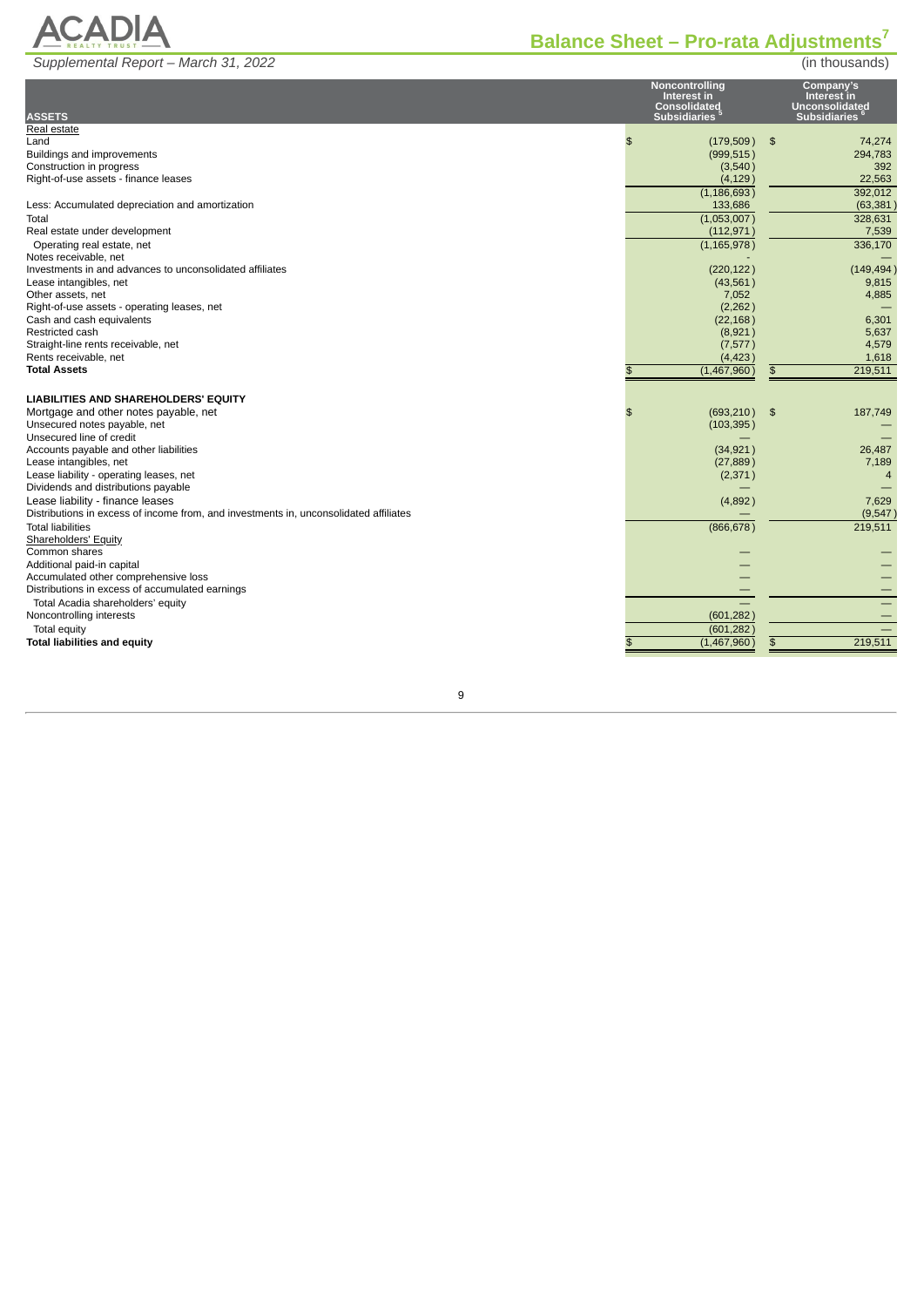# Balance Sheet – Pro-rata Adjustments[7]

*Supplemental Report – March 31, 2022*

(in thousands)

| ASSETS | Noncontrolling Interest in Consolidated Subsidiaries [5] | Company's Interest in Unconsolidated Subsidiaries [6] |
|---|---|---|
| Real estate | | |
| Land | $ (179,509) | $ 74,274 |
| Buildings and improvements | (999,515) | 294,783 |
| Construction in progress | (3,540) | 392 |
| Right-of-use assets - finance leases | (4,129) | 22,563 |
| | (1,186,693) | 392,012 |
| Less: Accumulated depreciation and amortization | 133,686 | (63,381) |
| Total | (1,053,007) | 328,631 |
| Real estate under development | (112,971) | 7,539 |
| Operating real estate, net | (1,165,978) | 336,170 |
| Notes receivable, net | - | — |
| Investments in and advances to unconsolidated affiliates | (220,122) | (149,494) |
| Lease intangibles, net | (43,561) | 9,815 |
| Other assets, net | 7,052 | 4,885 |
| Right-of-use assets - operating leases, net | (2,262) | — |
| Cash and cash equivalents | (22,168) | 6,301 |
| Restricted cash | (8,921) | 5,637 |
| Straight-line rents receivable, net | (7,577) | 4,579 |
| Rents receivable, net | (4,423) | 1,618 |
| **Total Assets** | $ (1,467,960) | $ 219,511 |
| | | |
| **LIABILITIES AND SHAREHOLDERS' EQUITY** | | |
| Mortgage and other notes payable, net | $ (693,210) | $ 187,749 |
| Unsecured notes payable, net | (103,395) | — |
| Unsecured line of credit | — | — |
| Accounts payable and other liabilities | (34,921) | 26,487 |
| Lease intangibles, net | (27,889) | 7,189 |
| Lease liability - operating leases, net | (2,371) | 4 |
| Dividends and distributions payable | — | — |
| Lease liability - finance leases | (4,892) | 7,629 |
| Distributions in excess of income from, and investments in, unconsolidated affiliates | — | (9,547) |
| Total liabilities | (866,678) | 219,511 |
| Shareholders' Equity | | |
| Common shares | — | — |
| Additional paid-in capital | — | — |
| Accumulated other comprehensive loss | — | — |
| Distributions in excess of accumulated earnings | — | — |
| Total Acadia shareholders' equity | — | — |
| Noncontrolling interests | (601,282) | — |
| Total equity | (601,282) | — |
| **Total liabilities and equity** | $ (1,467,960) | $ 219,511 |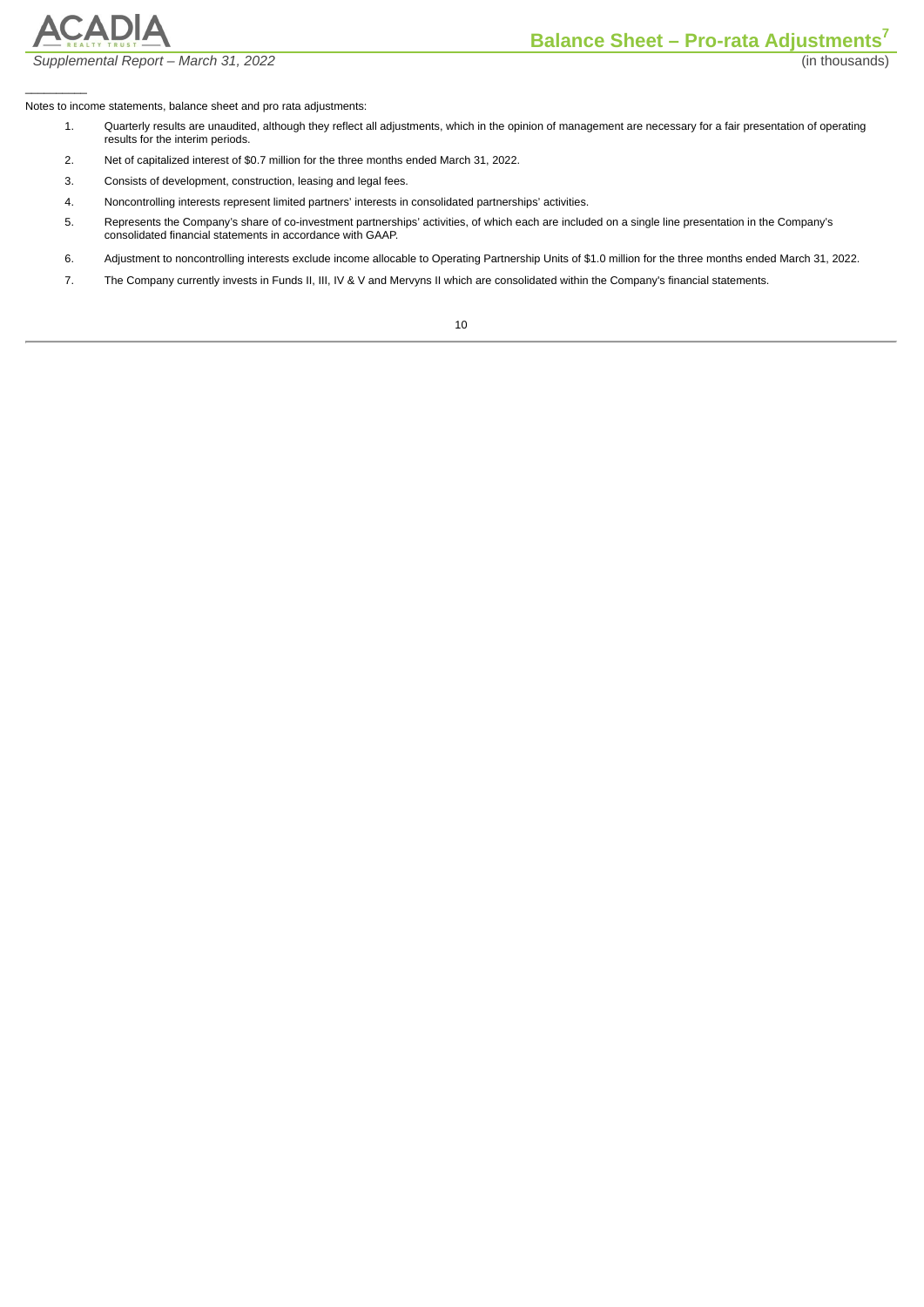## Balance Sheet – Pro-rata Adjustments[7]

(in thousands)

Notes to income statements, balance sheet and pro rata adjustments:

1. Quarterly results are unaudited, although they reflect all adjustments, which in the opinion of management are necessary for a fair presentation of operating results for the interim periods.
2. Net of capitalized interest of $0.7 million for the three months ended March 31, 2022.
3. Consists of development, construction, leasing and legal fees.
4. Noncontrolling interests represent limited partners' interests in consolidated partnerships' activities.
5. Represents the Company's share of co-investment partnerships' activities, of which each are included on a single line presentation in the Company's consolidated financial statements in accordance with GAAP.
6. Adjustment to noncontrolling interests exclude income allocable to Operating Partnership Units of $1.0 million for the three months ended March 31, 2022.
7. The Company currently invests in Funds II, III, IV & V and Mervyns II which are consolidated within the Company's financial statements.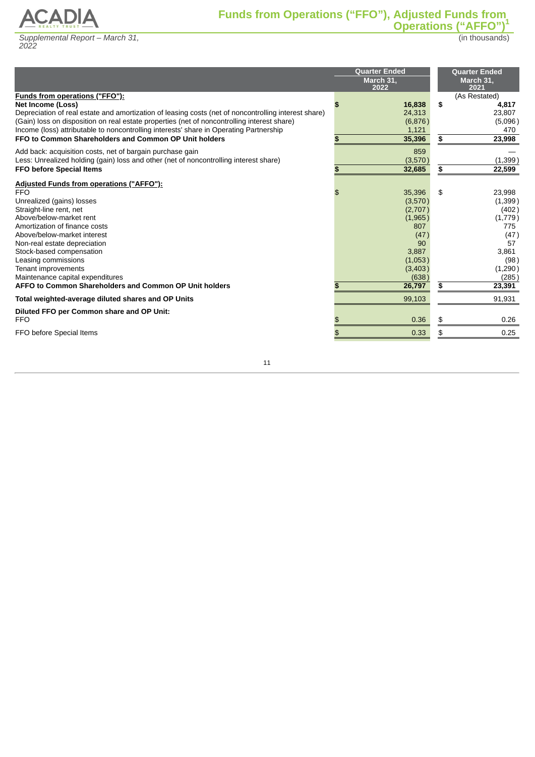## Funds from Operations ("FFO"), Adjusted Funds from Operations ("AFFO")[1]

*Supplemental Report – March 31, 2022*

(in thousands)

| | Quarter Ended March 31, 2022 | Quarter Ended March 31, 2021 |
|---|---|---|
| **Funds from operations ("FFO"):** | | (As Restated) |
| **Net Income (Loss)** | **$ 16,838** | **$ 4,817** |
| Depreciation of real estate and amortization of leasing costs (net of noncontrolling interest share) | 24,313 | 23,807 |
| (Gain) loss on disposition on real estate properties (net of noncontrolling interest share) | (6,876) | (5,096) |
| Income (loss) attributable to noncontrolling interests' share in Operating Partnership | 1,121 | 470 |
| **FFO to Common Shareholders and Common OP Unit holders** | **$ 35,396** | **$ 23,998** |
| Add back: acquisition costs, net of bargain purchase gain | 859 | — |
| Less: Unrealized holding (gain) loss and other (net of noncontrolling interest share) | (3,570) | (1,399) |
| **FFO before Special Items** | **$ 32,685** | **$ 22,599** |
| **Adjusted Funds from operations ("AFFO"):** | | |
| FFO | $ 35,396 | $ 23,998 |
| Unrealized (gains) losses | (3,570) | (1,399) |
| Straight-line rent, net | (2,707) | (402) |
| Above/below-market rent | (1,965) | (1,779) |
| Amortization of finance costs | 807 | 775 |
| Above/below-market interest | (47) | (47) |
| Non-real estate depreciation | 90 | 57 |
| Stock-based compensation | 3,887 | 3,861 |
| Leasing commissions | (1,053) | (98) |
| Tenant improvements | (3,403) | (1,290) |
| Maintenance capital expenditures | (638) | (285) |
| **AFFO to Common Shareholders and Common OP Unit holders** | **$ 26,797** | **$ 23,391** |
| **Total weighted-average diluted shares and OP Units** | 99,103 | 91,931 |
| **Diluted FFO per Common share and OP Unit:** | | |
| FFO | $ 0.36 | $ 0.26 |
| FFO before Special Items | $ 0.33 | $ 0.25 |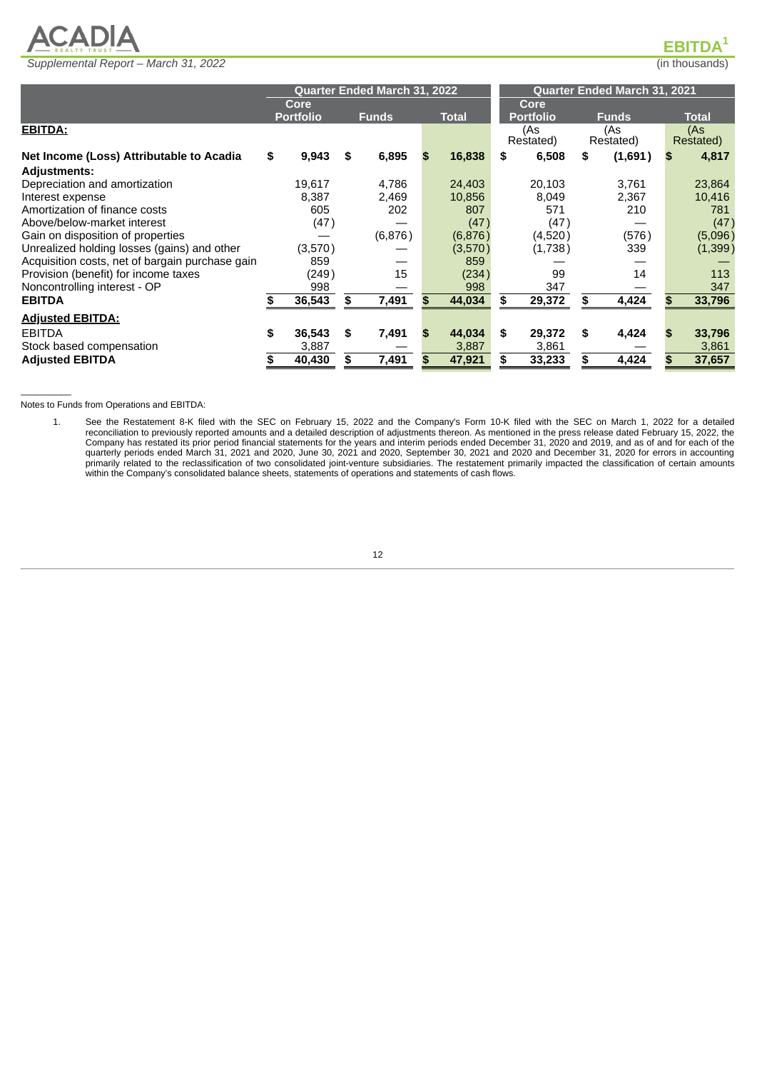# EBITDA[1]

(in thousands)

| | Quarter Ended March 31, 2022 | | | Quarter Ended March 31, 2021 | | |
|---|---|---|---|---|---|---|
| | Core Portfolio | Funds | Total | Core Portfolio | Funds | Total |
| **EBITDA:** | | | | (As Restated) | (As Restated) | (As Restated) |
| **Net Income (Loss) Attributable to Acadia** | **$ 9,943** | **$ 6,895** | **$ 16,838** | **$ 6,508** | **$ (1,691)** | **$ 4,817** |
| **Adjustments:** | | | | | | |
| Depreciation and amortization | 19,617 | 4,786 | 24,403 | 20,103 | 3,761 | 23,864 |
| Interest expense | 8,387 | 2,469 | 10,856 | 8,049 | 2,367 | 10,416 |
| Amortization of finance costs | 605 | 202 | 807 | 571 | 210 | 781 |
| Above/below-market interest | (47) | — | (47) | (47) | — | (47) |
| Gain on disposition of properties | — | (6,876) | (6,876) | (4,520) | (576) | (5,096) |
| Unrealized holding losses (gains) and other | (3,570) | — | (3,570) | (1,738) | 339 | (1,399) |
| Acquisition costs, net of bargain purchase gain | 859 | — | 859 | — | — | — |
| Provision (benefit) for income taxes | (249) | 15 | (234) | 99 | 14 | 113 |
| Noncontrolling interest - OP | 998 | — | 998 | 347 | — | 347 |
| **EBITDA** | **$ 36,543** | **$ 7,491** | **$ 44,034** | **$ 29,372** | **$ 4,424** | **$ 33,796** |
| **Adjusted EBITDA:** | | | | | | |
| EBITDA | **$ 36,543** | **$ 7,491** | **$ 44,034** | **$ 29,372** | **$ 4,424** | **$ 33,796** |
| Stock based compensation | 3,887 | — | 3,887 | 3,861 | — | 3,861 |
| **Adjusted EBITDA** | **$ 40,430** | **$ 7,491** | **$ 47,921** | **$ 33,233** | **$ 4,424** | **$ 37,657** |

Notes to Funds from Operations and EBITDA:

1. See the Restatement 8-K filed with the SEC on February 15, 2022 and the Company's Form 10-K filed with the SEC on March 1, 2022 for a detailed reconciliation to previously reported amounts and a detailed description of adjustments thereon. As mentioned in the press release dated February 15, 2022, the Company has restated its prior period financial statements for the years and interim periods ended December 31, 2020 and 2019, and as of and for each of the quarterly periods ended March 31, 2021 and 2020, June 30, 2021 and 2020, September 30, 2021 and 2020 and December 31, 2020 for errors in accounting primarily related to the reclassification of two consolidated joint-venture subsidiaries. The restatement primarily impacted the classification of certain amounts within the Company's consolidated balance sheets, statements of operations and statements of cash flows.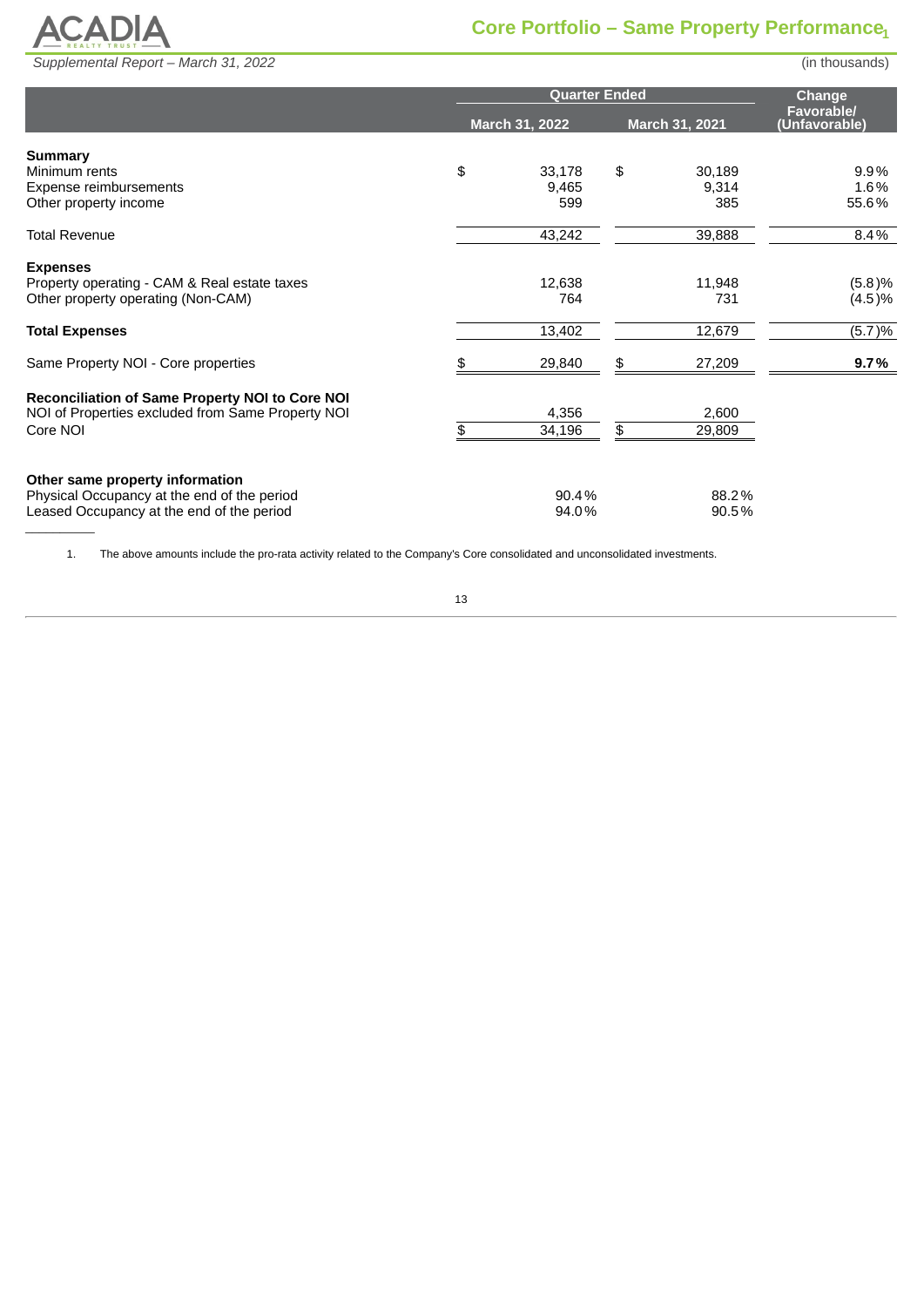# Core Portfolio – Same Property Performance[1]

*Supplemental Report – March 31, 2022*

(in thousands)

| | Quarter Ended | | Change |
|---|---|---|---|
| | March 31, 2022 | March 31, 2021 | Favorable/ (Unfavorable) |
| **Summary** | | | |
| Minimum rents | $ 33,178 | $ 30,189 | 9.9% |
| Expense reimbursements | 9,465 | 9,314 | 1.6% |
| Other property income | 599 | 385 | 55.6% |
| Total Revenue | 43,242 | 39,888 | 8.4% |
| **Expenses** | | | |
| Property operating - CAM & Real estate taxes | 12,638 | 11,948 | (5.8)% |
| Other property operating (Non-CAM) | 764 | 731 | (4.5)% |
| **Total Expenses** | 13,402 | 12,679 | (5.7)% |
| Same Property NOI - Core properties | $ 29,840 | $ 27,209 | **9.7%** |
| **Reconciliation of Same Property NOI to Core NOI** | | | |
| NOI of Properties excluded from Same Property NOI | 4,356 | 2,600 | |
| Core NOI | $ 34,196 | $ 29,809 | |
| **Other same property information** | | | |
| Physical Occupancy at the end of the period | 90.4% | 88.2% | |
| Leased Occupancy at the end of the period | 94.0% | 90.5% | |

1. The above amounts include the pro-rata activity related to the Company's Core consolidated and unconsolidated investments.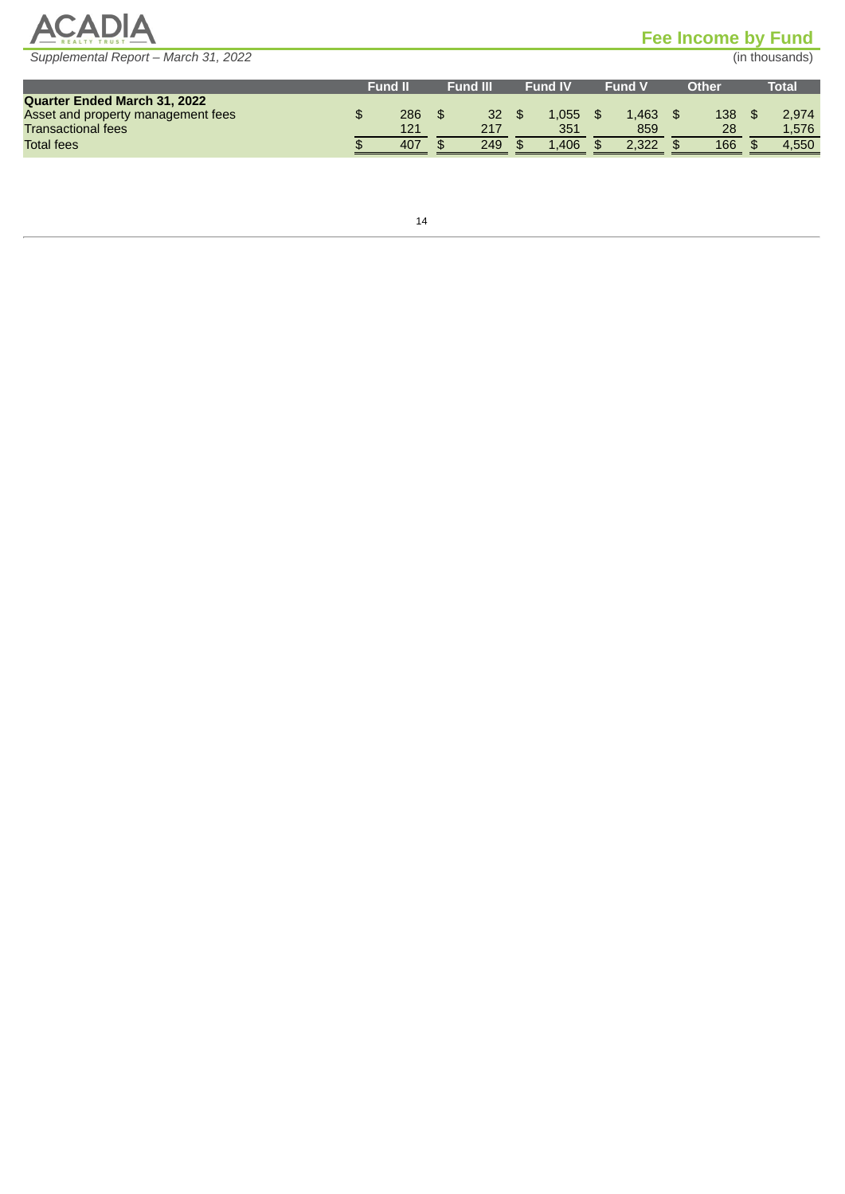# Fee Income by Fund

(in thousands)

| | Fund II | Fund III | Fund IV | Fund V | Other | Total |
|---|---|---|---|---|---|---|
| **Quarter Ended March 31, 2022** | | | | | | |
| Asset and property management fees | $ 286 | $ 32 | $ 1,055 | $ 1,463 | $ 138 | $ 2,974 |
| Transactional fees | 121 | 217 | 351 | 859 | 28 | 1,576 |
| Total fees | $ 407 | $ 249 | $ 1,406 | $ 2,322 | $ 166 | $ 4,550 |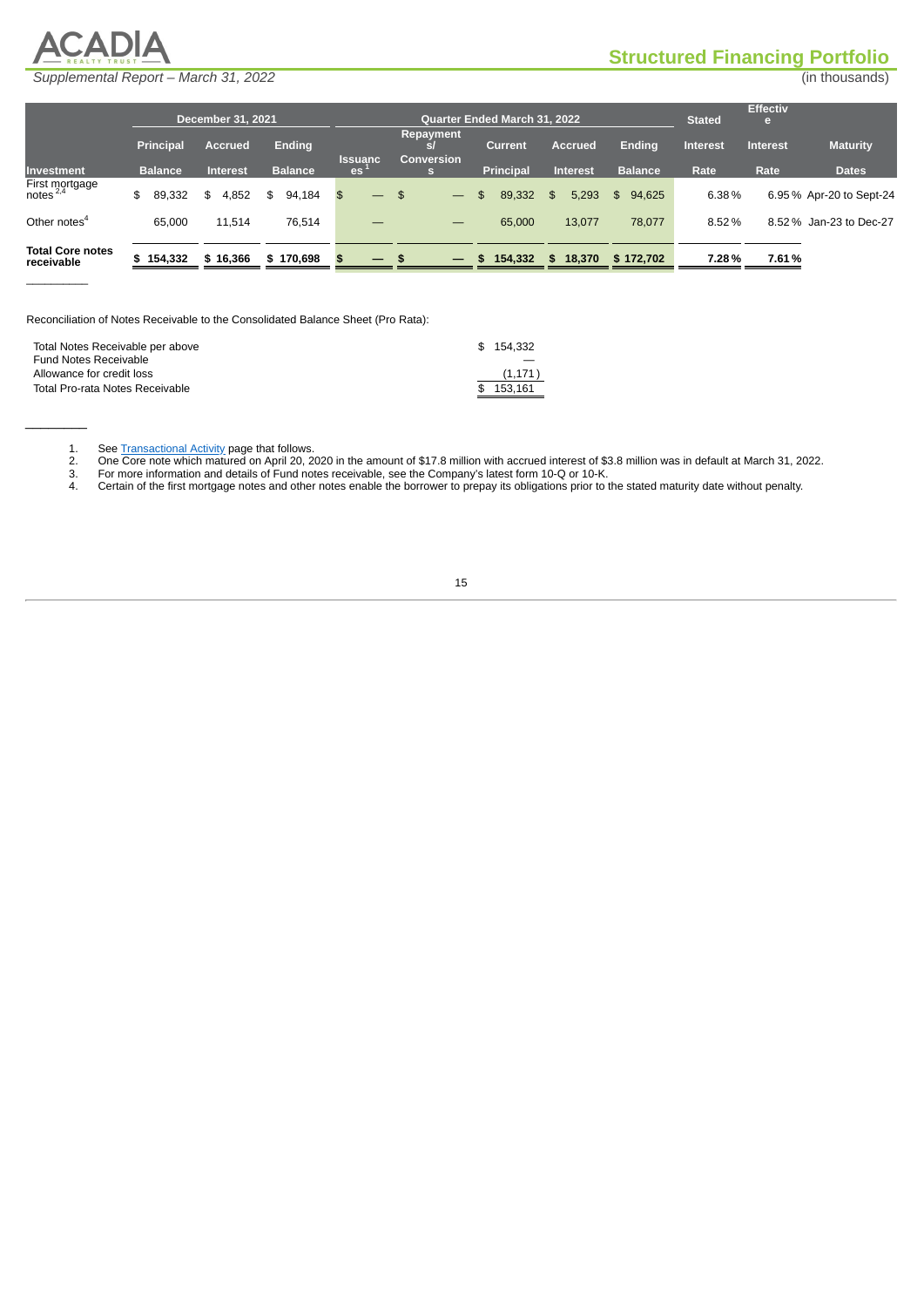## Structured Financing Portfolio

*Supplemental Report – March 31, 2022*

(in thousands)

| | December 31, 2021 | | | Quarter Ended March 31, 2022 | | | | | | | | |
|---|---|---|---|---|---|---|---|---|---|---|---|---|
| Investment | Principal Balance | Accrued Interest | Ending Balance | Issuances [1] | Repayments/ Conversions | Current Principal | Accrued Interest | Ending Balance | Stated Interest Rate | Effective Interest Rate | Maturity Dates |
| First mortgage notes [2,4] | $ 89,332 | $ 4,852 | $ 94,184 | $ — | $ — | $ 89,332 | $ 5,293 | $ 94,625 | 6.38 % | 6.95 % | Apr-20 to Sept-24 |
| Other notes [4] | 65,000 | 11,514 | 76,514 | — | — | 65,000 | 13,077 | 78,077 | 8.52 % | 8.52 % | Jan-23 to Dec-27 |
| **Total Core notes receivable** | **$ 154,332** | **$ 16,366** | **$ 170,698** | **$ —** | **$ —** | **$ 154,332** | **$ 18,370** | **$ 172,702** | **7.28 %** | **7.61 %** | |

Reconciliation of Notes Receivable to the Consolidated Balance Sheet (Pro Rata):

| | |
|---|---|
| Total Notes Receivable per above | $ 154,332 |
| Fund Notes Receivable | — |
| Allowance for credit loss | (1,171) |
| Total Pro-rata Notes Receivable | $ 153,161 |

1. See Transactional Activity page that follows.
2. One Core note which matured on April 20, 2020 in the amount of $17.8 million with accrued interest of $3.8 million was in default at March 31, 2022.
3. For more information and details of Fund notes receivable, see the Company's latest form 10-Q or 10-K.
4. Certain of the first mortgage notes and other notes enable the borrower to prepay its obligations prior to the stated maturity date without penalty.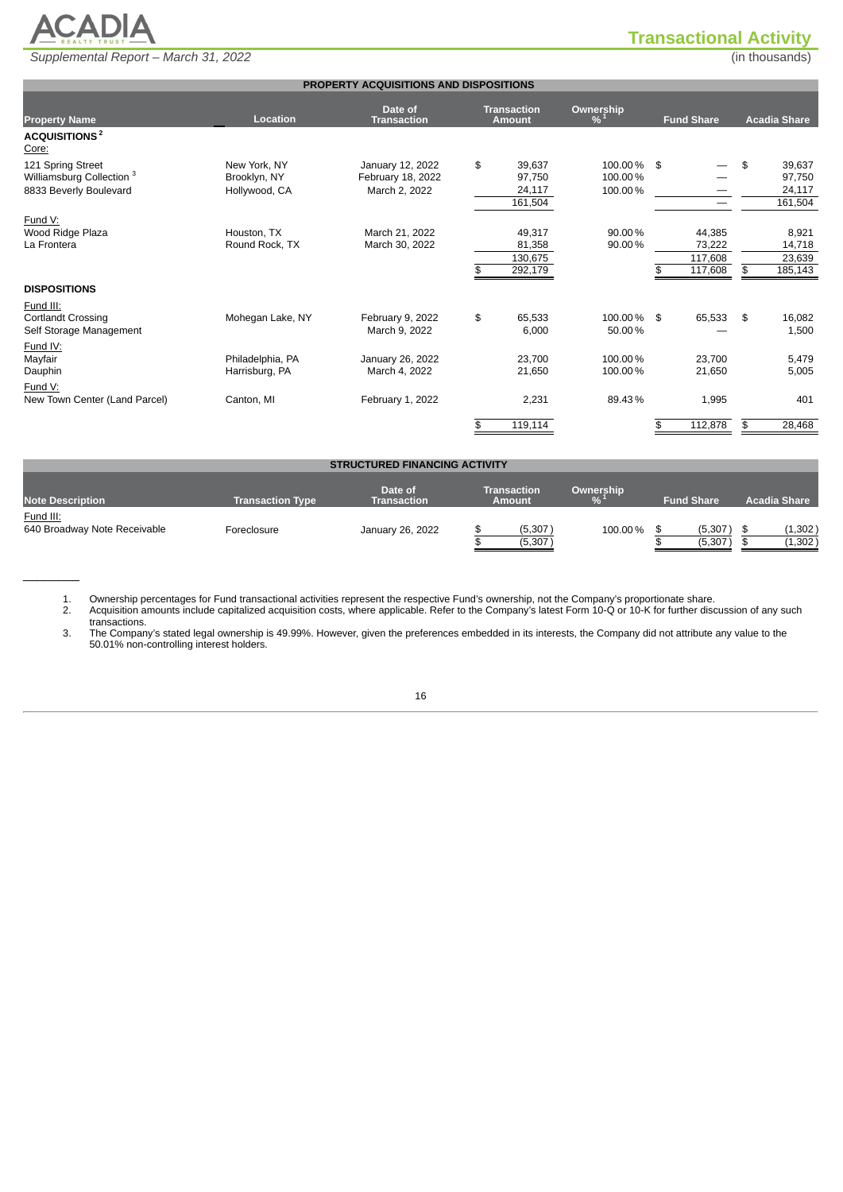# Transactional Activity

*Supplemental Report – March 31, 2022*

(in thousands)

## PROPERTY ACQUISITIONS AND DISPOSITIONS

| Property Name | Location | Date of Transaction | Transaction Amount | Ownership %[1] | Fund Share | Acadia Share |
|---|---|---|---|---|---|---|
| **ACQUISITIONS[2]** | | | | | | |
| Core: | | | | | | |
| 121 Spring Street | New York, NY | January 12, 2022 | $ 39,637 | 100.00 % | $ — | $ 39,637 |
| Williamsburg Collection[3] | Brooklyn, NY | February 18, 2022 | 97,750 | 100.00 % | — | 97,750 |
| 8833 Beverly Boulevard | Hollywood, CA | March 2, 2022 | 24,117 | 100.00 % | — | 24,117 |
| | | | 161,504 | | — | 161,504 |
| Fund V: | | | | | | |
| Wood Ridge Plaza | Houston, TX | March 21, 2022 | 49,317 | 90.00 % | 44,385 | 8,921 |
| La Frontera | Round Rock, TX | March 30, 2022 | 81,358 | 90.00 % | 73,222 | 14,718 |
| | | | 130,675 | | 117,608 | 23,639 |
| | | | $ 292,179 | | $ 117,608 | $ 185,143 |
| **DISPOSITIONS** | | | | | | |
| Fund III: | | | | | | |
| Cortlandt Crossing | Mohegan Lake, NY | February 9, 2022 | $ 65,533 | 100.00 % | $ 65,533 | $ 16,082 |
| Self Storage Management | | March 9, 2022 | 6,000 | 50.00 % | — | 1,500 |
| Fund IV: | | | | | | |
| Mayfair | Philadelphia, PA | January 26, 2022 | 23,700 | 100.00 % | 23,700 | 5,479 |
| Dauphin | Harrisburg, PA | March 4, 2022 | 21,650 | 100.00 % | 21,650 | 5,005 |
| Fund V: | | | | | | |
| New Town Center (Land Parcel) | Canton, MI | February 1, 2022 | 2,231 | 89.43 % | 1,995 | 401 |
| | | | $ 119,114 | | $ 112,878 | $ 28,468 |

## STRUCTURED FINANCING ACTIVITY

| Note Description | Transaction Type | Date of Transaction | Transaction Amount | Ownership %[1] | Fund Share | Acadia Share |
|---|---|---|---|---|---|---|
| Fund III: | | | | | | |
| 640 Broadway Note Receivable | Foreclosure | January 26, 2022 | $ (5,307) | 100.00 % | $ (5,307) | $ (1,302) |
| | | | $ (5,307) | | $ (5,307) | $ (1,302) |

1. Ownership percentages for Fund transactional activities represent the respective Fund's ownership, not the Company's proportionate share.
2. Acquisition amounts include capitalized acquisition costs, where applicable. Refer to the Company's latest Form 10-Q or 10-K for further discussion of any such transactions.
3. The Company's stated legal ownership is 49.99%. However, given the preferences embedded in its interests, the Company did not attribute any value to the 50.01% non-controlling interest holders.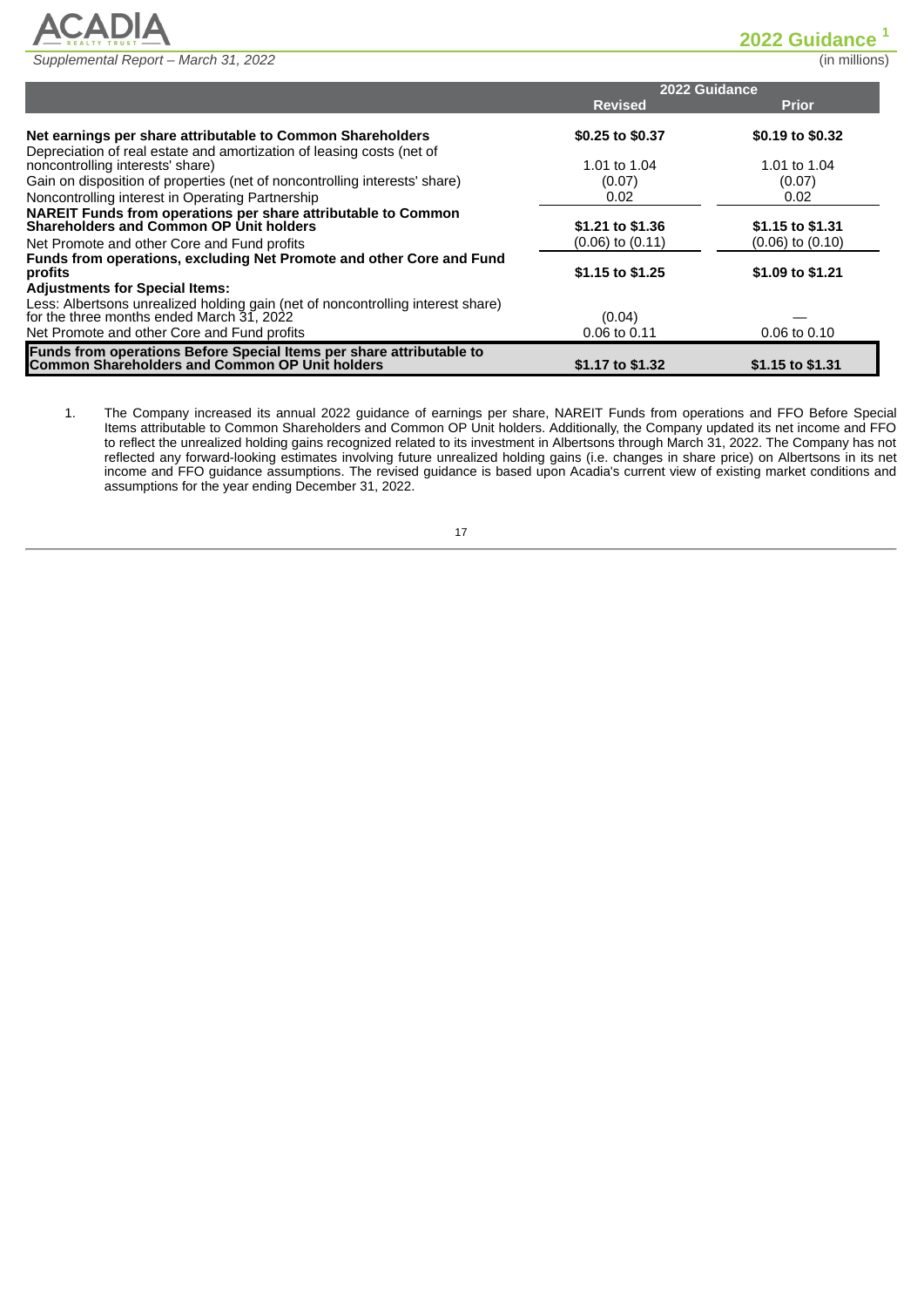## 2022 Guidance [1]

(in millions)

| | 2022 Guidance | |
|---|---|---|
| | **Revised** | **Prior** |
| **Net earnings per share attributable to Common Shareholders** | **$0.25 to $0.37** | **$0.19 to $0.32** |
| Depreciation of real estate and amortization of leasing costs (net of noncontrolling interests' share) | 1.01 to 1.04 | 1.01 to 1.04 |
| Gain on disposition of properties (net of noncontrolling interests' share) | (0.07) | (0.07) |
| Noncontrolling interest in Operating Partnership | 0.02 | 0.02 |
| **NAREIT Funds from operations per share attributable to Common Shareholders and Common OP Unit holders** | **$1.21 to $1.36** | **$1.15 to $1.31** |
| Net Promote and other Core and Fund profits | (0.06) to (0.11) | (0.06) to (0.10) |
| **Funds from operations, excluding Net Promote and other Core and Fund profits** | **$1.15 to $1.25** | **$1.09 to $1.21** |
| **Adjustments for Special Items:** | | |
| Less: Albertsons unrealized holding gain (net of noncontrolling interest share) for the three months ended March 31, 2022 | (0.04) | — |
| Net Promote and other Core and Fund profits | 0.06 to 0.11 | 0.06 to 0.10 |
| **Funds from operations Before Special Items per share attributable to Common Shareholders and Common OP Unit holders** | **$1.17 to $1.32** | **$1.15 to $1.31** |

1. The Company increased its annual 2022 guidance of earnings per share, NAREIT Funds from operations and FFO Before Special Items attributable to Common Shareholders and Common OP Unit holders. Additionally, the Company updated its net income and FFO to reflect the unrealized holding gains recognized related to its investment in Albertsons through March 31, 2022. The Company has not reflected any forward-looking estimates involving future unrealized holding gains (i.e. changes in share price) on Albertsons in its net income and FFO guidance assumptions. The revised guidance is based upon Acadia's current view of existing market conditions and assumptions for the year ending December 31, 2022.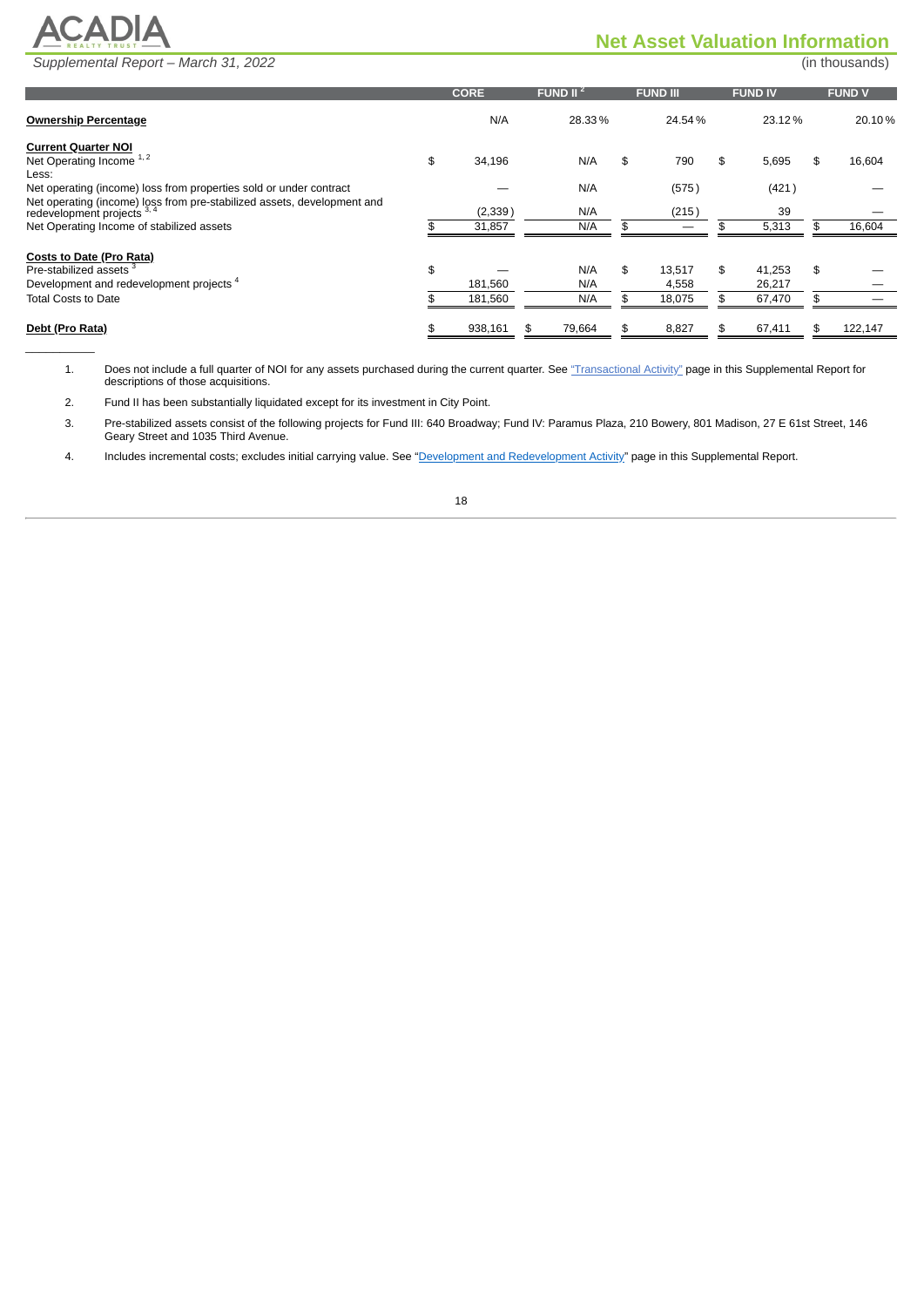# Net Asset Valuation Information

*Supplemental Report – March 31, 2022*

(in thousands)

| | CORE | FUND II[2] | FUND III | FUND IV | FUND V |
|---|---|---|---|---|---|
| **Ownership Percentage** | N/A | 28.33 % | 24.54 % | 23.12 % | 20.10 % |
| **Current Quarter NOI** | | | | | |
| Net Operating Income[1, 2] | $ 34,196 | N/A | $ 790 | $ 5,695 | $ 16,604 |
| Less: | | | | | |
| Net operating (income) loss from properties sold or under contract | — | N/A | (575) | (421) | — |
| Net operating (income) loss from pre-stabilized assets, development and redevelopment projects[3, 4] | (2,339) | N/A | (215) | 39 | — |
| Net Operating Income of stabilized assets | $ 31,857 | N/A | $ — | $ 5,313 | $ 16,604 |
| **Costs to Date (Pro Rata)** | | | | | |
| Pre-stabilized assets[3] | $ — | N/A | $ 13,517 | $ 41,253 | $ — |
| Development and redevelopment projects[4] | 181,560 | N/A | 4,558 | 26,217 | — |
| Total Costs to Date | $ 181,560 | N/A | $ 18,075 | $ 67,470 | $ — |
| **Debt (Pro Rata)** | $ 938,161 | $ 79,664 | $ 8,827 | $ 67,411 | $ 122,147 |

1. Does not include a full quarter of NOI for any assets purchased during the current quarter. See "Transactional Activity" page in this Supplemental Report for descriptions of those acquisitions.

2. Fund II has been substantially liquidated except for its investment in City Point.

3. Pre-stabilized assets consist of the following projects for Fund III: 640 Broadway; Fund IV: Paramus Plaza, 210 Bowery, 801 Madison, 27 E 61st Street, 146 Geary Street and 1035 Third Avenue.

4. Includes incremental costs; excludes initial carrying value. See "Development and Redevelopment Activity" page in this Supplemental Report.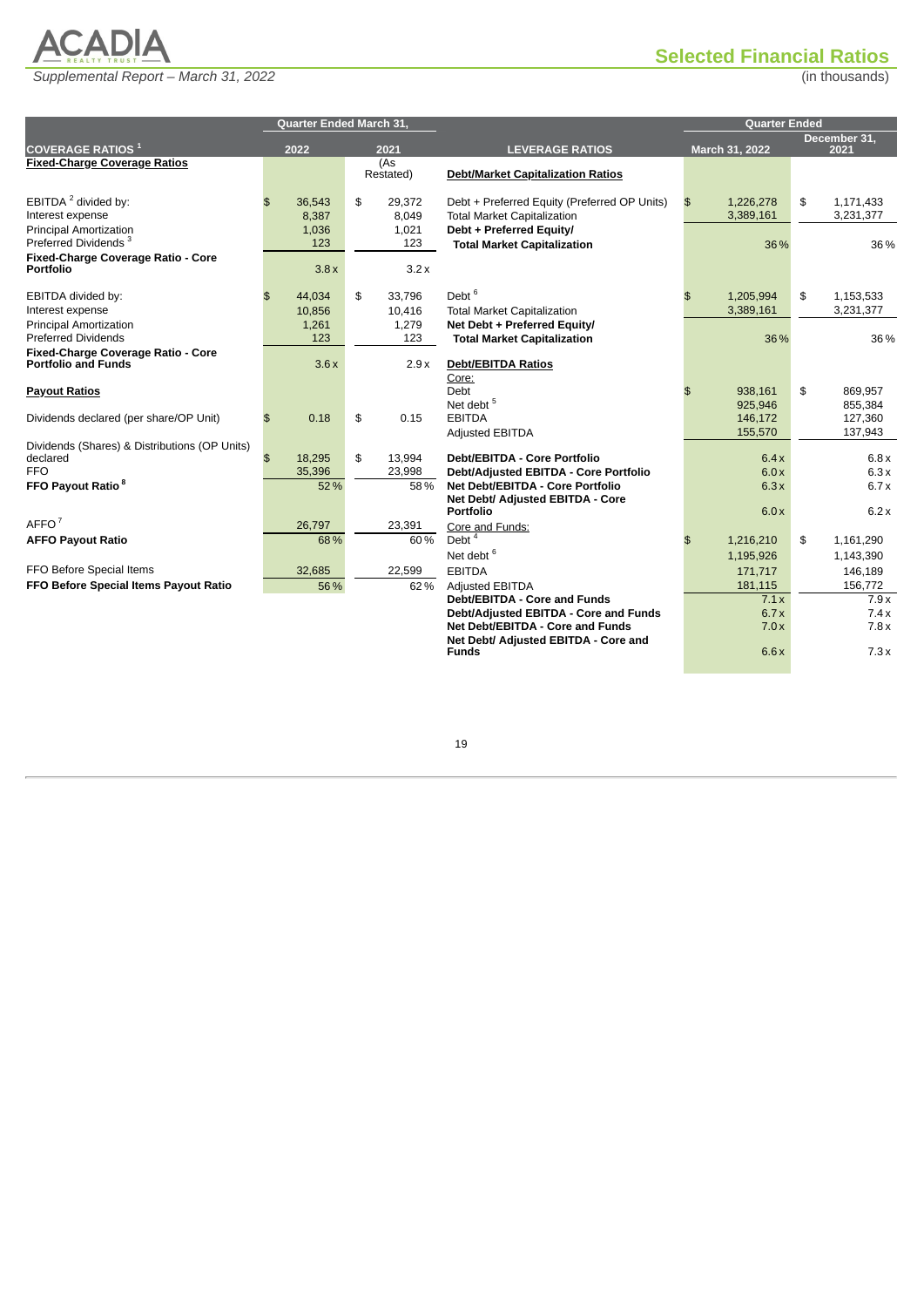# Selected Financial Ratios

Supplemental Report – March 31, 2022

(in thousands)

| COVERAGE RATIOS [1] | Quarter Ended March 31, 2022 | 2021 (As Restated) |
|---|---|---|
| **Fixed-Charge Coverage Ratios** | | |
| EBITDA [2] divided by: | $ 36,543 | $ 29,372 |
| Interest expense | 8,387 | 8,049 |
| Principal Amortization | 1,036 | 1,021 |
| Preferred Dividends [3] | 123 | 123 |
| **Fixed-Charge Coverage Ratio - Core Portfolio** | 3.8 x | 3.2 x |
| EBITDA divided by: | $ 44,034 | $ 33,796 |
| Interest expense | 10,856 | 10,416 |
| Principal Amortization | 1,261 | 1,279 |
| Preferred Dividends | 123 | 123 |
| **Fixed-Charge Coverage Ratio - Core Portfolio and Funds** | 3.6 x | 2.9 x |
| **Payout Ratios** | | |
| Dividends declared (per share/OP Unit) | $ 0.18 | $ 0.15 |
| Dividends (Shares) & Distributions (OP Units) declared | $ 18,295 | $ 13,994 |
| FFO | 35,396 | 23,998 |
| **FFO Payout Ratio [8]** | 52 % | 58 % |
| AFFO [7] | 26,797 | 23,391 |
| **AFFO Payout Ratio** | 68 % | 60 % |
| FFO Before Special Items | 32,685 | 22,599 |
| **FFO Before Special Items Payout Ratio** | 56 % | 62 % |

| LEVERAGE RATIOS | Quarter Ended March 31, 2022 | December 31, 2021 |
|---|---|---|
| **Debt/Market Capitalization Ratios** | | |
| Debt + Preferred Equity (Preferred OP Units) | $ 1,226,278 | $ 1,171,433 |
| Total Market Capitalization | 3,389,161 | 3,231,377 |
| **Debt + Preferred Equity/ Total Market Capitalization** | 36 % | 36 % |
| Debt [6] | $ 1,205,994 | $ 1,153,533 |
| Total Market Capitalization | 3,389,161 | 3,231,377 |
| **Net Debt + Preferred Equity/ Total Market Capitalization** | 36 % | 36 % |
| **Debt/EBITDA Ratios** | | |
| Core: | | |
| Debt | $ 938,161 | $ 869,957 |
| Net debt [5] | 925,946 | 855,384 |
| EBITDA | 146,172 | 127,360 |
| Adjusted EBITDA | 155,570 | 137,943 |
| **Debt/EBITDA - Core Portfolio** | 6.4 x | 6.8 x |
| **Debt/Adjusted EBITDA - Core Portfolio** | 6.0 x | 6.3 x |
| **Net Debt/EBITDA - Core Portfolio** | 6.3 x | 6.7 x |
| **Net Debt/ Adjusted EBITDA - Core Portfolio** | 6.0 x | 6.2 x |
| Core and Funds: | | |
| Debt [4] | $ 1,216,210 | $ 1,161,290 |
| Net debt [6] | 1,195,926 | 1,143,390 |
| EBITDA | 171,717 | 146,189 |
| Adjusted EBITDA | 181,115 | 156,772 |
| **Debt/EBITDA - Core and Funds** | 7.1 x | 7.9 x |
| **Debt/Adjusted EBITDA - Core and Funds** | 6.7 x | 7.4 x |
| **Net Debt/EBITDA - Core and Funds** | 7.0 x | 7.8 x |
| **Net Debt/ Adjusted EBITDA - Core and Funds** | 6.6 x | 7.3 x |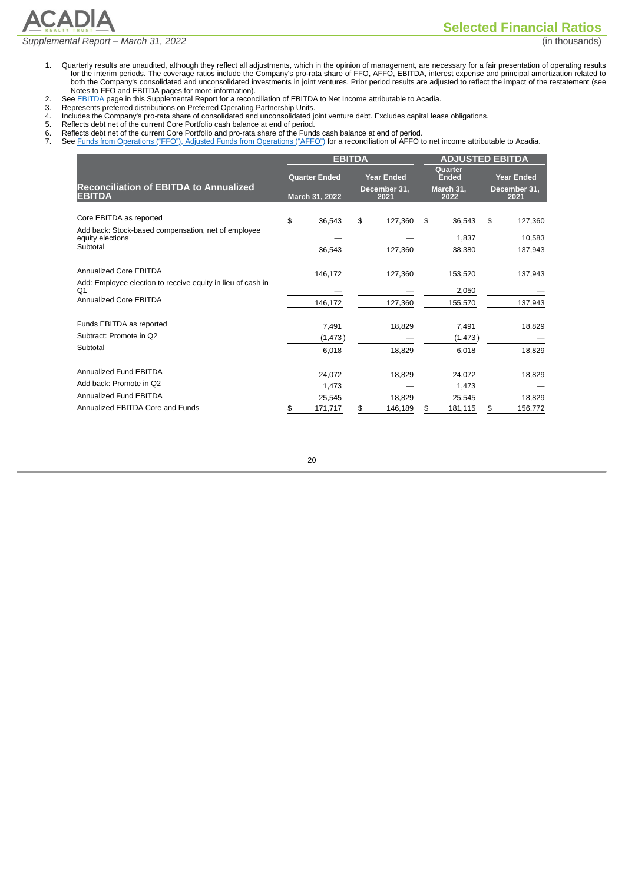## Selected Financial Ratios

(in thousands)

1. Quarterly results are unaudited, although they reflect all adjustments, which in the opinion of management, are necessary for a fair presentation of operating results for the interim periods. The coverage ratios include the Company's pro-rata share of FFO, AFFO, EBITDA, interest expense and principal amortization related to both the Company's consolidated and unconsolidated investments in joint ventures. Prior period results are adjusted to reflect the impact of the restatement (see Notes to FFO and EBITDA pages for more information).
2. See EBITDA page in this Supplemental Report for a reconciliation of EBITDA to Net Income attributable to Acadia.
3. Represents preferred distributions on Preferred Operating Partnership Units.
4. Includes the Company's pro-rata share of consolidated and unconsolidated joint venture debt. Excludes capital lease obligations.
5. Reflects debt net of the current Core Portfolio cash balance at end of period.
6. Reflects debt net of the current Core Portfolio and pro-rata share of the Funds cash balance at end of period.
7. See Funds from Operations ("FFO"), Adjusted Funds from Operations ("AFFO") for a reconciliation of AFFO to net income attributable to Acadia.

| Reconciliation of EBITDA to Annualized EBITDA | EBITDA | | ADJUSTED EBITDA | |
|---|---|---|---|---|
| | Quarter Ended March 31, 2022 | Year Ended December 31, 2021 | Quarter Ended March 31, 2022 | Year Ended December 31, 2021 |
| Core EBITDA as reported | $ 36,543 | $ 127,360 | $ 36,543 | $ 127,360 |
| Add back: Stock-based compensation, net of employee equity elections | — | — | 1,837 | 10,583 |
| Subtotal | 36,543 | 127,360 | 38,380 | 137,943 |
| Annualized Core EBITDA | 146,172 | 127,360 | 153,520 | 137,943 |
| Add: Employee election to receive equity in lieu of cash in Q1 | — | — | 2,050 | — |
| Annualized Core EBITDA | 146,172 | 127,360 | 155,570 | 137,943 |
| Funds EBITDA as reported | 7,491 | 18,829 | 7,491 | 18,829 |
| Subtract: Promote in Q2 | (1,473) | — | (1,473) | — |
| Subtotal | 6,018 | 18,829 | 6,018 | 18,829 |
| Annualized Fund EBITDA | 24,072 | 18,829 | 24,072 | 18,829 |
| Add back: Promote in Q2 | 1,473 | — | 1,473 | — |
| Annualized Fund EBITDA | 25,545 | 18,829 | 25,545 | 18,829 |
| Annualized EBITDA Core and Funds | $ 171,717 | $ 146,189 | $ 181,115 | $ 156,772 |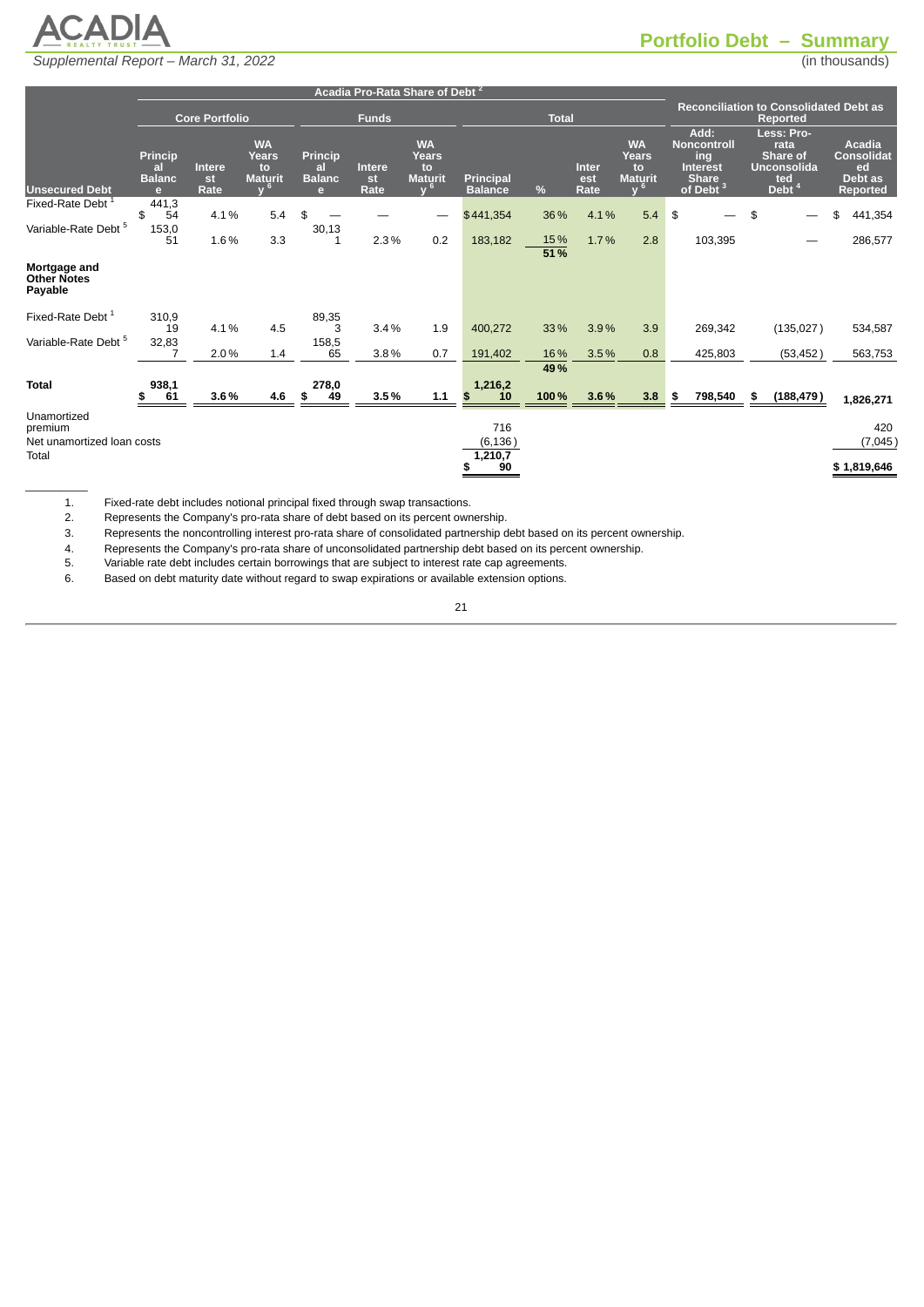# Portfolio Debt – Summary

*Supplemental Report – March 31, 2022*

(in thousands)

| | Acadia Pro-Rata Share of Debt [2] | | | | | | | | | | Reconciliation to Consolidated Debt as Reported | | |
|---|---|---|---|---|---|---|---|---|---|---|---|---|---|
| | Core Portfolio | | | Funds | | | Total | | | | | | |
| **Unsecured Debt** | Principal Balance | Interest Rate | WA Years to Maturity [6] | Principal Balance | Interest Rate | WA Years to Maturity [6] | Principal Balance | % | Interest Rate | WA Years to Maturity [6] | Add: Noncontrolling Interest Share of Debt [3] | Less: Pro-rata Share of Unconsolidated Debt [4] | Acadia Consolidated Debt as Reported |
| Fixed-Rate Debt [1] | $ 441,354 | 4.1% | 5.4 | $ — | — | — | $441,354 | 36% | 4.1% | 5.4 | $ — | $ — | $ 441,354 |
| Variable-Rate Debt [5] | 153,051 | 1.6% | 3.3 | 30,131 | 2.3% | 0.2 | 183,182 | 15% | 1.7% | 2.8 | 103,395 | — | 286,577 |
| | | | | | | | | 51% | | | | | |
| **Mortgage and Other Notes Payable** | | | | | | | | | | | | | |
| Fixed-Rate Debt [1] | 310,919 | 4.1% | 4.5 | 89,353 | 3.4% | 1.9 | 400,272 | 33% | 3.9% | 3.9 | 269,342 | (135,027) | 534,587 |
| Variable-Rate Debt [5] | 32,837 | 2.0% | 1.4 | 158,565 | 3.8% | 0.7 | 191,402 | 16% | 3.5% | 0.8 | 425,803 | (53,452) | 563,753 |
| | | | | | | | | 49% | | | | | |
| **Total** | **$ 938,161** | **3.6%** | **4.6** | **$ 278,049** | **3.5%** | **1.1** | **$ 1,216,210** | **100%** | **3.6%** | **3.8** | **$ 798,540** | **$ (188,479)** | **1,826,271** |
| Unamortized premium | | | | | | | 716 | | | | | | 420 |
| Net unamortized loan costs | | | | | | | (6,136) | | | | | | (7,045) |
| Total | | | | | | | $ 1,210,790 | | | | | | $ 1,819,646 |

1. Fixed-rate debt includes notional principal fixed through swap transactions.
2. Represents the Company's pro-rata share of debt based on its percent ownership.
3. Represents the noncontrolling interest pro-rata share of consolidated partnership debt based on its percent ownership.
4. Represents the Company's pro-rata share of unconsolidated partnership debt based on its percent ownership.
5. Variable rate debt includes certain borrowings that are subject to interest rate cap agreements.
6. Based on debt maturity date without regard to swap expirations or available extension options.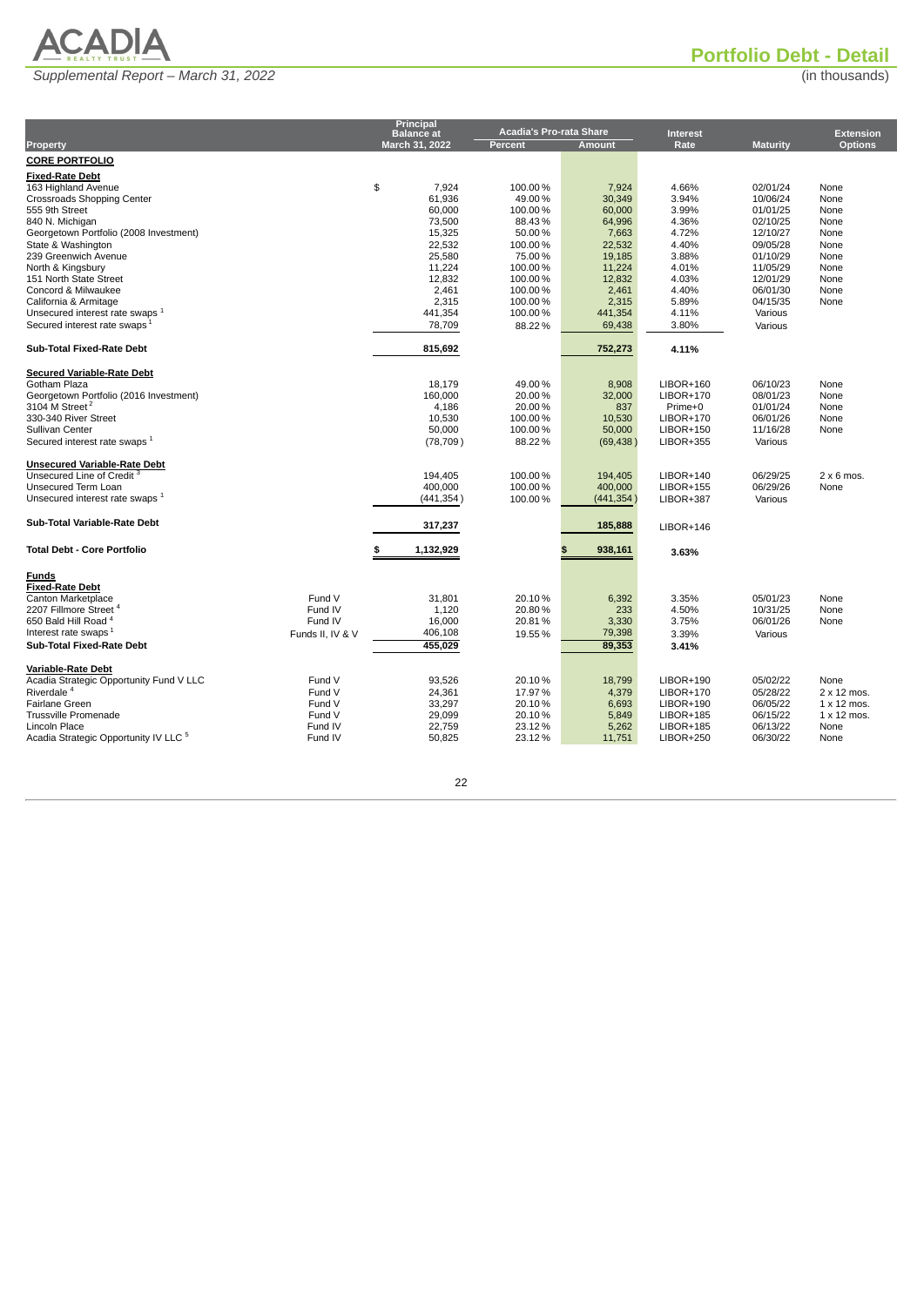# Portfolio Debt - Detail

Supplemental Report – March 31, 2022

(in thousands)

| Property | | Principal Balance at March 31, 2022 | Acadia's Pro-rata Share Percent | Acadia's Pro-rata Share Amount | Interest Rate | Maturity | Extension Options |
|---|---|---|---|---|---|---|---|
| **CORE PORTFOLIO** | | | | | | | |
| **Fixed-Rate Debt** | | | | | | | |
| 163 Highland Avenue | | $ 7,924 | 100.00 % | 7,924 | 4.66% | 02/01/24 | None |
| Crossroads Shopping Center | | 61,936 | 49.00 % | 30,349 | 3.94% | 10/06/24 | None |
| 555 9th Street | | 60,000 | 100.00 % | 60,000 | 3.99% | 01/01/25 | None |
| 840 N. Michigan | | 73,500 | 88.43 % | 64,996 | 4.36% | 02/10/25 | None |
| Georgetown Portfolio (2008 Investment) | | 15,325 | 50.00 % | 7,663 | 4.72% | 12/10/27 | None |
| State & Washington | | 22,532 | 100.00 % | 22,532 | 4.40% | 09/05/28 | None |
| 239 Greenwich Avenue | | 25,580 | 75.00 % | 19,185 | 3.88% | 01/10/29 | None |
| North & Kingsbury | | 11,224 | 100.00 % | 11,224 | 4.01% | 11/05/29 | None |
| 151 North State Street | | 12,832 | 100.00 % | 12,832 | 4.03% | 12/01/29 | None |
| Concord & Milwaukee | | 2,461 | 100.00 % | 2,461 | 4.40% | 06/01/30 | None |
| California & Armitage | | 2,315 | 100.00 % | 2,315 | 5.89% | 04/15/35 | None |
| Unsecured interest rate swaps [1] | | 441,354 | 100.00 % | 441,354 | 4.11% | Various | |
| Secured interest rate swaps [1] | | 78,709 | 88.22 % | 69,438 | 3.80% | Various | |
| **Sub-Total Fixed-Rate Debt** | | **815,692** | | **752,273** | **4.11%** | | |
| **Secured Variable-Rate Debt** | | | | | | | |
| Gotham Plaza | | 18,179 | 49.00 % | 8,908 | LIBOR+160 | 06/10/23 | None |
| Georgetown Portfolio (2016 Investment) | | 160,000 | 20.00 % | 32,000 | LIBOR+170 | 08/01/23 | None |
| 3104 M Street [2] | | 4,186 | 20.00 % | 837 | Prime+0 | 01/01/24 | None |
| 330-340 River Street | | 10,530 | 100.00 % | 10,530 | LIBOR+170 | 06/01/26 | None |
| Sullivan Center | | 50,000 | 100.00 % | 50,000 | LIBOR+150 | 11/16/28 | None |
| Secured interest rate swaps [1] | | (78,709) | 88.22 % | (69,438) | LIBOR+355 | Various | |
| **Unsecured Variable-Rate Debt** | | | | | | | |
| Unsecured Line of Credit [3] | | 194,405 | 100.00 % | 194,405 | LIBOR+140 | 06/29/25 | 2 x 6 mos. |
| Unsecured Term Loan | | 400,000 | 100.00 % | 400,000 | LIBOR+155 | 06/29/26 | None |
| Unsecured interest rate swaps [1] | | (441,354) | 100.00 % | (441,354) | LIBOR+387 | Various | |
| **Sub-Total Variable-Rate Debt** | | **317,237** | | **185,888** | LIBOR+146 | | |
| **Total Debt - Core Portfolio** | | **$ 1,132,929** | | **$ 938,161** | **3.63%** | | |
| **Funds** | | | | | | | |
| **Fixed-Rate Debt** | | | | | | | |
| Canton Marketplace | Fund V | 31,801 | 20.10 % | 6,392 | 3.35% | 05/01/23 | None |
| 2207 Fillmore Street [4] | Fund IV | 1,120 | 20.80 % | 233 | 4.50% | 10/31/25 | None |
| 650 Bald Hill Road [4] | Fund IV | 16,000 | 20.81 % | 3,330 | 3.75% | 06/01/26 | None |
| Interest rate swaps [1] | Funds II, IV & V | 406,108 | 19.55 % | 79,398 | 3.39% | Various | |
| **Sub-Total Fixed-Rate Debt** | | **455,029** | | **89,353** | **3.41%** | | |
| **Variable-Rate Debt** | | | | | | | |
| Acadia Strategic Opportunity Fund V LLC | Fund V | 93,526 | 20.10 % | 18,799 | LIBOR+190 | 05/02/22 | None |
| Riverdale [4] | Fund V | 24,361 | 17.97 % | 4,379 | LIBOR+170 | 05/28/22 | 2 x 12 mos. |
| Fairlane Green | Fund V | 33,297 | 20.10 % | 6,693 | LIBOR+190 | 06/05/22 | 1 x 12 mos. |
| Trussville Promenade | Fund V | 29,099 | 20.10 % | 5,849 | LIBOR+185 | 06/15/22 | 1 x 12 mos. |
| Lincoln Place | Fund IV | 22,759 | 23.12 % | 5,262 | LIBOR+185 | 06/13/22 | None |
| Acadia Strategic Opportunity IV LLC [5] | Fund IV | 50,825 | 23.12 % | 11,751 | LIBOR+250 | 06/30/22 | None |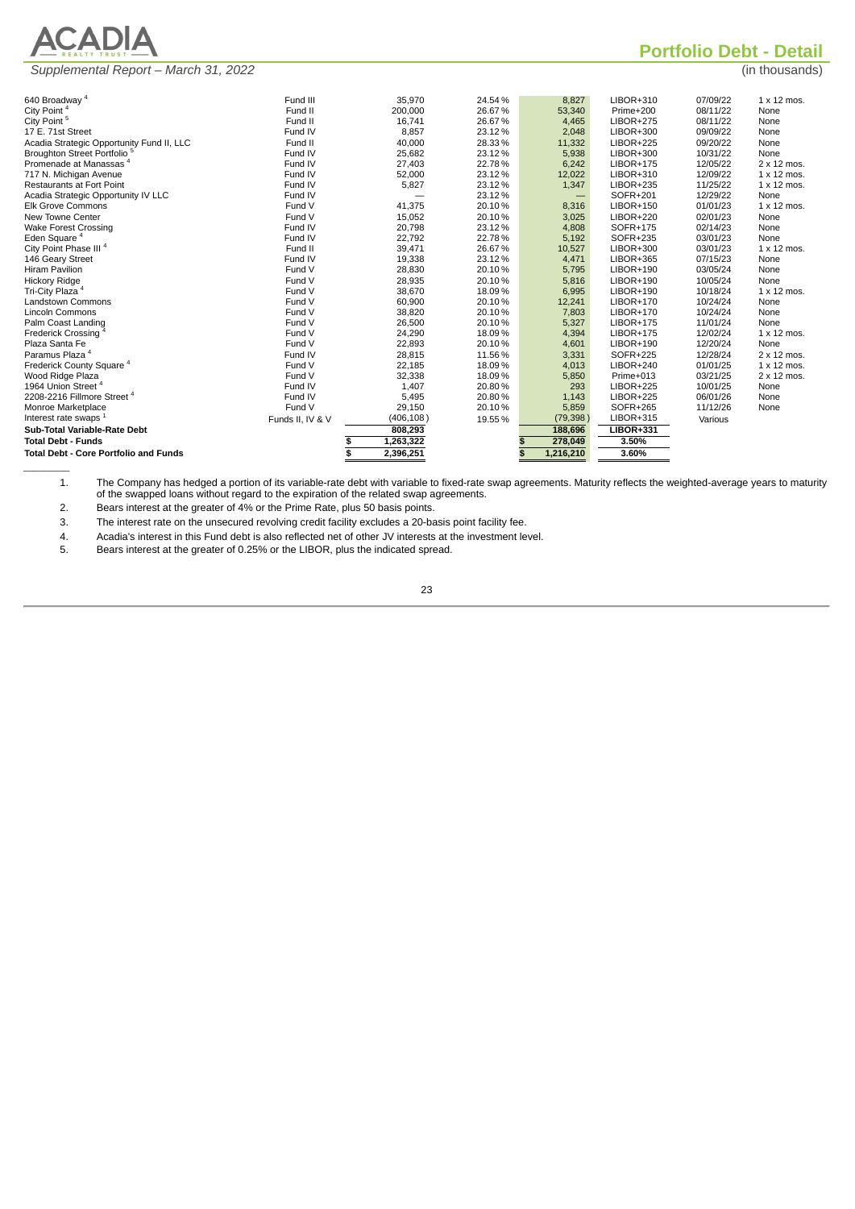# Portfolio Debt - Detail

*Supplemental Report – March 31, 2022*

(in thousands)

| | | | | | | | |
|---|---|---|---|---|---|---|---|
| 640 Broadway [4] | Fund III | 35,970 | 24.54% | 8,827 | LIBOR+310 | 07/09/22 | 1 x 12 mos. |
| City Point [4] | Fund II | 200,000 | 26.67% | 53,340 | Prime+200 | 08/11/22 | None |
| City Point [5] | Fund II | 16,741 | 26.67% | 4,465 | LIBOR+275 | 08/11/22 | None |
| 17 E. 71st Street | Fund IV | 8,857 | 23.12% | 2,048 | LIBOR+300 | 09/09/22 | None |
| Acadia Strategic Opportunity Fund II, LLC | Fund II | 40,000 | 28.33% | 11,332 | LIBOR+225 | 09/20/22 | None |
| Broughton Street Portfolio [5] | Fund IV | 25,682 | 23.12% | 5,938 | LIBOR+300 | 10/31/22 | None |
| Promenade at Manassas [4] | Fund IV | 27,403 | 22.78% | 6,242 | LIBOR+175 | 12/05/22 | 2 x 12 mos. |
| 717 N. Michigan Avenue | Fund IV | 52,000 | 23.12% | 12,022 | LIBOR+310 | 12/09/22 | 1 x 12 mos. |
| Restaurants at Fort Point | Fund IV | 5,827 | 23.12% | 1,347 | LIBOR+235 | 11/25/22 | 1 x 12 mos. |
| Acadia Strategic Opportunity IV LLC | Fund IV | — | 23.12% | — | SOFR+201 | 12/29/22 | None |
| Elk Grove Commons | Fund V | 41,375 | 20.10% | 8,316 | LIBOR+150 | 01/01/23 | 1 x 12 mos. |
| New Towne Center | Fund V | 15,052 | 20.10% | 3,025 | LIBOR+220 | 02/01/23 | None |
| Wake Forest Crossing | Fund IV | 20,798 | 23.12% | 4,808 | SOFR+175 | 02/14/23 | None |
| Eden Square [4] | Fund IV | 22,792 | 22.78% | 5,192 | SOFR+235 | 03/01/23 | None |
| City Point Phase III [4] | Fund II | 39,471 | 26.67% | 10,527 | LIBOR+300 | 03/01/23 | 1 x 12 mos. |
| 146 Geary Street | Fund IV | 19,338 | 23.12% | 4,471 | LIBOR+365 | 07/15/23 | None |
| Hiram Pavilion | Fund V | 28,830 | 20.10% | 5,795 | LIBOR+190 | 03/05/24 | None |
| Hickory Ridge | Fund V | 28,935 | 20.10% | 5,816 | LIBOR+190 | 10/05/24 | None |
| Tri-City Plaza [4] | Fund V | 38,670 | 18.09% | 6,995 | LIBOR+190 | 10/18/24 | 1 x 12 mos. |
| Landstown Commons | Fund V | 60,900 | 20.10% | 12,241 | LIBOR+170 | 10/24/24 | None |
| Lincoln Commons | Fund V | 38,820 | 20.10% | 7,803 | LIBOR+170 | 10/24/24 | None |
| Palm Coast Landing | Fund V | 26,500 | 20.10% | 5,327 | LIBOR+175 | 11/01/24 | None |
| Frederick Crossing [4] | Fund V | 24,290 | 18.09% | 4,394 | LIBOR+175 | 12/02/24 | 1 x 12 mos. |
| Plaza Santa Fe | Fund V | 22,893 | 20.10% | 4,601 | LIBOR+190 | 12/20/24 | None |
| Paramus Plaza [4] | Fund IV | 28,815 | 11.56% | 3,331 | SOFR+225 | 12/28/24 | 2 x 12 mos. |
| Frederick County Square [4] | Fund V | 22,185 | 18.09% | 4,013 | LIBOR+240 | 01/01/25 | 1 x 12 mos. |
| Wood Ridge Plaza | Fund V | 32,338 | 18.09% | 5,850 | Prime+013 | 03/21/25 | 2 x 12 mos. |
| 1964 Union Street [4] | Fund IV | 1,407 | 20.80% | 293 | LIBOR+225 | 10/01/25 | None |
| 2208-2216 Fillmore Street [4] | Fund IV | 5,495 | 20.80% | 1,143 | LIBOR+225 | 06/01/26 | None |
| Monroe Marketplace | Fund V | 29,150 | 20.10% | 5,859 | SOFR+265 | 11/12/26 | None |
| Interest rate swaps [1] | Funds II, IV & V | (406,108) | 19.55% | (79,398) | LIBOR+315 | Various | |
| **Sub-Total Variable-Rate Debt** | | **808,293** | | **188,696** | **LIBOR+331** | | |
| **Total Debt - Funds** | | **$ 1,263,322** | | **$ 278,049** | **3.50%** | | |
| **Total Debt - Core Portfolio and Funds** | | **$ 2,396,251** | | **$ 1,216,210** | **3.60%** | | |

1. The Company has hedged a portion of its variable-rate debt with variable to fixed-rate swap agreements. Maturity reflects the weighted-average years to maturity of the swapped loans without regard to the expiration of the related swap agreements.
2. Bears interest at the greater of 4% or the Prime Rate, plus 50 basis points.
3. The interest rate on the unsecured revolving credit facility excludes a 20-basis point facility fee.
4. Acadia's interest in this Fund debt is also reflected net of other JV interests at the investment level.
5. Bears interest at the greater of 0.25% or the LIBOR, plus the indicated spread.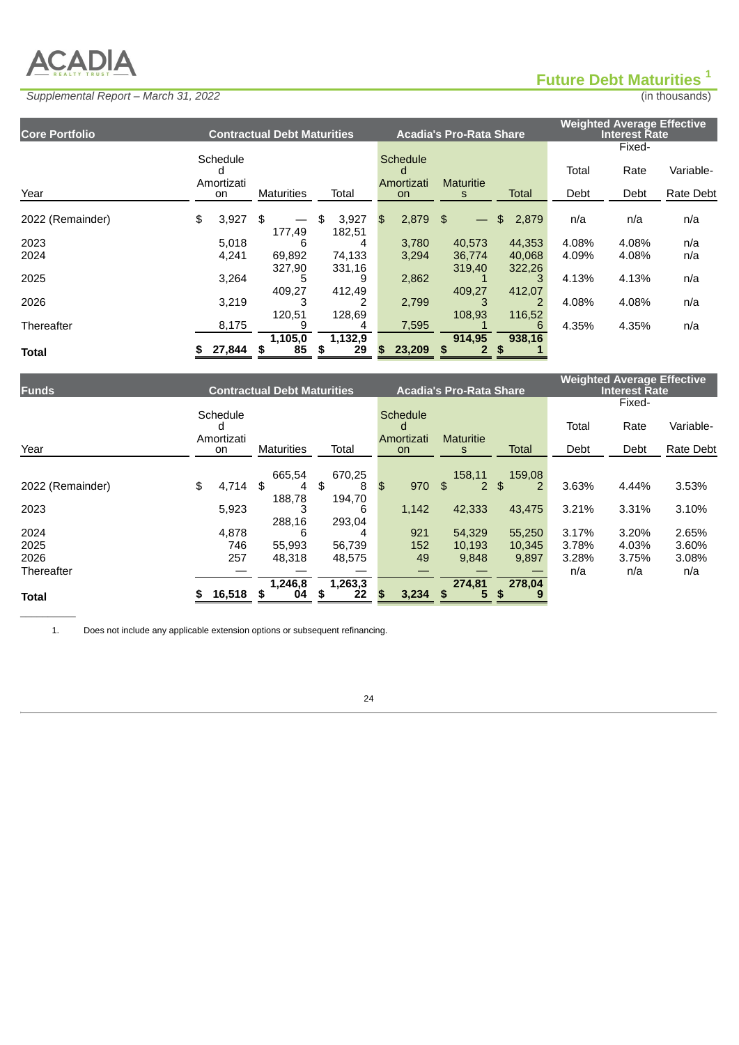# Future Debt Maturities [1]

*Supplemental Report – March 31, 2022*

(in thousands)

| Core Portfolio | Contractual Debt Maturities | | | Acadia's Pro-Rata Share | | | Weighted Average Effective Interest Rate | | |
|---|---|---|---|---|---|---|---|---|---|
| Year | Scheduled Amortization | Maturities | Total | Scheduled Amortization | Maturities | Total | Total Debt | Fixed-Rate Debt | Variable-Rate Debt |
| 2022 (Remainder) | $ 3,927 | $ — | $ 3,927 | $ 2,879 | $ — | $ 2,879 | n/a | n/a | n/a |
| 2023 | 5,018 | 177,496 | 182,514 | 3,780 | 40,573 | 44,353 | 4.08% | 4.08% | n/a |
| 2024 | 4,241 | 69,892 | 74,133 | 3,294 | 36,774 | 40,068 | 4.09% | 4.08% | n/a |
| 2025 | 3,264 | 327,905 | 331,169 | 2,862 | 319,401 | 322,263 | 4.13% | 4.13% | n/a |
| 2026 | 3,219 | 409,273 | 412,492 | 2,799 | 409,273 | 412,072 | 4.08% | 4.08% | n/a |
| Thereafter | 8,175 | 120,519 | 128,694 | 7,595 | 108,931 | 116,526 | 4.35% | 4.35% | n/a |
| **Total** | **$ 27,844** | **$ 1,105,085** | **$ 1,132,929** | **$ 23,209** | **$ 914,952** | **$ 938,161** | | | |

| Funds | Contractual Debt Maturities | | | Acadia's Pro-Rata Share | | | Weighted Average Effective Interest Rate | | |
|---|---|---|---|---|---|---|---|---|---|
| Year | Scheduled Amortization | Maturities | Total | Scheduled Amortization | Maturities | Total | Total Debt | Fixed-Rate Debt | Variable-Rate Debt |
| 2022 (Remainder) | $ 4,714 | $ 665,544 | $ 670,258 | $ 970 | $ 158,112 | $ 159,082 | 3.63% | 4.44% | 3.53% |
| 2023 | 5,923 | 188,783 | 194,706 | 1,142 | 42,333 | 43,475 | 3.21% | 3.31% | 3.10% |
| 2024 | 4,878 | 288,166 | 293,044 | 921 | 54,329 | 55,250 | 3.17% | 3.20% | 2.65% |
| 2025 | 746 | 55,993 | 56,739 | 152 | 10,193 | 10,345 | 3.78% | 4.03% | 3.60% |
| 2026 | 257 | 48,318 | 48,575 | 49 | 9,848 | 9,897 | 3.28% | 3.75% | 3.08% |
| Thereafter | — | — | — | — | — | — | n/a | n/a | n/a |
| **Total** | **$ 16,518** | **$ 1,246,804** | **$ 1,263,322** | **$ 3,234** | **$ 274,815** | **$ 278,049** | | | |

1. Does not include any applicable extension options or subsequent refinancing.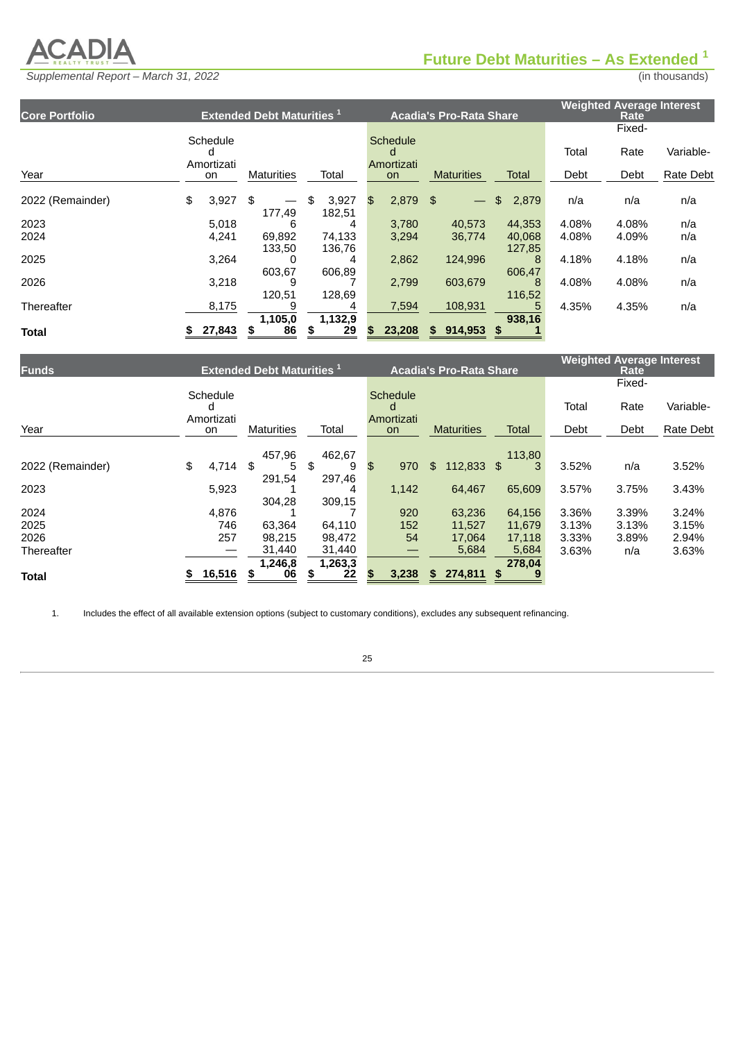# Future Debt Maturities – As Extended [1]

*Supplemental Report – March 31, 2022*

(in thousands)

| Core Portfolio | Extended Debt Maturities [1] | | | Acadia's Pro-Rata Share | | | Weighted Average Interest Rate | | |
|---|---|---|---|---|---|---|---|---|---|
| Year | Scheduled Amortization | Maturities | Total | Scheduled Amortization | Maturities | Total | Total Debt | Fixed-Rate Debt | Variable-Rate Debt |
| 2022 (Remainder) | $ 3,927 | $ — | $ 3,927 | $ 2,879 | $ — | $ 2,879 | n/a | n/a | n/a |
| 2023 | 5,018 | 177,496 | 182,514 | 3,780 | 40,573 | 44,353 | 4.08% | 4.08% | n/a |
| 2024 | 4,241 | 69,892 | 74,133 | 3,294 | 36,774 | 40,068 | 4.08% | 4.09% | n/a |
| 2025 | 3,264 | 133,500 | 136,764 | 2,862 | 124,996 | 127,858 | 4.18% | 4.18% | n/a |
| 2026 | 3,218 | 603,679 | 606,897 | 2,799 | 603,679 | 606,478 | 4.08% | 4.08% | n/a |
| Thereafter | 8,175 | 120,519 | 128,694 | 7,594 | 108,931 | 116,525 | 4.35% | 4.35% | n/a |
| **Total** | **$ 27,843** | **$ 1,105,086** | **$ 1,132,929** | **$ 23,208** | **$ 914,953** | **$ 938,161** | | | |

| Funds | Extended Debt Maturities [1] | | | Acadia's Pro-Rata Share | | | Weighted Average Interest Rate | | |
|---|---|---|---|---|---|---|---|---|---|
| Year | Scheduled Amortization | Maturities | Total | Scheduled Amortization | Maturities | Total | Total Debt | Fixed-Rate Debt | Variable-Rate Debt |
| 2022 (Remainder) | $ 4,714 | $ 457,965 | $ 462,679 | $ 970 | $ 112,833 | $ 113,803 | 3.52% | n/a | 3.52% |
| 2023 | 5,923 | 291,541 | 297,464 | 1,142 | 64,467 | 65,609 | 3.57% | 3.75% | 3.43% |
| 2024 | 4,876 | 304,281 | 309,157 | 920 | 63,236 | 64,156 | 3.36% | 3.39% | 3.24% |
| 2025 | 746 | 63,364 | 64,110 | 152 | 11,527 | 11,679 | 3.13% | 3.13% | 3.15% |
| 2026 | 257 | 98,215 | 98,472 | 54 | 17,064 | 17,118 | 3.33% | 3.89% | 2.94% |
| Thereafter | — | 31,440 | 31,440 | — | 5,684 | 5,684 | 3.63% | n/a | 3.63% |
| **Total** | **$ 16,516** | **$ 1,246,806** | **$ 1,263,322** | **$ 3,238** | **$ 274,811** | **$ 278,049** | | | |

1. Includes the effect of all available extension options (subject to customary conditions), excludes any subsequent refinancing.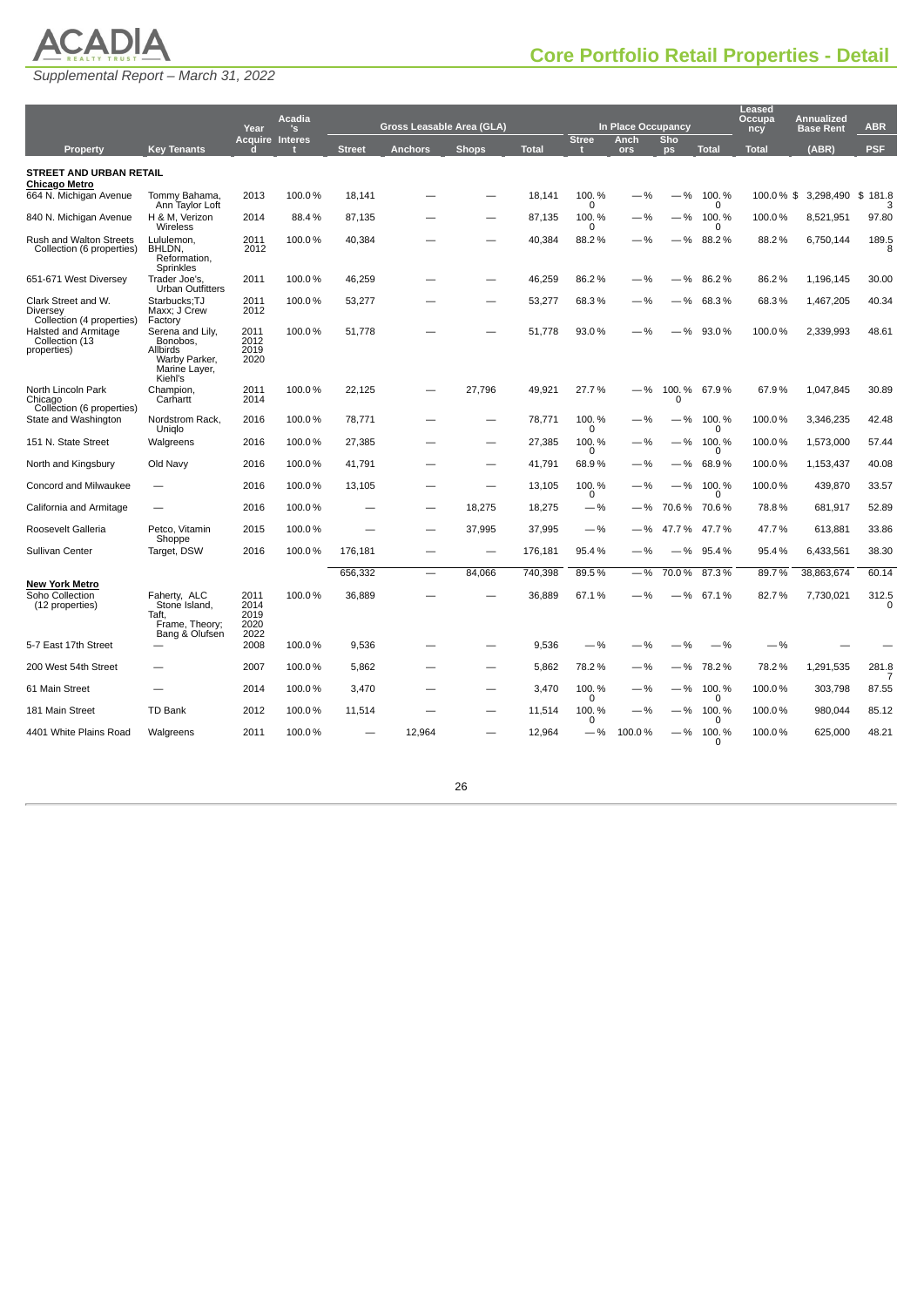# Core Portfolio Retail Properties - Detail

*Supplemental Report – March 31, 2022*

| Property | Key Tenants | Year Acquired | Acadia's Interest | Gross Leasable Area (GLA) | | | | In Place Occupancy | | | | Leased Occupancy | Annualized Base Rent | ABR |
|---|---|---|---|---|---|---|---|---|---|---|---|---|---|---|
| | | | | Street | Anchors | Shops | Total | Street | Anchors | Shops | Total | Total | (ABR) | PSF |
| **STREET AND URBAN RETAIL** | | | | | | | | | | | | | | |
| **Chicago Metro** | | | | | | | | | | | | | | |
| 664 N. Michigan Avenue | Tommy Bahama, Ann Taylor Loft | 2013 | 100.0 % | 18,141 | — | — | 18,141 | 100.0 % | — % | — % | 100.0 % | 100.0 % | $ 3,298,490 | $ 181.83 |
| 840 N. Michigan Avenue | H & M, Verizon Wireless | 2014 | 88.4 % | 87,135 | — | — | 87,135 | 100.0 % | — % | — % | 100.0 % | 100.0 % | 8,521,951 | 97.80 |
| Rush and Walton Streets Collection (6 properties) | Lululemon, BHLDN, Reformation, Sprinkles | 2011 2012 | 100.0 % | 40,384 | — | — | 40,384 | 88.2 % | — % | — % | 88.2 % | 88.2 % | 6,750,144 | 189.58 |
| 651-671 West Diversey | Trader Joe's, Urban Outfitters | 2011 | 100.0 % | 46,259 | — | — | 46,259 | 86.2 % | — % | — % | 86.2 % | 86.2 % | 1,196,145 | 30.00 |
| Clark Street and W. Diversey Collection (4 properties) | Starbucks;TJ Maxx; J Crew Factory | 2011 2012 | 100.0 % | 53,277 | — | — | 53,277 | 68.3 % | — % | — % | 68.3 % | 68.3 % | 1,467,205 | 40.34 |
| Halsted and Armitage Collection (13 properties) | Serena and Lily, Bonobos, Allbirds Warby Parker, Marine Layer, Kiehl's | 2011 2012 2019 2020 | 100.0 % | 51,778 | — | — | 51,778 | 93.0 % | — % | — % | 93.0 % | 100.0 % | 2,339,993 | 48.61 |
| North Lincoln Park Chicago Collection (6 properties) | Champion, Carhartt | 2011 2014 | 100.0 % | 22,125 | — | 27,796 | 49,921 | 27.7 % | — % | 100.0 % | 67.9 % | 67.9 % | 1,047,845 | 30.89 |
| State and Washington | Nordstrom Rack, Uniqlo | 2016 | 100.0 % | 78,771 | — | — | 78,771 | 100.0 % | — % | — % | 100.0 % | 100.0 % | 3,346,235 | 42.48 |
| 151 N. State Street | Walgreens | 2016 | 100.0 % | 27,385 | — | — | 27,385 | 100.0 % | — % | — % | 100.0 % | 100.0 % | 1,573,000 | 57.44 |
| North and Kingsbury | Old Navy | 2016 | 100.0 % | 41,791 | — | — | 41,791 | 68.9 % | — % | — % | 68.9 % | 100.0 % | 1,153,437 | 40.08 |
| Concord and Milwaukee | — | 2016 | 100.0 % | 13,105 | — | — | 13,105 | 100.0 % | — % | — % | 100.0 % | 100.0 % | 439,870 | 33.57 |
| California and Armitage | — | 2016 | 100.0 % | — | — | 18,275 | 18,275 | — % | — % | 70.6 % | 70.6 % | 78.8 % | 681,917 | 52.89 |
| Roosevelt Galleria | Petco, Vitamin Shoppe | 2015 | 100.0 % | — | — | 37,995 | 37,995 | — % | — % | 47.7 % | 47.7 % | 47.7 % | 613,881 | 33.86 |
| Sullivan Center | Target, DSW | 2016 | 100.0 % | 176,181 | — | — | 176,181 | 95.4 % | — % | — % | 95.4 % | 95.4 % | 6,433,561 | 38.30 |
| | | | | 656,332 | — | 84,066 | 740,398 | 89.5 % | — % | 70.0 % | 87.3 % | 89.7 % | 38,863,674 | 60.14 |
| **New York Metro** | | | | | | | | | | | | | | |
| Soho Collection (12 properties) | Faherty, ALC Stone Island, Taft, Frame, Theory; Bang & Olufsen | 2011 2014 2019 2020 2022 | 100.0 % | 36,889 | — | — | 36,889 | 67.1 % | — % | — % | 67.1 % | 82.7 % | 7,730,021 | 312.50 |
| 5-7 East 17th Street | — | 2008 | 100.0 % | 9,536 | — | — | 9,536 | — % | — % | — % | — % | — % | — | — |
| 200 West 54th Street | — | 2007 | 100.0 % | 5,862 | — | — | 5,862 | 78.2 % | — % | — % | 78.2 % | 78.2 % | 1,291,535 | 281.87 |
| 61 Main Street | — | 2014 | 100.0 % | 3,470 | — | — | 3,470 | 100.0 % | — % | — % | 100.0 % | 100.0 % | 303,798 | 87.55 |
| 181 Main Street | TD Bank | 2012 | 100.0 % | 11,514 | — | — | 11,514 | 100.0 % | — % | — % | 100.0 % | 100.0 % | 980,044 | 85.12 |
| 4401 White Plains Road | Walgreens | 2011 | 100.0 % | — | 12,964 | — | 12,964 | — % | 100.0 % | — % | 100.0 % | 100.0 % | 625,000 | 48.21 |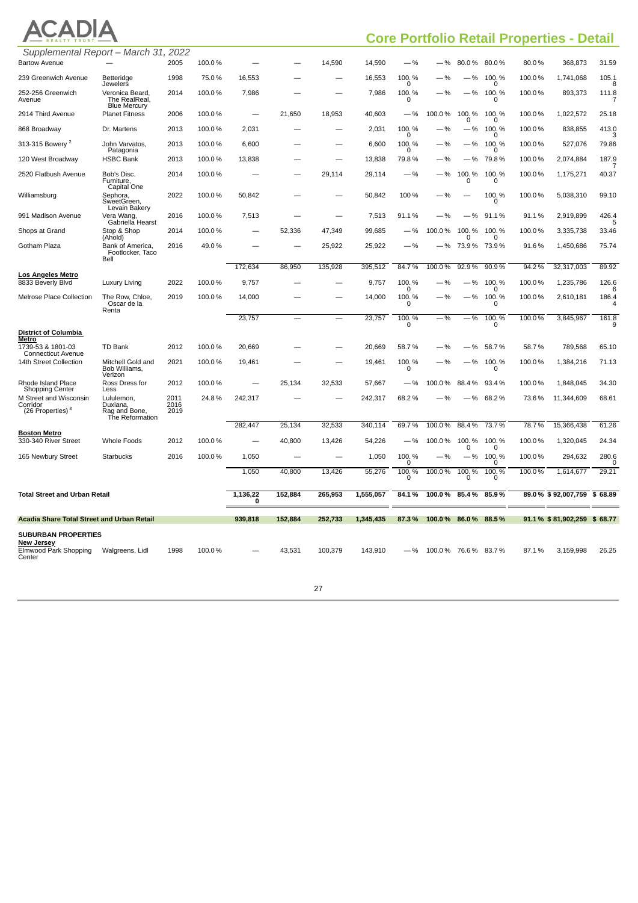# Core Portfolio Retail Properties - Detail

*Supplemental Report – March 31, 2022*

| Property | Key Tenants | Year Acquired | Acadia's Interest | Street (GLA) | Anchors (GLA) | Shops (GLA) | Total (GLA) | Street (Occupancy) | Anchors (Occupancy) | Shops (Occupancy) | Total (Occupancy) | Leased % | Annualized Base Rent | ABR PSF |
|---|---|---|---|---|---|---|---|---|---|---|---|---|---|---|
| Bartow Avenue | — | 2005 | 100.0% | — | — | 14,590 | 14,590 | —% | —% | 80.0% | 80.0% | 80.0% | 368,873 | 31.59 |
| 239 Greenwich Avenue | Betteridge Jewelers | 1998 | 75.0% | 16,553 | — | — | 16,553 | 100.0% | —% | —% | 100.0% | 100.0% | 1,741,068 | 105.18 |
| 252-256 Greenwich Avenue | Veronica Beard, The RealReal, Blue Mercury | 2014 | 100.0% | 7,986 | — | — | 7,986 | 100.0% | —% | —% | 100.0% | 100.0% | 893,373 | 111.87 |
| 2914 Third Avenue | Planet Fitness | 2006 | 100.0% | — | 21,650 | 18,953 | 40,603 | —% | 100.0% | 100.0% | 100.0% | 100.0% | 1,022,572 | 25.18 |
| 868 Broadway | Dr. Martens | 2013 | 100.0% | 2,031 | — | — | 2,031 | 100.0% | —% | —% | 100.0% | 100.0% | 838,855 | 413.03 |
| 313-315 Bowery [2] | John Varvatos, Patagonia | 2013 | 100.0% | 6,600 | — | — | 6,600 | 100.0% | —% | —% | 100.0% | 100.0% | 527,076 | 79.86 |
| 120 West Broadway | HSBC Bank | 2013 | 100.0% | 13,838 | — | — | 13,838 | 79.8% | —% | —% | 79.8% | 100.0% | 2,074,884 | 187.97 |
| 2520 Flatbush Avenue | Bob's Disc. Furniture, Capital One | 2014 | 100.0% | — | — | 29,114 | 29,114 | —% | —% | 100.0% | 100.0% | 100.0% | 1,175,271 | 40.37 |
| Williamsburg | Sephora, SweetGreen, Levain Bakery | 2022 | 100.0% | 50,842 | — | — | 50,842 | 100% | —% | — | 100.0% | 100.0% | 5,038,310 | 99.10 |
| 991 Madison Avenue | Vera Wang, Gabriella Hearst | 2016 | 100.0% | 7,513 | — | — | 7,513 | 91.1% | —% | —% | 91.1% | 91.1% | 2,919,899 | 426.45 |
| Shops at Grand | Stop & Shop (Ahold) | 2014 | 100.0% | — | 52,336 | 47,349 | 99,685 | —% | 100.0% | 100.0% | 100.0% | 100.0% | 3,335,738 | 33.46 |
| Gotham Plaza | Bank of America, Footlocker, Taco Bell | 2016 | 49.0% | — | — | 25,922 | 25,922 | —% | —% | 73.9% | 73.9% | 91.6% | 1,450,686 | 75.74 |
| | | | | 172,634 | 86,950 | 135,928 | 395,512 | 84.7% | 100.0% | 92.9% | 90.9% | 94.2% | 32,317,003 | 89.92 |
| **Los Angeles Metro** | | | | | | | | | | | | | | |
| 8833 Beverly Blvd | Luxury Living | 2022 | 100.0% | 9,757 | — | — | 9,757 | 100.0% | —% | —% | 100.0% | 100.0% | 1,235,786 | 126.66 |
| Melrose Place Collection | The Row, Chloe, Oscar de la Renta | 2019 | 100.0% | 14,000 | — | — | 14,000 | 100.0% | —% | —% | 100.0% | 100.0% | 2,610,181 | 186.44 |
| | | | | 23,757 | — | — | 23,757 | 100.0% | —% | —% | 100.0% | 100.0% | 3,845,967 | 161.89 |
| **District of Columbia Metro** | | | | | | | | | | | | | | |
| 1739-53 & 1801-03 Connecticut Avenue | TD Bank | 2012 | 100.0% | 20,669 | — | — | 20,669 | 58.7% | —% | —% | 58.7% | 58.7% | 789,568 | 65.10 |
| 14th Street Collection | Mitchell Gold and Bob Williams, Verizon | 2021 | 100.0% | 19,461 | — | — | 19,461 | 100.0% | —% | —% | 100.0% | 100.0% | 1,384,216 | 71.13 |
| Rhode Island Place Shopping Center | Ross Dress for Less | 2012 | 100.0% | — | 25,134 | 32,533 | 57,667 | —% | 100.0% | 88.4% | 93.4% | 100.0% | 1,848,045 | 34.30 |
| M Street and Wisconsin Corridor (26 Properties) [3] | Lululemon, Duxiana, Rag and Bone, The Reformation | 2011 2016 2019 | 24.8% | 242,317 | — | — | 242,317 | 68.2% | —% | —% | 68.2% | 73.6% | 11,344,609 | 68.61 |
| | | | | 282,447 | 25,134 | 32,533 | 340,114 | 69.7% | 100.0% | 88.4% | 73.7% | 78.7% | 15,366,438 | 61.26 |
| **Boston Metro** | | | | | | | | | | | | | | |
| 330-340 River Street | Whole Foods | 2012 | 100.0% | — | 40,800 | 13,426 | 54,226 | —% | 100.0% | 100.0% | 100.0% | 100.0% | 1,320,045 | 24.34 |
| 165 Newbury Street | Starbucks | 2016 | 100.0% | 1,050 | — | — | 1,050 | 100.0% | —% | —% | 100.0% | 100.0% | 294,632 | 280.60 |
| | | | | 1,050 | 40,800 | 13,426 | 55,276 | 100.0% | 100.0% | 100.0% | 100.0% | 100.0% | 1,614,677 | 29.21 |
| **Total Street and Urban Retail** | | | | **1,136,220** | **152,884** | **265,953** | **1,555,057** | **84.1%** | **100.0%** | **85.4%** | **85.9%** | **89.0%** | **$ 92,007,759** | **$ 68.89** |
| **Acadia Share Total Street and Urban Retail** | | | | **939,818** | **152,884** | **252,733** | **1,345,435** | **87.3%** | **100.0%** | **86.0%** | **88.5%** | **91.1%** | **$ 81,902,259** | **$ 68.77** |
| **SUBURBAN PROPERTIES** | | | | | | | | | | | | | | |
| **New Jersey** | | | | | | | | | | | | | | |
| Elmwood Park Shopping Center | Walgreens, Lidl | 1998 | 100.0% | — | 43,531 | 100,379 | 143,910 | —% | 100.0% | 76.6% | 83.7% | 87.1% | 3,159,998 | 26.25 |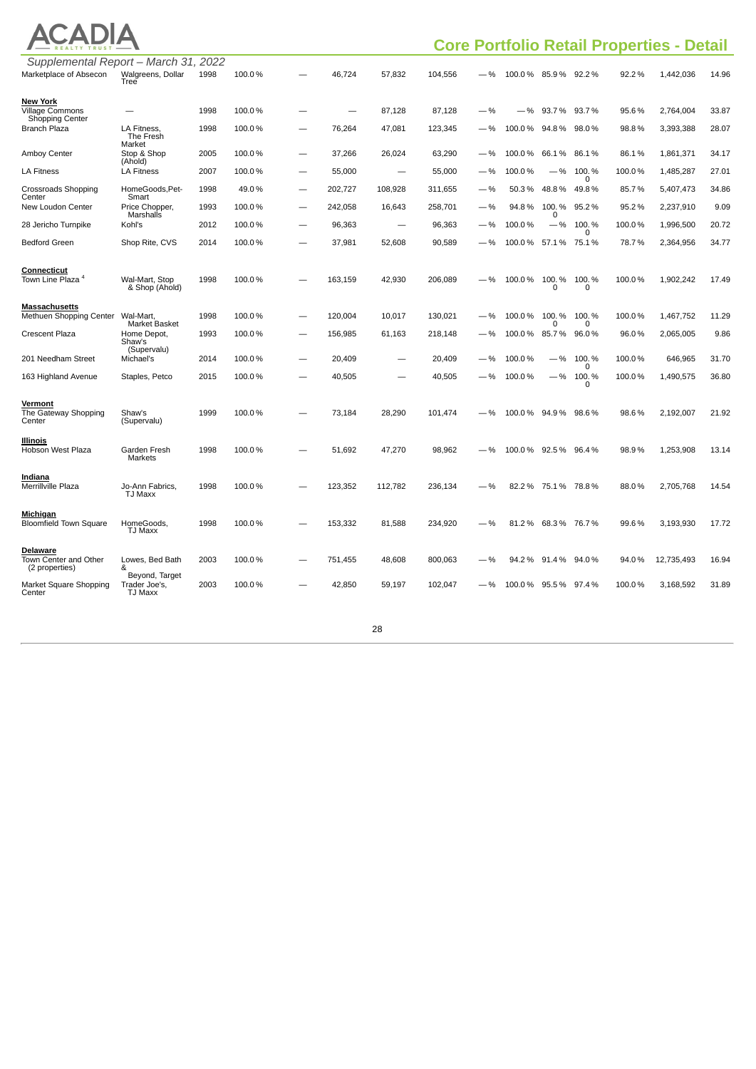## Core Portfolio Retail Properties - Detail

*Supplemental Report – March 31, 2022*

| | | | | | | | | | | | | | | |
|---|---|---|---|---|---|---|---|---|---|---|---|---|---|---|
| Marketplace of Absecon | Walgreens, Dollar Tree | 1998 | 100.0 % | — | 46,724 | 57,832 | 104,556 | — % | 100.0 % | 85.9 % | 92.2 % | 92.2 % | 1,442,036 | 14.96 |
| **New York** | | | | | | | | | | | | | | |
| Village Commons Shopping Center | — | 1998 | 100.0 % | — | — | 87,128 | 87,128 | — % | — % | 93.7 % | 93.7 % | 95.6 % | 2,764,004 | 33.87 |
| Branch Plaza | LA Fitness, The Fresh Market | 1998 | 100.0 % | — | 76,264 | 47,081 | 123,345 | — % | 100.0 % | 94.8 % | 98.0 % | 98.8 % | 3,393,388 | 28.07 |
| Amboy Center | Stop & Shop (Ahold) | 2005 | 100.0 % | — | 37,266 | 26,024 | 63,290 | — % | 100.0 % | 66.1 % | 86.1 % | 86.1 % | 1,861,371 | 34.17 |
| LA Fitness | LA Fitness | 2007 | 100.0 % | — | 55,000 | — | 55,000 | — % | 100.0 % | — % | 100.0 % | 100.0 % | 1,485,287 | 27.01 |
| Crossroads Shopping Center | HomeGoods, Pet-Smart | 1998 | 49.0 % | — | 202,727 | 108,928 | 311,655 | — % | 50.3 % | 48.8 % | 49.8 % | 85.7 % | 5,407,473 | 34.86 |
| New Loudon Center | Price Chopper, Marshalls | 1993 | 100.0 % | — | 242,058 | 16,643 | 258,701 | — % | 94.8 % | 100.0 % | 95.2 % | 95.2 % | 2,237,910 | 9.09 |
| 28 Jericho Turnpike | Kohl's | 2012 | 100.0 % | — | 96,363 | — | 96,363 | — % | 100.0 % | — % | 100.0 % | 100.0 % | 1,996,500 | 20.72 |
| Bedford Green | Shop Rite, CVS | 2014 | 100.0 % | — | 37,981 | 52,608 | 90,589 | — % | 100.0 % | 57.1 % | 75.1 % | 78.7 % | 2,364,956 | 34.77 |
| **Connecticut** | | | | | | | | | | | | | | |
| Town Line Plaza [4] | Wal-Mart, Stop & Shop (Ahold) | 1998 | 100.0 % | — | 163,159 | 42,930 | 206,089 | — % | 100.0 % | 100.0 % | 100.0 % | 100.0 % | 1,902,242 | 17.49 |
| **Massachusetts** | | | | | | | | | | | | | | |
| Methuen Shopping Center | Wal-Mart, Market Basket | 1998 | 100.0 % | — | 120,004 | 10,017 | 130,021 | — % | 100.0 % | 100.0 % | 100.0 % | 100.0 % | 1,467,752 | 11.29 |
| Crescent Plaza | Home Depot, Shaw's (Supervalu) | 1993 | 100.0 % | — | 156,985 | 61,163 | 218,148 | — % | 100.0 % | 85.7 % | 96.0 % | 96.0 % | 2,065,005 | 9.86 |
| 201 Needham Street | Michael's | 2014 | 100.0 % | — | 20,409 | — | 20,409 | — % | 100.0 % | — % | 100.0 % | 100.0 % | 646,965 | 31.70 |
| 163 Highland Avenue | Staples, Petco | 2015 | 100.0 % | — | 40,505 | — | 40,505 | — % | 100.0 % | — % | 100.0 % | 100.0 % | 1,490,575 | 36.80 |
| **Vermont** | | | | | | | | | | | | | | |
| The Gateway Shopping Center | Shaw's (Supervalu) | 1999 | 100.0 % | — | 73,184 | 28,290 | 101,474 | — % | 100.0 % | 94.9 % | 98.6 % | 98.6 % | 2,192,007 | 21.92 |
| **Illinois** | | | | | | | | | | | | | | |
| Hobson West Plaza | Garden Fresh Markets | 1998 | 100.0 % | — | 51,692 | 47,270 | 98,962 | — % | 100.0 % | 92.5 % | 96.4 % | 98.9 % | 1,253,908 | 13.14 |
| **Indiana** | | | | | | | | | | | | | | |
| Merrillville Plaza | Jo-Ann Fabrics, TJ Maxx | 1998 | 100.0 % | — | 123,352 | 112,782 | 236,134 | — % | 82.2 % | 75.1 % | 78.8 % | 88.0 % | 2,705,768 | 14.54 |
| **Michigan** | | | | | | | | | | | | | | |
| Bloomfield Town Square | HomeGoods, TJ Maxx | 1998 | 100.0 % | — | 153,332 | 81,588 | 234,920 | — % | 81.2 % | 68.3 % | 76.7 % | 99.6 % | 3,193,930 | 17.72 |
| **Delaware** | | | | | | | | | | | | | | |
| Town Center and Other (2 properties) | Lowes, Bed Bath & Beyond, Target | 2003 | 100.0 % | — | 751,455 | 48,608 | 800,063 | — % | 94.2 % | 91.4 % | 94.0 % | 94.0 % | 12,735,493 | 16.94 |
| Market Square Shopping Center | Trader Joe's, TJ Maxx | 2003 | 100.0 % | — | 42,850 | 59,197 | 102,047 | — % | 100.0 % | 95.5 % | 97.4 % | 100.0 % | 3,168,592 | 31.89 |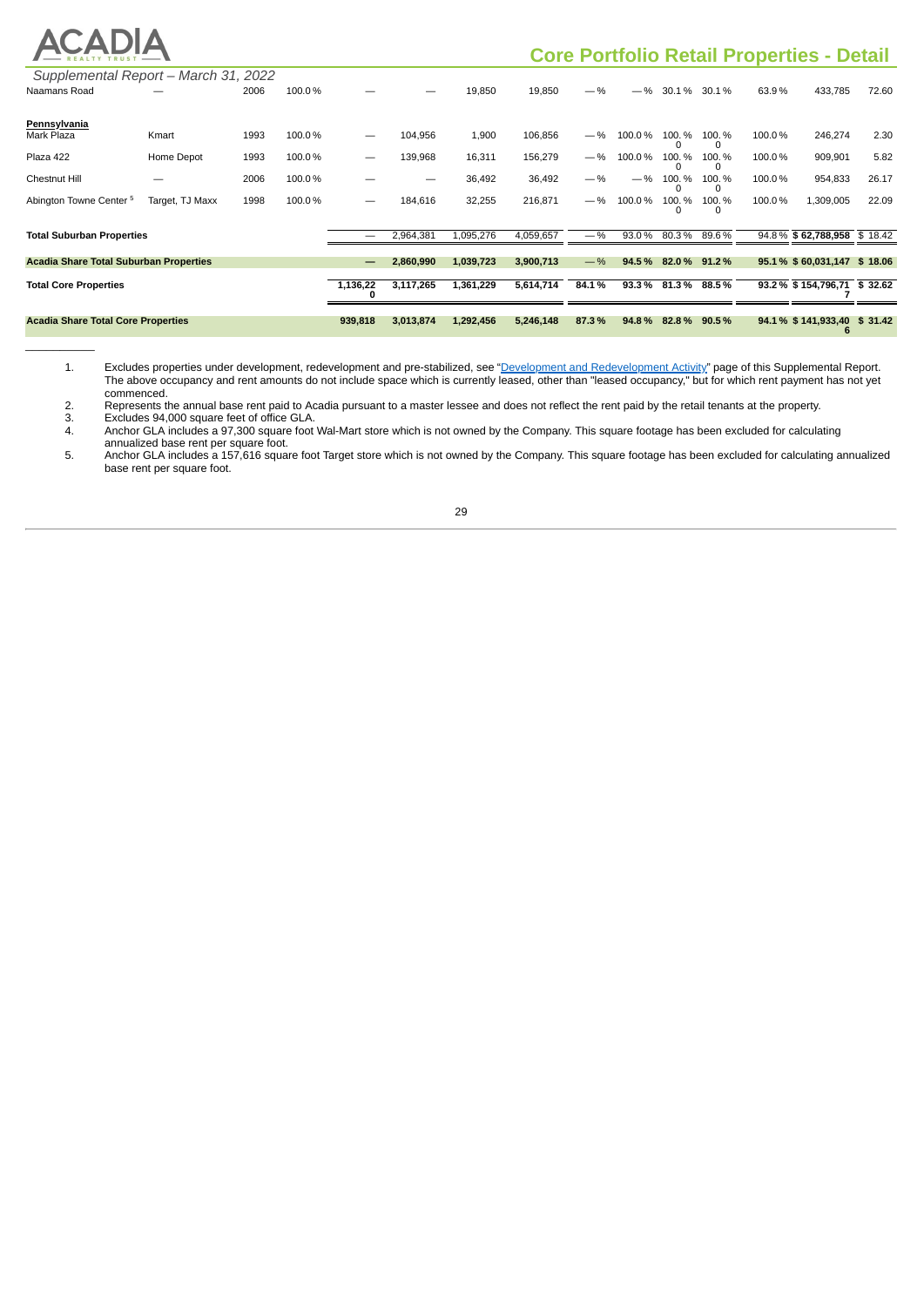# Core Portfolio Retail Properties - Detail

*Supplemental Report – March 31, 2022*

| | | | | | | | | | | | | | | |
|---|---|---|---|---|---|---|---|---|---|---|---|---|---|---|
| Naamans Road | — | 2006 | 100.0 % | — | — | 19,850 | 19,850 | — % | — % | 30.1 % | 30.1 % | 63.9 % | 433,785 | 72.60 |
| **Pennsylvania** | | | | | | | | | | | | | | |
| Mark Plaza | Kmart | 1993 | 100.0 % | — | 104,956 | 1,900 | 106,856 | — % | 100.0 % | 100.0 % | 100.0 % | 100.0 % | 246,274 | 2.30 |
| Plaza 422 | Home Depot | 1993 | 100.0 % | — | 139,968 | 16,311 | 156,279 | — % | 100.0 % | 100.0 % | 100.0 % | 100.0 % | 909,901 | 5.82 |
| Chestnut Hill | — | 2006 | 100.0 % | — | — | 36,492 | 36,492 | — % | — % | 100.0 % | 100.0 % | 100.0 % | 954,833 | 26.17 |
| Abington Towne Center [5] | Target, TJ Maxx | 1998 | 100.0 % | — | 184,616 | 32,255 | 216,871 | — % | 100.0 % | 100.0 % | 100.0 % | 100.0 % | 1,309,005 | 22.09 |
| **Total Suburban Properties** | | | | — | 2,964,381 | 1,095,276 | 4,059,657 | — % | 93.0 % | 80.3 % | 89.6 % | 94.8 % | **$ 62,788,958** | $ 18.42 |
| **Acadia Share Total Suburban Properties** | | | | **—** | **2,860,990** | **1,039,723** | **3,900,713** | **— %** | **94.5 %** | **82.0 %** | **91.2 %** | **95.1 %** | **$ 60,031,147** | **$ 18.06** |
| **Total Core Properties** | | | | **1,136,220** | **3,117,265** | **1,361,229** | **5,614,714** | **84.1 %** | **93.3 %** | **81.3 %** | **88.5 %** | **93.2 %** | **$ 154,796,717** | **$ 32.62** |
| **Acadia Share Total Core Properties** | | | | **939,818** | **3,013,874** | **1,292,456** | **5,246,148** | **87.3 %** | **94.8 %** | **82.8 %** | **90.5 %** | **94.1 %** | **$ 141,933,406** | **$ 31.42** |

1. Excludes properties under development, redevelopment and pre-stabilized, see "Development and Redevelopment Activity" page of this Supplemental Report. The above occupancy and rent amounts do not include space which is currently leased, other than "leased occupancy," but for which rent payment has not yet commenced.
2. Represents the annual base rent paid to Acadia pursuant to a master lessee and does not reflect the rent paid by the retail tenants at the property.
3. Excludes 94,000 square feet of office GLA.
4. Anchor GLA includes a 97,300 square foot Wal-Mart store which is not owned by the Company. This square footage has been excluded for calculating annualized base rent per square foot.
5. Anchor GLA includes a 157,616 square foot Target store which is not owned by the Company. This square footage has been excluded for calculating annualized base rent per square foot.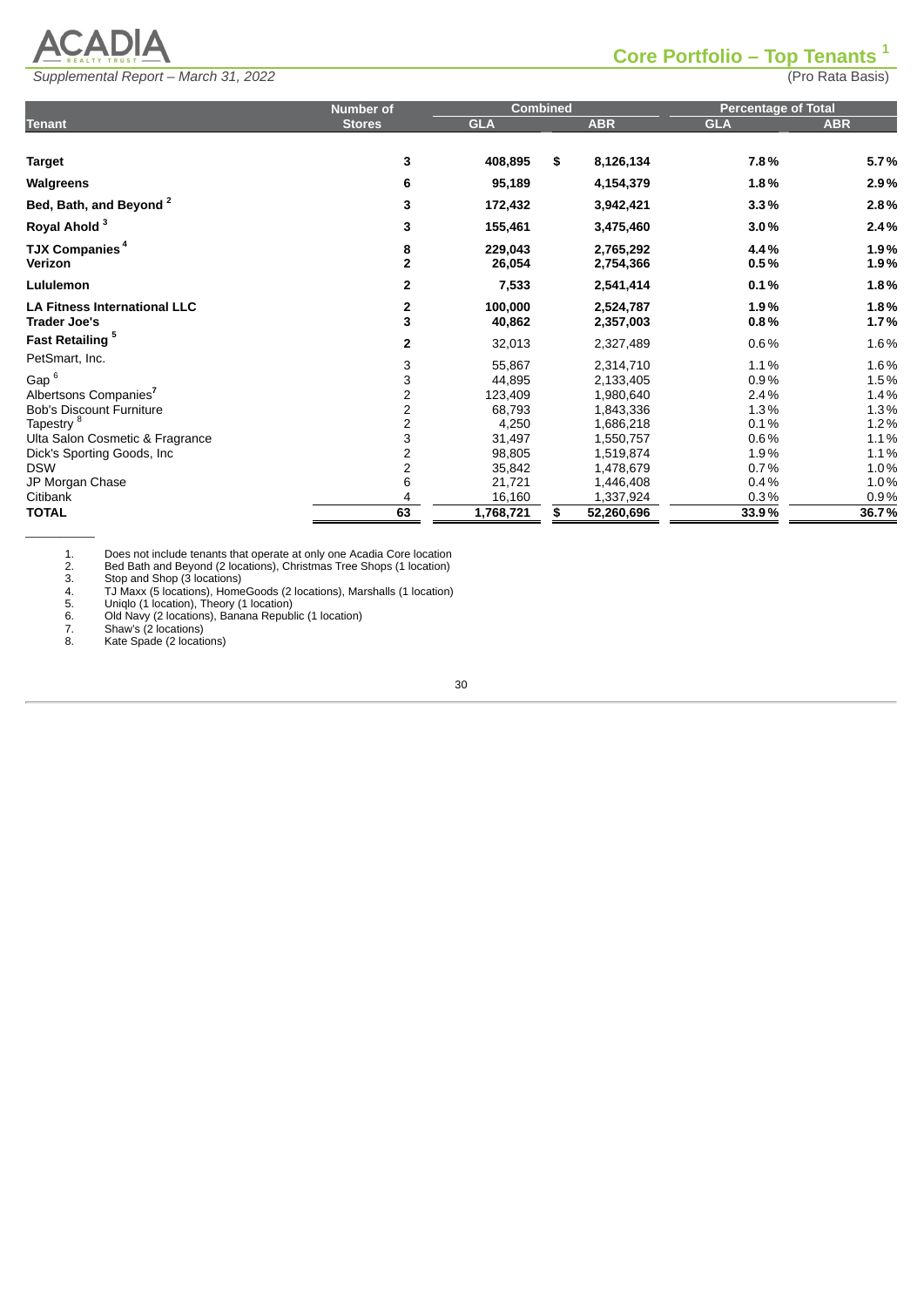# Core Portfolio – Top Tenants [1]

*Supplemental Report – March 31, 2022*

(Pro Rata Basis)

| Tenant | Number of Stores | Combined GLA | Combined ABR | Percentage of Total GLA | Percentage of Total ABR |
|---|---|---|---|---|---|
| **Target** | **3** | **408,895** | **$ 8,126,134** | **7.8%** | **5.7%** |
| **Walgreens** | **6** | **95,189** | **4,154,379** | **1.8%** | **2.9%** |
| **Bed, Bath, and Beyond [2]** | **3** | **172,432** | **3,942,421** | **3.3%** | **2.8%** |
| **Royal Ahold [3]** | **3** | **155,461** | **3,475,460** | **3.0%** | **2.4%** |
| **TJX Companies [4]** | **8** | **229,043** | **2,765,292** | **4.4%** | **1.9%** |
| **Verizon** | **2** | **26,054** | **2,754,366** | **0.5%** | **1.9%** |
| **Lululemon** | **2** | **7,533** | **2,541,414** | **0.1%** | **1.8%** |
| **LA Fitness International LLC** | **2** | **100,000** | **2,524,787** | **1.9%** | **1.8%** |
| **Trader Joe's** | **3** | **40,862** | **2,357,003** | **0.8%** | **1.7%** |
| **Fast Retailing [5]** | **2** | 32,013 | 2,327,489 | 0.6% | 1.6% |
| PetSmart, Inc. | 3 | 55,867 | 2,314,710 | 1.1% | 1.6% |
| Gap [6] | 3 | 44,895 | 2,133,405 | 0.9% | 1.5% |
| Albertsons Companies[7] | 2 | 123,409 | 1,980,640 | 2.4% | 1.4% |
| Bob's Discount Furniture | 2 | 68,793 | 1,843,336 | 1.3% | 1.3% |
| Tapestry [8] | 2 | 4,250 | 1,686,218 | 0.1% | 1.2% |
| Ulta Salon Cosmetic & Fragrance | 3 | 31,497 | 1,550,757 | 0.6% | 1.1% |
| Dick's Sporting Goods, Inc | 2 | 98,805 | 1,519,874 | 1.9% | 1.1% |
| DSW | 2 | 35,842 | 1,478,679 | 0.7% | 1.0% |
| JP Morgan Chase | 6 | 21,721 | 1,446,408 | 0.4% | 1.0% |
| Citibank | 4 | 16,160 | 1,337,924 | 0.3% | 0.9% |
| **TOTAL** | **63** | **1,768,721** | **$ 52,260,696** | **33.9%** | **36.7%** |

1. Does not include tenants that operate at only one Acadia Core location
2. Bed Bath and Beyond (2 locations), Christmas Tree Shops (1 location)
3. Stop and Shop (3 locations)
4. TJ Maxx (5 locations), HomeGoods (2 locations), Marshalls (1 location)
5. Uniqlo (1 location), Theory (1 location)
6. Old Navy (2 locations), Banana Republic (1 location)
7. Shaw's (2 locations)
8. Kate Spade (2 locations)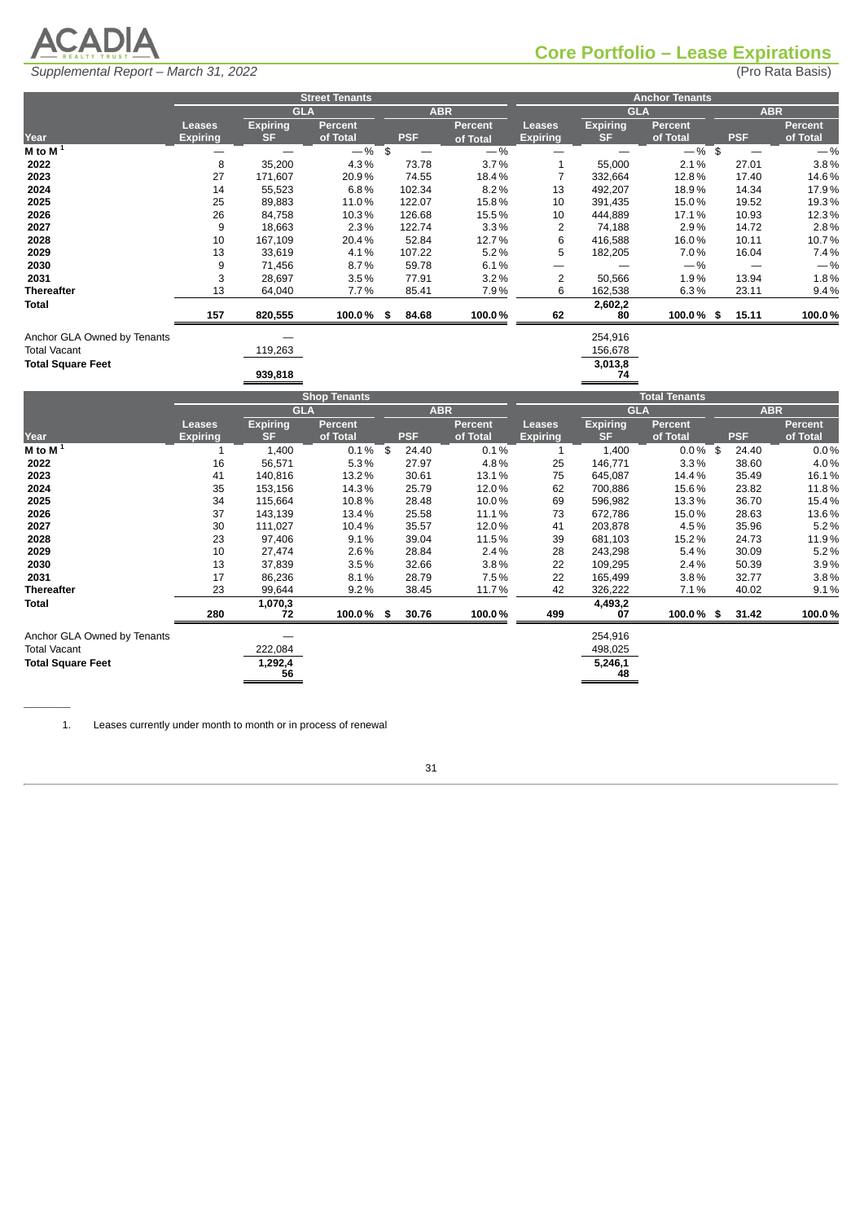# Core Portfolio – Lease Expirations

Supplemental Report – March 31, 2022

(Pro Rata Basis)

| | Street Tenants | | | | | Anchor Tenants | | | | |
|---|---|---|---|---|---|---|---|---|---|---|
| | GLA | | | ABR | | GLA | | | ABR | |
| Year | Leases Expiring | Expiring SF | Percent of Total | PSF | Percent of Total | Leases Expiring | Expiring SF | Percent of Total | PSF | Percent of Total |
| M to M [1] | — | — | —% | $ — | —% | — | — | —% | $ — | —% |
| 2022 | 8 | 35,200 | 4.3% | 73.78 | 3.7% | 1 | 55,000 | 2.1% | 27.01 | 3.8% |
| 2023 | 27 | 171,607 | 20.9% | 74.55 | 18.4% | 7 | 332,664 | 12.8% | 17.40 | 14.6% |
| 2024 | 14 | 55,523 | 6.8% | 102.34 | 8.2% | 13 | 492,207 | 18.9% | 14.34 | 17.9% |
| 2025 | 25 | 89,883 | 11.0% | 122.07 | 15.8% | 10 | 391,435 | 15.0% | 19.52 | 19.3% |
| 2026 | 26 | 84,758 | 10.3% | 126.68 | 15.5% | 10 | 444,889 | 17.1% | 10.93 | 12.3% |
| 2027 | 9 | 18,663 | 2.3% | 122.74 | 3.3% | 2 | 74,188 | 2.9% | 14.72 | 2.8% |
| 2028 | 10 | 167,109 | 20.4% | 52.84 | 12.7% | 6 | 416,588 | 16.0% | 10.11 | 10.7% |
| 2029 | 13 | 33,619 | 4.1% | 107.22 | 5.2% | 5 | 182,205 | 7.0% | 16.04 | 7.4% |
| 2030 | 9 | 71,456 | 8.7% | 59.78 | 6.1% | — | — | —% | — | —% |
| 2031 | 3 | 28,697 | 3.5% | 77.91 | 3.2% | 2 | 50,566 | 1.9% | 13.94 | 1.8% |
| Thereafter | 13 | 64,040 | 7.7% | 85.41 | 7.9% | 6 | 162,538 | 6.3% | 23.11 | 9.4% |
| **Total** | **157** | **820,555** | **100.0%** | **$ 84.68** | **100.0%** | **62** | **2,602,280** | **100.0%** | **$ 15.11** | **100.0%** |
| Anchor GLA Owned by Tenants | | — | | | | | 254,916 | | | |
| Total Vacant | | 119,263 | | | | | 156,678 | | | |
| **Total Square Feet** | | **939,818** | | | | | **3,013,874** | | | |

| | Shop Tenants | | | | | Total Tenants | | | | |
|---|---|---|---|---|---|---|---|---|---|---|
| | GLA | | | ABR | | GLA | | | ABR | |
| Year | Leases Expiring | Expiring SF | Percent of Total | PSF | Percent of Total | Leases Expiring | Expiring SF | Percent of Total | PSF | Percent of Total |
| M to M [1] | 1 | 1,400 | 0.1% | $ 24.40 | 0.1% | 1 | 1,400 | 0.0% | $ 24.40 | 0.0% |
| 2022 | 16 | 56,571 | 5.3% | 27.97 | 4.8% | 25 | 146,771 | 3.3% | 38.60 | 4.0% |
| 2023 | 41 | 140,816 | 13.2% | 30.61 | 13.1% | 75 | 645,087 | 14.4% | 35.49 | 16.1% |
| 2024 | 35 | 153,156 | 14.3% | 25.79 | 12.0% | 62 | 700,886 | 15.6% | 23.82 | 11.8% |
| 2025 | 34 | 115,664 | 10.8% | 28.48 | 10.0% | 69 | 596,982 | 13.3% | 36.70 | 15.4% |
| 2026 | 37 | 143,139 | 13.4% | 25.58 | 11.1% | 73 | 672,786 | 15.0% | 28.63 | 13.6% |
| 2027 | 30 | 111,027 | 10.4% | 35.57 | 12.0% | 41 | 203,878 | 4.5% | 35.96 | 5.2% |
| 2028 | 23 | 97,406 | 9.1% | 39.04 | 11.5% | 39 | 681,103 | 15.2% | 24.73 | 11.9% |
| 2029 | 10 | 27,474 | 2.6% | 28.84 | 2.4% | 28 | 243,298 | 5.4% | 30.09 | 5.2% |
| 2030 | 13 | 37,839 | 3.5% | 32.66 | 3.8% | 22 | 109,295 | 2.4% | 50.39 | 3.9% |
| 2031 | 17 | 86,236 | 8.1% | 28.79 | 7.5% | 22 | 165,499 | 3.8% | 32.77 | 3.8% |
| Thereafter | 23 | 99,644 | 9.2% | 38.45 | 11.7% | 42 | 326,222 | 7.1% | 40.02 | 9.1% |
| **Total** | **280** | **1,070,372** | **100.0%** | **$ 30.76** | **100.0%** | **499** | **4,493,207** | **100.0%** | **$ 31.42** | **100.0%** |
| Anchor GLA Owned by Tenants | | — | | | | | 254,916 | | | |
| Total Vacant | | 222,084 | | | | | 498,025 | | | |
| **Total Square Feet** | | **1,292,456** | | | | | **5,246,148** | | | |

1. Leases currently under month to month or in process of renewal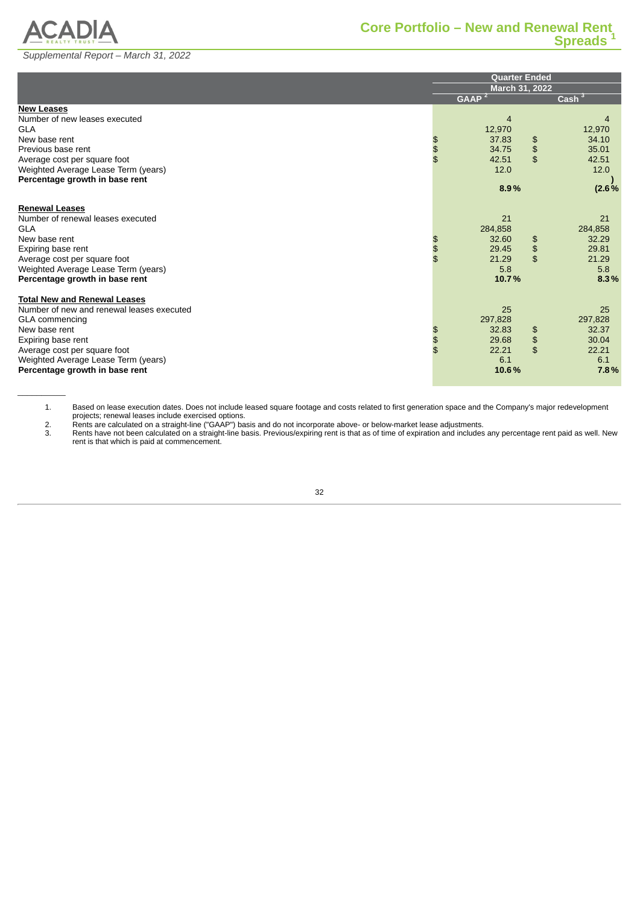# Core Portfolio – New and Renewal Rent Spreads [1]

*Supplemental Report – March 31, 2022*

| | Quarter Ended March 31, 2022 | |
|---|---|---|
| | GAAP [2] | Cash [3] |
| **New Leases** | | |
| Number of new leases executed | 4 | 4 |
| GLA | 12,970 | 12,970 |
| New base rent | $ 37.83 | $ 34.10 |
| Previous base rent | $ 34.75 | $ 35.01 |
| Average cost per square foot | $ 42.51 | $ 42.51 |
| Weighted Average Lease Term (years) | 12.0 | 12.0 |
| **Percentage growth in base rent** | **8.9%** | **(2.6)%** |
| **Renewal Leases** | | |
| Number of renewal leases executed | 21 | 21 |
| GLA | 284,858 | 284,858 |
| New base rent | $ 32.60 | $ 32.29 |
| Expiring base rent | $ 29.45 | $ 29.81 |
| Average cost per square foot | $ 21.29 | $ 21.29 |
| Weighted Average Lease Term (years) | 5.8 | 5.8 |
| **Percentage growth in base rent** | **10.7%** | **8.3%** |
| **Total New and Renewal Leases** | | |
| Number of new and renewal leases executed | 25 | 25 |
| GLA commencing | 297,828 | 297,828 |
| New base rent | $ 32.83 | $ 32.37 |
| Expiring base rent | $ 29.68 | $ 30.04 |
| Average cost per square foot | $ 22.21 | $ 22.21 |
| Weighted Average Lease Term (years) | 6.1 | 6.1 |
| **Percentage growth in base rent** | **10.6%** | **7.8%** |

1. Based on lease execution dates. Does not include leased square footage and costs related to first generation space and the Company's major redevelopment projects; renewal leases include exercised options.
2. Rents are calculated on a straight-line ("GAAP") basis and do not incorporate above- or below-market lease adjustments.
3. Rents have not been calculated on a straight-line basis. Previous/expiring rent is that as of time of expiration and includes any percentage rent paid as well. New rent is that which is paid at commencement.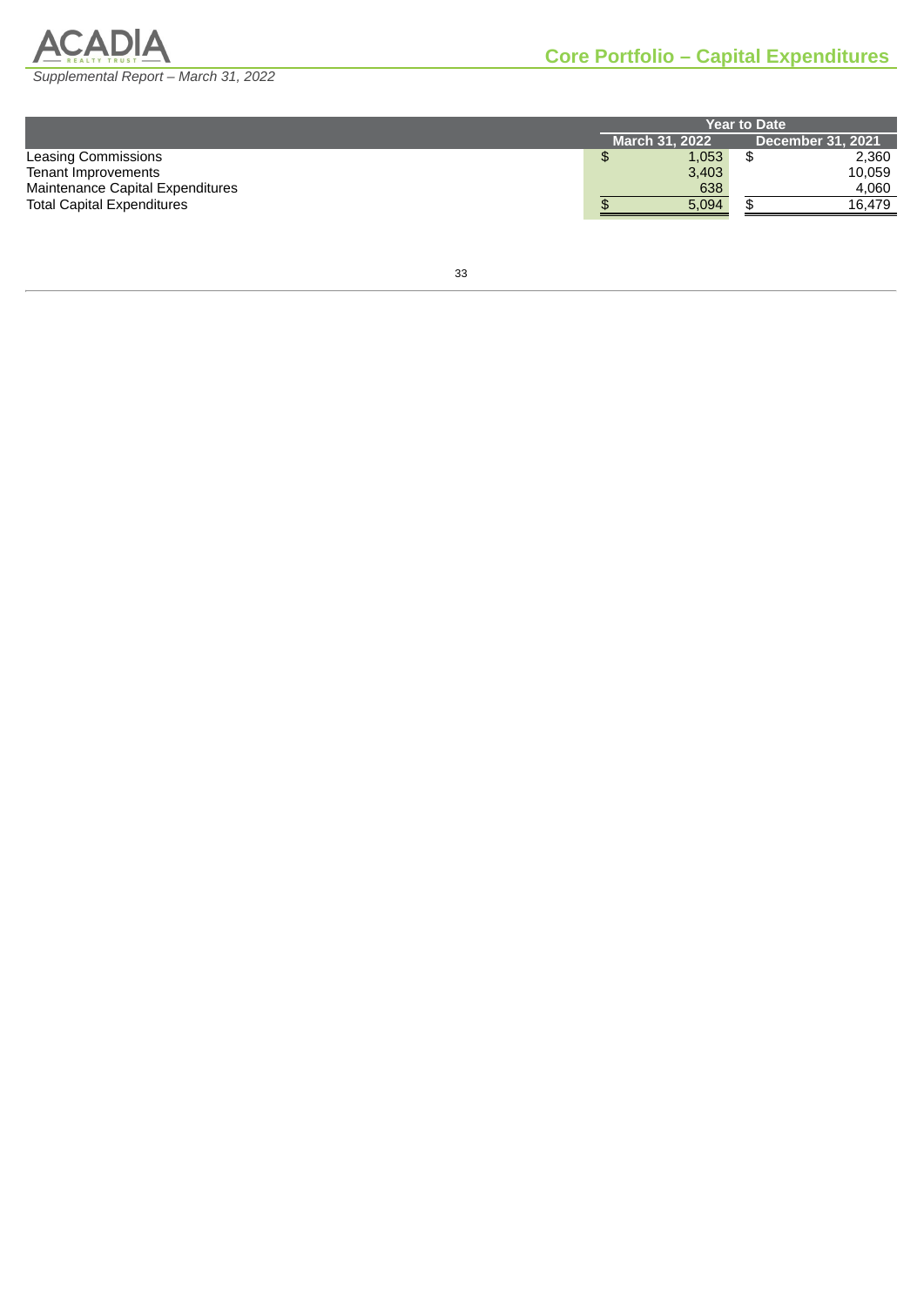# Core Portfolio – Capital Expenditures

| | Year to Date | |
|---|---|---|
| | March 31, 2022 | December 31, 2021 |
| Leasing Commissions | $ 1,053 | $ 2,360 |
| Tenant Improvements | 3,403 | 10,059 |
| Maintenance Capital Expenditures | 638 | 4,060 |
| Total Capital Expenditures | $ 5,094 | $ 16,479 |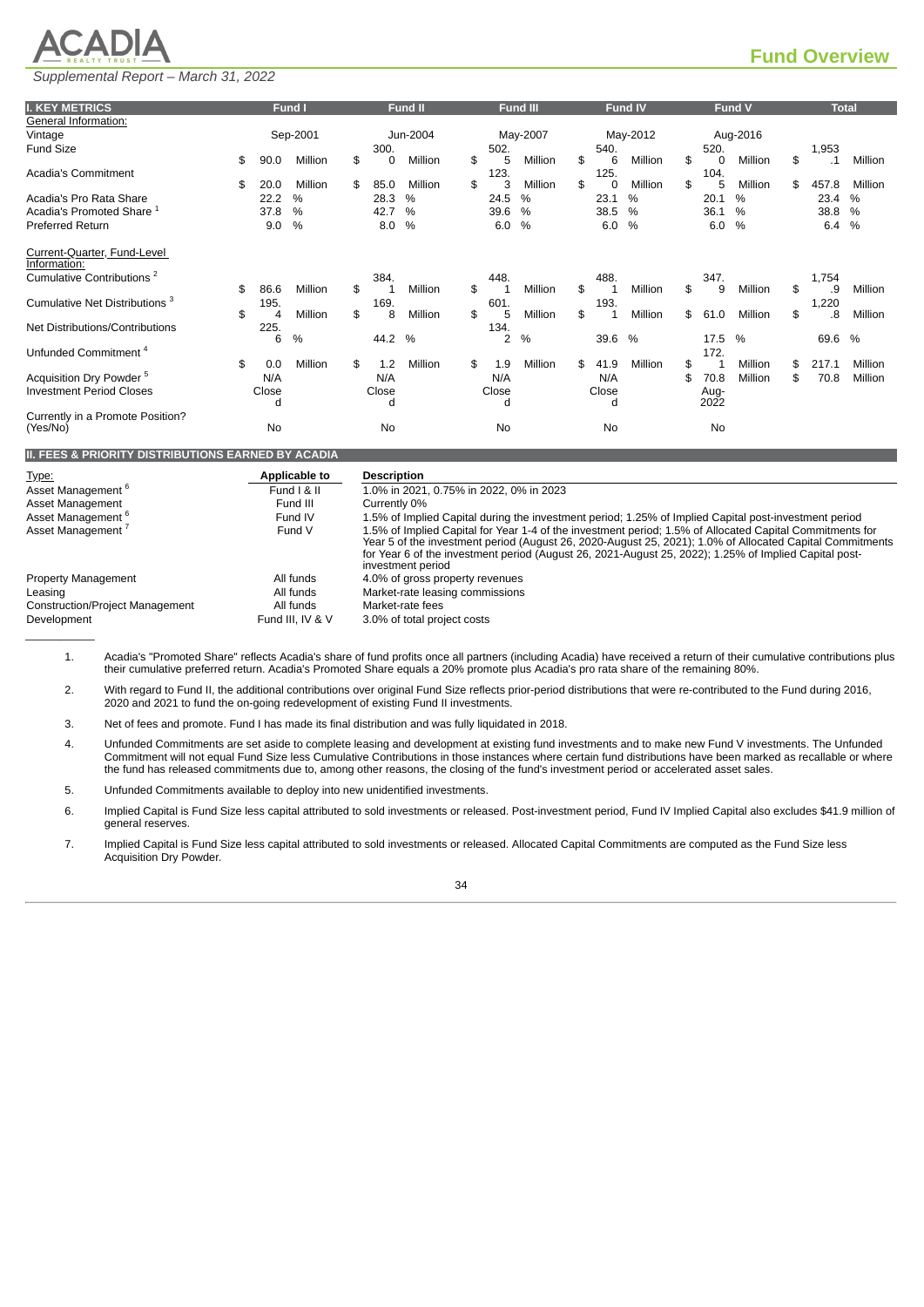## Fund Overview

| I. KEY METRICS | Fund I | Fund II | Fund III | Fund IV | Fund V | Total |
|---|---|---|---|---|---|---|
| General Information: | | | | | | |
| Vintage | Sep-2001 | Jun-2004 | May-2007 | May-2012 | Aug-2016 | |
| Fund Size | $ 90.0 Million | $ 300.0 Million | $ 502.5 Million | $ 540.6 Million | $ 520.0 Million | $ 1,953.1 Million |
| Acadia's Commitment | $ 20.0 Million | $ 85.0 Million | $ 123.3 Million | $ 125.0 Million | $ 104.5 Million | $ 457.8 Million |
| Acadia's Pro Rata Share | 22.2 % | 28.3 % | 24.5 % | 23.1 % | 20.1 % | 23.4 % |
| Acadia's Promoted Share [1] | 37.8 % | 42.7 % | 39.6 % | 38.5 % | 36.1 % | 38.8 % |
| Preferred Return | 9.0 % | 8.0 % | 6.0 % | 6.0 % | 6.0 % | 6.4 % |
| Current-Quarter, Fund-Level Information: | | | | | | |
| Cumulative Contributions [2] | $ 86.6 Million | $ 384.1 Million | $ 448.1 Million | $ 488.1 Million | $ 347.9 Million | $ 1,754.9 Million |
| Cumulative Net Distributions [3] | $ 195.4 Million | $ 169.8 Million | $ 601.5 Million | $ 193.1 Million | $ 61.0 Million | $ 1,220.8 Million |
| Net Distributions/Contributions | 225.6 % | 44.2 % | 134.2 % | 39.6 % | 17.5 % | 69.6 % |
| Unfunded Commitment [4] | $ 0.0 Million | $ 1.2 Million | $ 1.9 Million | $ 41.9 Million | $ 172.1 Million | $ 217.1 Million |
| Acquisition Dry Powder [5] | N/A | N/A | N/A | N/A | $ 70.8 Million | $ 70.8 Million |
| Investment Period Closes | Closed | Closed | Closed | Closed | Aug-2022 | |
| Currently in a Promote Position? (Yes/No) | No | No | No | No | No | |

**II. FEES & PRIORITY DISTRIBUTIONS EARNED BY ACADIA**

| Type: | Applicable to | Description |
|---|---|---|
| Asset Management [6] | Fund I & II | 1.0% in 2021, 0.75% in 2022, 0% in 2023 |
| Asset Management | Fund III | Currently 0% |
| Asset Management [6] | Fund IV | 1.5% of Implied Capital during the investment period; 1.25% of Implied Capital post-investment period |
| Asset Management [7] | Fund V | 1.5% of Implied Capital for Year 1-4 of the investment period; 1.5% of Allocated Capital Commitments for Year 5 of the investment period (August 26, 2020-August 25, 2021); 1.0% of Allocated Capital Commitments for Year 6 of the investment period (August 26, 2021-August 25, 2022); 1.25% of Implied Capital post-investment period |
| Property Management | All funds | 4.0% of gross property revenues |
| Leasing | All funds | Market-rate leasing commissions |
| Construction/Project Management | All funds | Market-rate fees |
| Development | Fund III, IV & V | 3.0% of total project costs |

1. Acadia's "Promoted Share" reflects Acadia's share of fund profits once all partners (including Acadia) have received a return of their cumulative contributions plus their cumulative preferred return. Acadia's Promoted Share equals a 20% promote plus Acadia's pro rata share of the remaining 80%.
2. With regard to Fund II, the additional contributions over original Fund Size reflects prior-period distributions that were re-contributed to the Fund during 2016, 2020 and 2021 to fund the on-going redevelopment of existing Fund II investments.
3. Net of fees and promote. Fund I has made its final distribution and was fully liquidated in 2018.
4. Unfunded Commitments are set aside to complete leasing and development at existing fund investments and to make new Fund V investments. The Unfunded Commitment will not equal Fund Size less Cumulative Contributions in those instances where certain fund distributions have been marked as recallable or where the fund has released commitments due to, among other reasons, the closing of the fund's investment period or accelerated asset sales.
5. Unfunded Commitments available to deploy into new unidentified investments.
6. Implied Capital is Fund Size less capital attributed to sold investments or released. Post-investment period, Fund IV Implied Capital also excludes $41.9 million of general reserves.
7. Implied Capital is Fund Size less capital attributed to sold investments or released. Allocated Capital Commitments are computed as the Fund Size less Acquisition Dry Powder.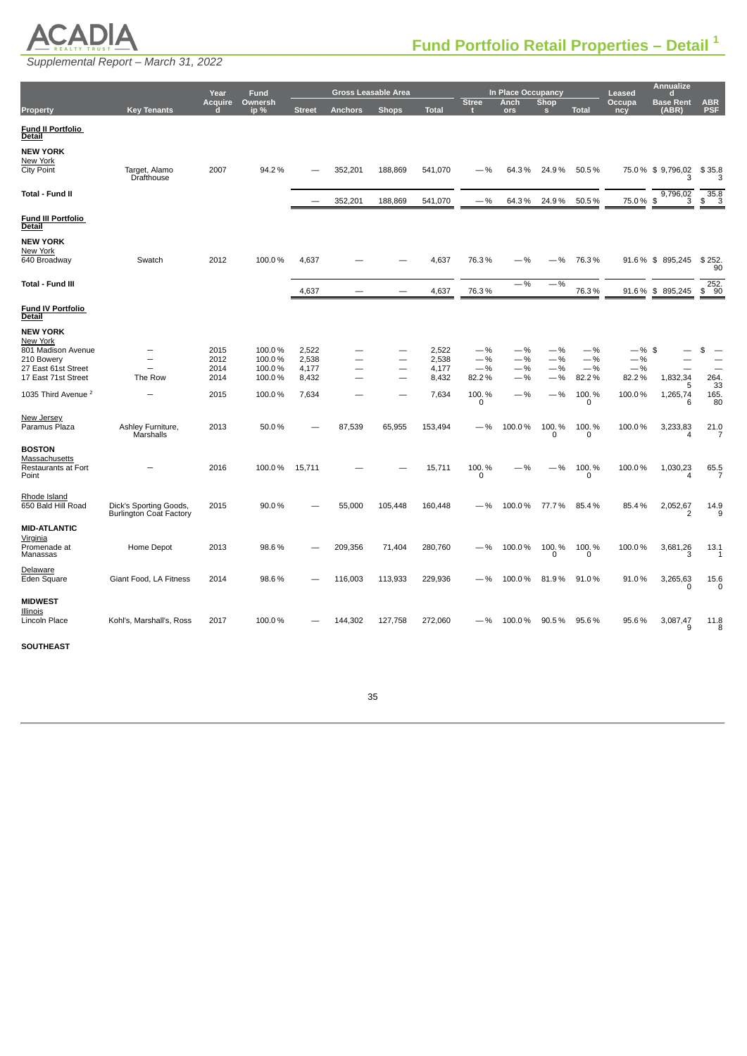# Fund Portfolio Retail Properties – Detail [1]

*Supplemental Report – March 31, 2022*

| Property | Key Tenants | Year Acquired | Fund Ownership % | Gross Leasable Area | | | | In Place Occupancy | | | | Leased Occupancy | Annualized Base Rent (ABR) | ABR PSF |
|---|---|---|---|---|---|---|---|---|---|---|---|---|---|---|
| | | | | Street | Anchors | Shops | Total | Street | Anchors | Shops | Total | | | |
| **Fund II Portfolio Detail** | | | | | | | | | | | | | | |
| **NEW YORK** | | | | | | | | | | | | | | |
| New York | | | | | | | | | | | | | | |
| City Point | Target, Alamo Drafthouse | 2007 | 94.2 % | — | 352,201 | 188,869 | 541,070 | — % | 64.3 % | 24.9 % | 50.5 % | 75.0 % | $ 9,796,023 | $ 35.83 |
| **Total - Fund II** | | | | — | 352,201 | 188,869 | 541,070 | — % | 64.3 % | 24.9 % | 50.5 % | 75.0 % | $ 9,796,023 | $ 35.83 |
| **Fund III Portfolio Detail** | | | | | | | | | | | | | | |
| **NEW YORK** | | | | | | | | | | | | | | |
| New York | | | | | | | | | | | | | | |
| 640 Broadway | Swatch | 2012 | 100.0 % | 4,637 | — | — | 4,637 | 76.3 % | — % | — % | 76.3 % | 91.6 % | $ 895,245 | $ 252.90 |
| **Total - Fund III** | | | | 4,637 | — | — | 4,637 | 76.3 % | — % | — % | 76.3 % | 91.6 % | $ 895,245 | $ 252.90 |
| **Fund IV Portfolio Detail** | | | | | | | | | | | | | | |
| **NEW YORK** | | | | | | | | | | | | | | |
| New York | | | | | | | | | | | | | | |
| 801 Madison Avenue | — | 2015 | 100.0 % | 2,522 | — | — | 2,522 | — % | — % | — % | — % | — % | $ — | $ — |
| 210 Bowery | — | 2012 | 100.0 % | 2,538 | — | — | 2,538 | — % | — % | — % | — % | — % | — | — |
| 27 East 61st Street | — | 2014 | 100.0 % | 4,177 | — | — | 4,177 | — % | — % | — % | — % | — % | — | — |
| 17 East 71st Street | The Row | 2014 | 100.0 % | 8,432 | — | — | 8,432 | 82.2 % | — % | — % | 82.2 % | 82.2 % | 1,832,345 | 264.33 |
| 1035 Third Avenue [2] | — | 2015 | 100.0 % | 7,634 | — | — | 7,634 | 100.0 % | — % | — % | 100.0 % | 100.0 % | 1,265,746 | 165.80 |
| New Jersey | | | | | | | | | | | | | | |
| Paramus Plaza | Ashley Furniture, Marshalls | 2013 | 50.0 % | — | 87,539 | 65,955 | 153,494 | — % | 100.0 % | 100.0 % | 100.0 % | 100.0 % | 3,233,834 | 21.07 |
| **BOSTON** | | | | | | | | | | | | | | |
| Massachusetts | | | | | | | | | | | | | | |
| Restaurants at Fort Point | — | 2016 | 100.0 % | 15,711 | — | — | 15,711 | 100.0 % | — % | — % | 100.0 % | 100.0 % | 1,030,234 | 65.57 |
| Rhode Island | | | | | | | | | | | | | | |
| 650 Bald Hill Road | Dick's Sporting Goods, Burlington Coat Factory | 2015 | 90.0 % | — | 55,000 | 105,448 | 160,448 | — % | 100.0 % | 77.7 % | 85.4 % | 85.4 % | 2,052,672 | 14.99 |
| **MID-ATLANTIC** | | | | | | | | | | | | | | |
| Virginia | | | | | | | | | | | | | | |
| Promenade at Manassas | Home Depot | 2013 | 98.6 % | — | 209,356 | 71,404 | 280,760 | — % | 100.0 % | 100.0 % | 100.0 % | 100.0 % | 3,681,263 | 13.11 |
| Delaware | | | | | | | | | | | | | | |
| Eden Square | Giant Food, LA Fitness | 2014 | 98.6 % | — | 116,003 | 113,933 | 229,936 | — % | 100.0 % | 81.9 % | 91.0 % | 91.0 % | 3,265,630 | 15.60 |
| **MIDWEST** | | | | | | | | | | | | | | |
| Illinois | | | | | | | | | | | | | | |
| Lincoln Place | Kohl's, Marshall's, Ross | 2017 | 100.0 % | — | 144,302 | 127,758 | 272,060 | — % | 100.0 % | 90.5 % | 95.6 % | 95.6 % | 3,087,479 | 11.88 |
| **SOUTHEAST** | | | | | | | | | | | | | | |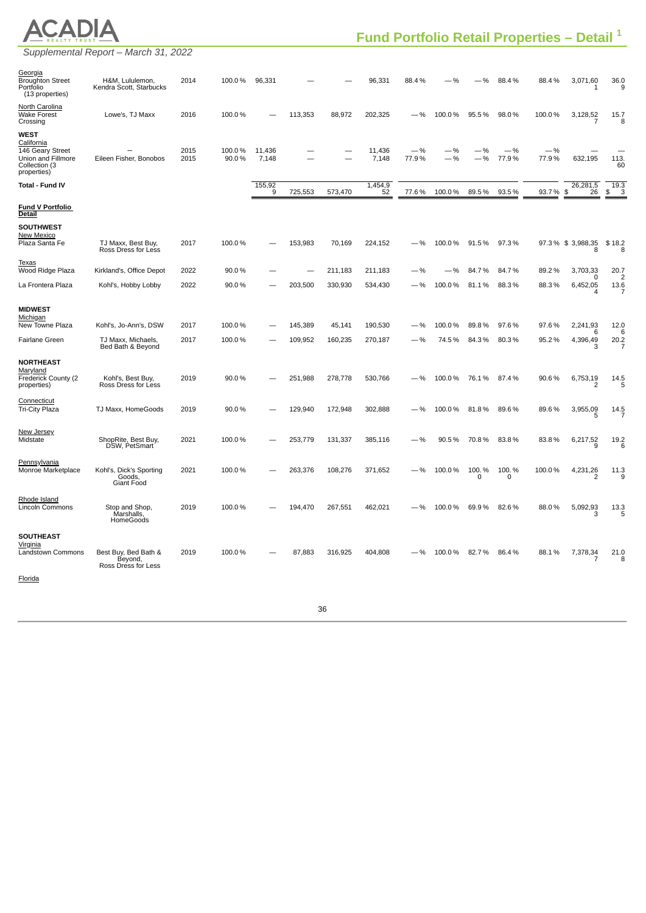# Fund Portfolio Retail Properties – Detail [1]

*Supplemental Report – March 31, 2022*

| Property | Key Tenants | Year Acquired | Ownership % | Anchors GLA | Shops GLA | Total GLA | Anchors Occupied % | Shops Occupied % | Total Occupied % | Leased % | ABR | ABR PSF |
|---|---|---|---|---|---|---|---|---|---|---|---|---|
| **Georgia** | | | | | | | | | | | | |
| Broughton Street Portfolio (13 properties) | H&M, Lululemon, Kendra Scott, Starbucks | 2014 | 100.0 % | 96,331 | — | — | 96,331 | 88.4 % | — % | — % | 88.4 % | 88.4 % | 3,071,601 | 36.09 |
| **North Carolina** | | | | | | | | | | | | |
| Wake Forest Crossing | Lowe's, TJ Maxx | 2016 | 100.0 % | — | 113,353 | 88,972 | 202,325 | — % | 100.0 % | 95.5 % | 98.0 % | 100.0 % | 3,128,527 | 15.78 |
| **WEST** | | | | | | | | | | | | |
| **California** | | | | | | | | | | | | |
| 146 Geary Street | — | 2015 | 100.0 % | 11,436 | — | — | 11,436 | — % | — % | — % | — % | — % | — | — |
| Union and Fillmore Collection (3 properties) | Eileen Fisher, Bonobos | 2015 | 90.0 % | 7,148 | — | — | 7,148 | 77.9 % | — % | — % | 77.9 % | 77.9 % | 632,195 | 113.60 |
| **Total - Fund IV** | | | | 155,929 | 725,553 | 573,470 | 1,454,952 | 77.6 % | 100.0 % | 89.5 % | 93.5 % | 93.7 % | $ 26,281,526 | $ 19.33 |

## Fund V Portfolio Detail

| Property | Key Tenants | Year Acquired | Ownership % | Street GLA | Anchors GLA | Shops GLA | Total GLA | Street Occupied % | Anchors Occupied % | Shops Occupied % | Total Occupied % | Leased % | ABR | ABR PSF |
|---|---|---|---|---|---|---|---|---|---|---|---|---|---|---|
| **SOUTHWEST** | | | | | | | | | | | | | | |
| **New Mexico** | | | | | | | | | | | | | | |
| Plaza Santa Fe | TJ Maxx, Best Buy, Ross Dress for Less | 2017 | 100.0 % | — | 153,983 | 70,169 | 224,152 | — % | 100.0 % | 91.5 % | 97.3 % | 97.3 % | $ 3,988,358 | $ 18.28 |
| **Texas** | | | | | | | | | | | | | | |
| Wood Ridge Plaza | Kirkland's, Office Depot | 2022 | 90.0 % | — | — | 211,183 | 211,183 | — % | — % | 84.7 % | 84.7 % | 89.2 % | 3,703,330 | 20.72 |
| La Frontera Plaza | Kohl's, Hobby Lobby | 2022 | 90.0 % | — | 203,500 | 330,930 | 534,430 | — % | 100.0 % | 81.1 % | 88.3 % | 88.3 % | 6,452,054 | 13.67 |
| **MIDWEST** | | | | | | | | | | | | | | |
| **Michigan** | | | | | | | | | | | | | | |
| New Towne Plaza | Kohl's, Jo-Ann's, DSW | 2017 | 100.0 % | — | 145,389 | 45,141 | 190,530 | — % | 100.0 % | 89.8 % | 97.6 % | 97.6 % | 2,241,936 | 12.06 |
| Fairlane Green | TJ Maxx, Michaels, Bed Bath & Beyond | 2017 | 100.0 % | — | 109,952 | 160,235 | 270,187 | — % | 74.5 % | 84.3 % | 80.3 % | 95.2 % | 4,396,493 | 20.27 |
| **NORTHEAST** | | | | | | | | | | | | | | |
| **Maryland** | | | | | | | | | | | | | | |
| Frederick County (2 properties) | Kohl's, Best Buy, Ross Dress for Less | 2019 | 90.0 % | — | 251,988 | 278,778 | 530,766 | — % | 100.0 % | 76.1 % | 87.4 % | 90.6 % | 6,753,192 | 14.55 |
| **Connecticut** | | | | | | | | | | | | | | |
| Tri-City Plaza | TJ Maxx, HomeGoods | 2019 | 90.0 % | — | 129,940 | 172,948 | 302,888 | — % | 100.0 % | 81.8 % | 89.6 % | 89.6 % | 3,955,095 | 14.57 |
| **New Jersey** | | | | | | | | | | | | | | |
| Midstate | ShopRite, Best Buy, DSW, PetSmart | 2021 | 100.0 % | — | 253,779 | 131,337 | 385,116 | — % | 90.5 % | 70.8 % | 83.8 % | 83.8 % | 6,217,529 | 19.26 |
| **Pennsylvania** | | | | | | | | | | | | | | |
| Monroe Marketplace | Kohl's, Dick's Sporting Goods, Giant Food | 2021 | 100.0 % | — | 263,376 | 108,276 | 371,652 | — % | 100.0 % | 100.0 % | 100.0 % | 100.0 % | 4,231,262 | 11.39 |
| **Rhode Island** | | | | | | | | | | | | | | |
| Lincoln Commons | Stop and Shop, Marshalls, HomeGoods | 2019 | 100.0 % | — | 194,470 | 267,551 | 462,021 | — % | 100.0 % | 69.9 % | 82.6 % | 88.0 % | 5,092,933 | 13.35 |
| **SOUTHEAST** | | | | | | | | | | | | | | |
| **Virginia** | | | | | | | | | | | | | | |
| Landstown Commons | Best Buy, Bed Bath & Beyond, Ross Dress for Less | 2019 | 100.0 % | — | 87,883 | 316,925 | 404,808 | — % | 100.0 % | 82.7 % | 86.4 % | 88.1 % | 7,378,347 | 21.08 |
| **Florida** | | | | | | | | | | | | | | |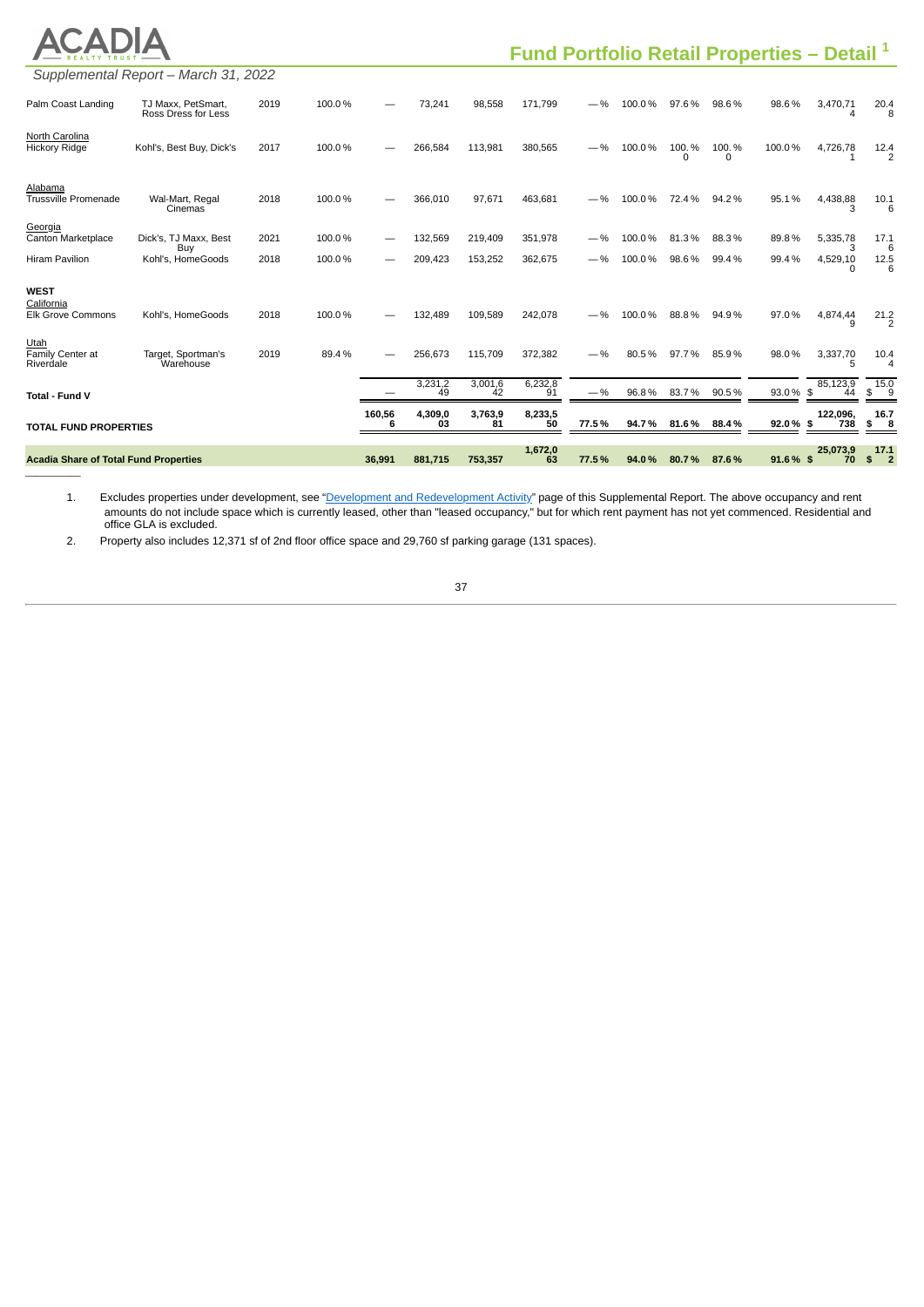# Fund Portfolio Retail Properties – Detail [1]

*Supplemental Report – March 31, 2022*

| Property | Key Tenants | Year Acquired | Acadia's Interest | Street (Urban) | Anchors | Shops | Total | Street (Urban) Occupancy | Anchors Occupancy | Shops Occupancy | Total Occupancy | Leased Occupancy | Annualized Base Rent | ABR PSF |
|---|---|---|---|---|---|---|---|---|---|---|---|---|---|---|
| Palm Coast Landing | TJ Maxx, PetSmart, Ross Dress for Less | 2019 | 100.0% | — | 73,241 | 98,558 | 171,799 | —% | 100.0% | 97.6% | 98.6% | 98.6% | 3,470,714 | 20.48 |
| **North Carolina** | | | | | | | | | | | | | | |
| Hickory Ridge | Kohl's, Best Buy, Dick's | 2017 | 100.0% | — | 266,584 | 113,981 | 380,565 | —% | 100.0% | 100.0% | 100.0% | 100.0% | 4,726,781 | 12.42 |
| **Alabama** | | | | | | | | | | | | | | |
| Trussville Promenade | Wal-Mart, Regal Cinemas | 2018 | 100.0% | — | 366,010 | 97,671 | 463,681 | —% | 100.0% | 72.4% | 94.2% | 95.1% | 4,438,883 | 10.16 |
| **Georgia** | | | | | | | | | | | | | | |
| Canton Marketplace | Dick's, TJ Maxx, Best Buy | 2021 | 100.0% | — | 132,569 | 219,409 | 351,978 | —% | 100.0% | 81.3% | 88.3% | 89.8% | 5,335,783 | 17.16 |
| Hiram Pavilion | Kohl's, HomeGoods | 2018 | 100.0% | — | 209,423 | 153,252 | 362,675 | —% | 100.0% | 98.6% | 99.4% | 99.4% | 4,529,100 | 12.56 |
| **WEST** | | | | | | | | | | | | | | |
| **California** | | | | | | | | | | | | | | |
| Elk Grove Commons | Kohl's, HomeGoods | 2018 | 100.0% | — | 132,489 | 109,589 | 242,078 | —% | 100.0% | 88.8% | 94.9% | 97.0% | 4,874,449 | 21.22 |
| **Utah** | | | | | | | | | | | | | | |
| Family Center at Riverdale | Target, Sportman's Warehouse | 2019 | 89.4% | — | 256,673 | 115,709 | 372,382 | —% | 80.5% | 97.7% | 85.9% | 98.0% | 3,337,705 | 10.44 |
| **Total - Fund V** | | | | — | 3,231,249 | 3,001,642 | 6,232,891 | —% | 96.8% | 83.7% | 90.5% | 93.0% | $ 85,123,944 | $ 15.09 |
| **TOTAL FUND PROPERTIES** | | | | **160,566** | **4,309,003** | **3,763,981** | **8,233,550** | **77.5%** | **94.7%** | **81.6%** | **88.4%** | **92.0%** | **$ 122,096,738** | **$ 16.78** |
| **Acadia Share of Total Fund Properties** | | | | **36,991** | **881,715** | **753,357** | **1,672,063** | **77.5%** | **94.0%** | **80.7%** | **87.6%** | **91.6%** | **$ 25,073,970** | **$ 17.12** |

1. Excludes properties under development, see "Development and Redevelopment Activity" page of this Supplemental Report. The above occupancy and rent amounts do not include space which is currently leased, other than "leased occupancy," but for which rent payment has not yet commenced. Residential and office GLA is excluded.
2. Property also includes 12,371 sf of 2nd floor office space and 29,760 sf parking garage (131 spaces).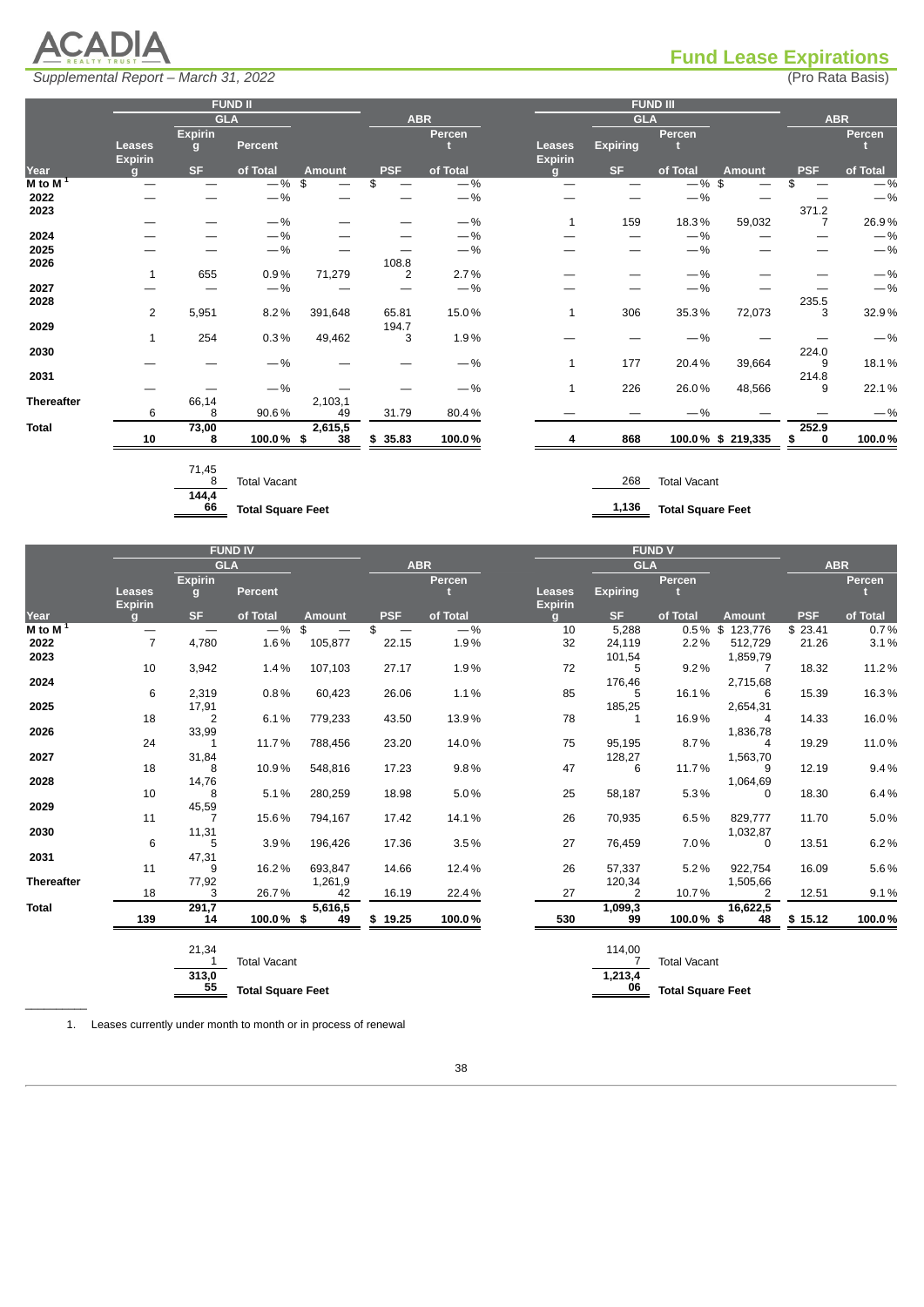# Fund Lease Expirations

Supplemental Report – March 31, 2022

(Pro Rata Basis)

| | FUND II | | | | | | FUND III | | | | | |
|---|---|---|---|---|---|---|---|---|---|---|---|---|
| | GLA | | | ABR | | | GLA | | | ABR | | |
| Year | Leases Expiring | Expiring SF | Percent of Total | Amount | PSF | Percent of Total | Leases Expiring | Expiring SF | Percent of Total | Amount | PSF | Percent of Total |
| M to M [1] | — | — | —% | $ — | $ — | —% | — | — | —% | $ — | $ — | —% |
| 2022 | — | — | —% | — | — | —% | — | — | —% | — | — | —% |
| 2023 | — | — | —% | — | — | —% | 1 | 159 | 18.3% | 59,032 | 371.27 | 26.9% |
| 2024 | — | — | —% | — | — | —% | — | — | —% | — | — | —% |
| 2025 | — | — | —% | — | — | —% | — | — | —% | — | — | —% |
| 2026 | 1 | 655 | 0.9% | 71,279 | 108.82 | 2.7% | — | — | —% | — | — | —% |
| 2027 | — | — | —% | — | — | —% | — | — | —% | — | — | —% |
| 2028 | 2 | 5,951 | 8.2% | 391,648 | 65.81 | 15.0% | 1 | 306 | 35.3% | 72,073 | 235.53 | 32.9% |
| 2029 | 1 | 254 | 0.3% | 49,462 | 194.73 | 1.9% | — | — | —% | — | — | —% |
| 2030 | — | — | —% | — | — | —% | 1 | 177 | 20.4% | 39,664 | 224.09 | 18.1% |
| 2031 | — | — | —% | — | — | —% | 1 | 226 | 26.0% | 48,566 | 214.89 | 22.1% |
| Thereafter | 6 | 66,148 | 90.6% | 2,103,149 | 31.79 | 80.4% | — | — | —% | — | — | —% |
| **Total** | **10** | **73,008** | **100.0%** | **$ 2,615,538** | **$ 35.83** | **100.0%** | **4** | **868** | **100.0%** | **$ 219,335** | **$ 252.90** | **100.0%** |

| FUND II | | FUND III | |
|---|---|---|---|
| 71,458 | Total Vacant | 268 | Total Vacant |
| **144,466** | **Total Square Feet** | **1,136** | **Total Square Feet** |

| | FUND IV | | | | | | FUND V | | | | | |
|---|---|---|---|---|---|---|---|---|---|---|---|---|
| | GLA | | | ABR | | | GLA | | | ABR | | |
| Year | Leases Expiring | Expiring SF | Percent of Total | Amount | PSF | Percent of Total | Leases Expiring | Expiring SF | Percent of Total | Amount | PSF | Percent of Total |
| M to M [1] | — | — | —% | $ — | $ — | —% | 10 | 5,288 | 0.5% | $ 123,776 | $ 23.41 | 0.7% |
| 2022 | 7 | 4,780 | 1.6% | 105,877 | 22.15 | 1.9% | 32 | 24,119 | 2.2% | 512,729 | 21.26 | 3.1% |
| 2023 | 10 | 3,942 | 1.4% | 107,103 | 27.17 | 1.9% | 72 | 101,545 | 9.2% | 1,859,797 | 18.32 | 11.2% |
| 2024 | 6 | 2,319 | 0.8% | 60,423 | 26.06 | 1.1% | 85 | 176,465 | 16.1% | 2,715,686 | 15.39 | 16.3% |
| 2025 | 18 | 17,912 | 6.1% | 779,233 | 43.50 | 13.9% | 78 | 185,251 | 16.9% | 2,654,314 | 14.33 | 16.0% |
| 2026 | 24 | 33,991 | 11.7% | 788,456 | 23.20 | 14.0% | 75 | 95,195 | 8.7% | 1,836,784 | 19.29 | 11.0% |
| 2027 | 18 | 31,848 | 10.9% | 548,816 | 17.23 | 9.8% | 47 | 128,276 | 11.7% | 1,563,709 | 12.19 | 9.4% |
| 2028 | 10 | 14,768 | 5.1% | 280,259 | 18.98 | 5.0% | 25 | 58,187 | 5.3% | 1,064,690 | 18.30 | 6.4% |
| 2029 | 11 | 45,597 | 15.6% | 794,167 | 17.42 | 14.1% | 26 | 70,935 | 6.5% | 829,777 | 11.70 | 5.0% |
| 2030 | 6 | 11,315 | 3.9% | 196,426 | 17.36 | 3.5% | 27 | 76,459 | 7.0% | 1,032,870 | 13.51 | 6.2% |
| 2031 | 11 | 47,319 | 16.2% | 693,847 | 14.66 | 12.4% | 26 | 57,337 | 5.2% | 922,754 | 16.09 | 5.6% |
| Thereafter | 18 | 77,923 | 26.7% | 1,261,942 | 16.19 | 22.4% | 27 | 120,342 | 10.7% | 1,505,662 | 12.51 | 9.1% |
| **Total** | **139** | **291,714** | **100.0%** | **$ 5,616,549** | **$ 19.25** | **100.0%** | **530** | **1,099,399** | **100.0%** | **$ 16,622,548** | **$ 15.12** | **100.0%** |

| FUND IV | | FUND V | |
|---|---|---|---|
| 21,341 | Total Vacant | 114,007 | Total Vacant |
| **313,055** | **Total Square Feet** | **1,213,406** | **Total Square Feet** |

1. Leases currently under month to month or in process of renewal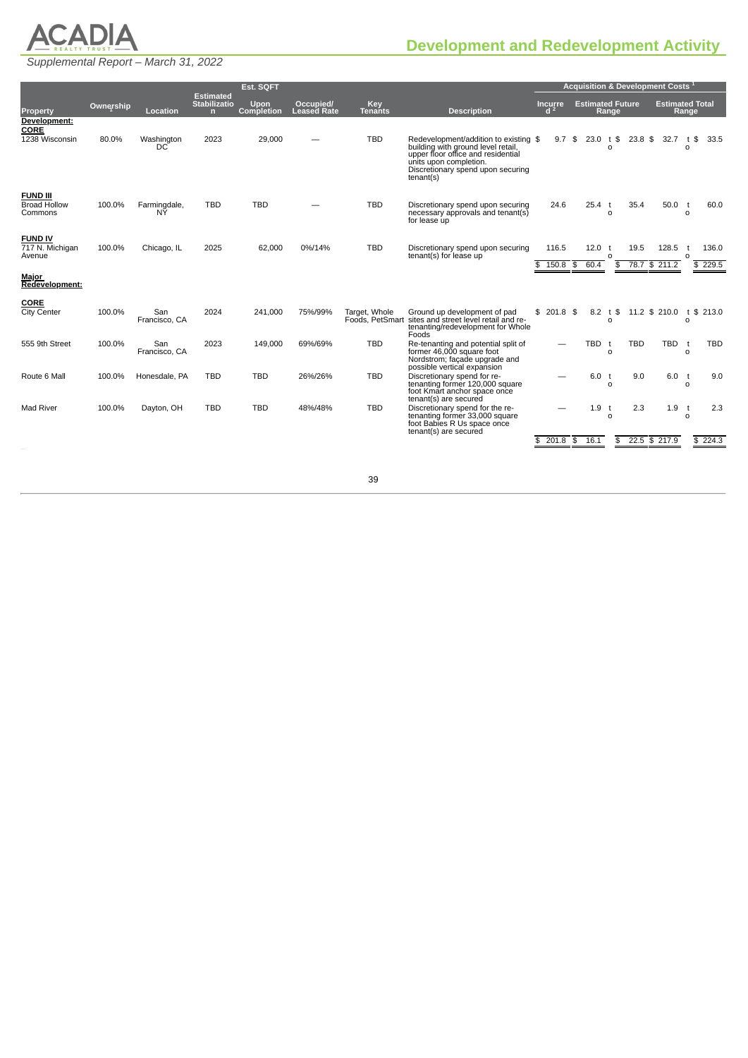# Development and Redevelopment Activity

*Supplemental Report – March 31, 2022*

| Property | Ownership[1] | Location | Estimated Stabilization | Est. SQFT Upon Completion | Occupied/ Leased Rate | Key Tenants | Description | Incurred[2] | Estimated Future Range | | | Estimated Total Range | | |
|---|---|---|---|---|---|---|---|---|---|---|---|---|---|---|
| | | | | | | | | | | | | | | |
| **Development:** | | | | | | | | | | | | | | |
| **CORE** | | | | | | | | | | | | | | |
| 1238 Wisconsin | 80.0% | Washington DC | 2023 | 29,000 | — | TBD | Redevelopment/addition to existing building with ground level retail, upper floor office and residential units upon completion. Discretionary spend upon securing tenant(s) | $ 9.7 | $ 23.0 | to | $ 23.8 | $ 32.7 | to | $ 33.5 |
| **FUND III** | | | | | | | | | | | | | | |
| Broad Hollow Commons | 100.0% | Farmingdale, NY | TBD | TBD | — | TBD | Discretionary spend upon securing necessary approvals and tenant(s) for lease up | 24.6 | 25.4 | to | 35.4 | 50.0 | to | 60.0 |
| **FUND IV** | | | | | | | | | | | | | | |
| 717 N. Michigan Avenue | 100.0% | Chicago, IL | 2025 | 62,000 | 0%/14% | TBD | Discretionary spend upon securing tenant(s) for lease up | 116.5 | 12.0 | to | 19.5 | 128.5 | to | 136.0 |
| | | | | | | | | $ 150.8 | $ 60.4 | | $ 78.7 | $ 211.2 | | $ 229.5 |
| **Major Redevelopment:** | | | | | | | | | | | | | | |
| **CORE** | | | | | | | | | | | | | | |
| City Center | 100.0% | San Francisco, CA | 2024 | 241,000 | 75%/99% | Target, Whole Foods, PetSmart | Ground up development of pad sites and street level retail and re-tenanting/redevelopment for Whole Foods | $ 201.8 | $ 8.2 | to | $ 11.2 | $ 210.0 | to | $ 213.0 |
| 555 9th Street | 100.0% | San Francisco, CA | 2023 | 149,000 | 69%/69% | TBD | Re-tenanting and potential split of former 46,000 square foot Nordstrom; façade upgrade and possible vertical expansion | — | TBD | to | TBD | TBD | to | TBD |
| Route 6 Mall | 100.0% | Honesdale, PA | TBD | TBD | 26%/26% | TBD | Discretionary spend for re-tenanting former 120,000 square foot Kmart anchor space once tenant(s) are secured | — | 6.0 | to | 9.0 | 6.0 | to | 9.0 |
| Mad River | 100.0% | Dayton, OH | TBD | TBD | 48%/48% | TBD | Discretionary spend for the re-tenanting former 33,000 square foot Babies R Us space once tenant(s) are secured | — | 1.9 | to | 2.3 | 1.9 | to | 2.3 |
| | | | | | | | | $ 201.8 | $ 16.1 | | $ 22.5 | $ 217.9 | | $ 224.3 |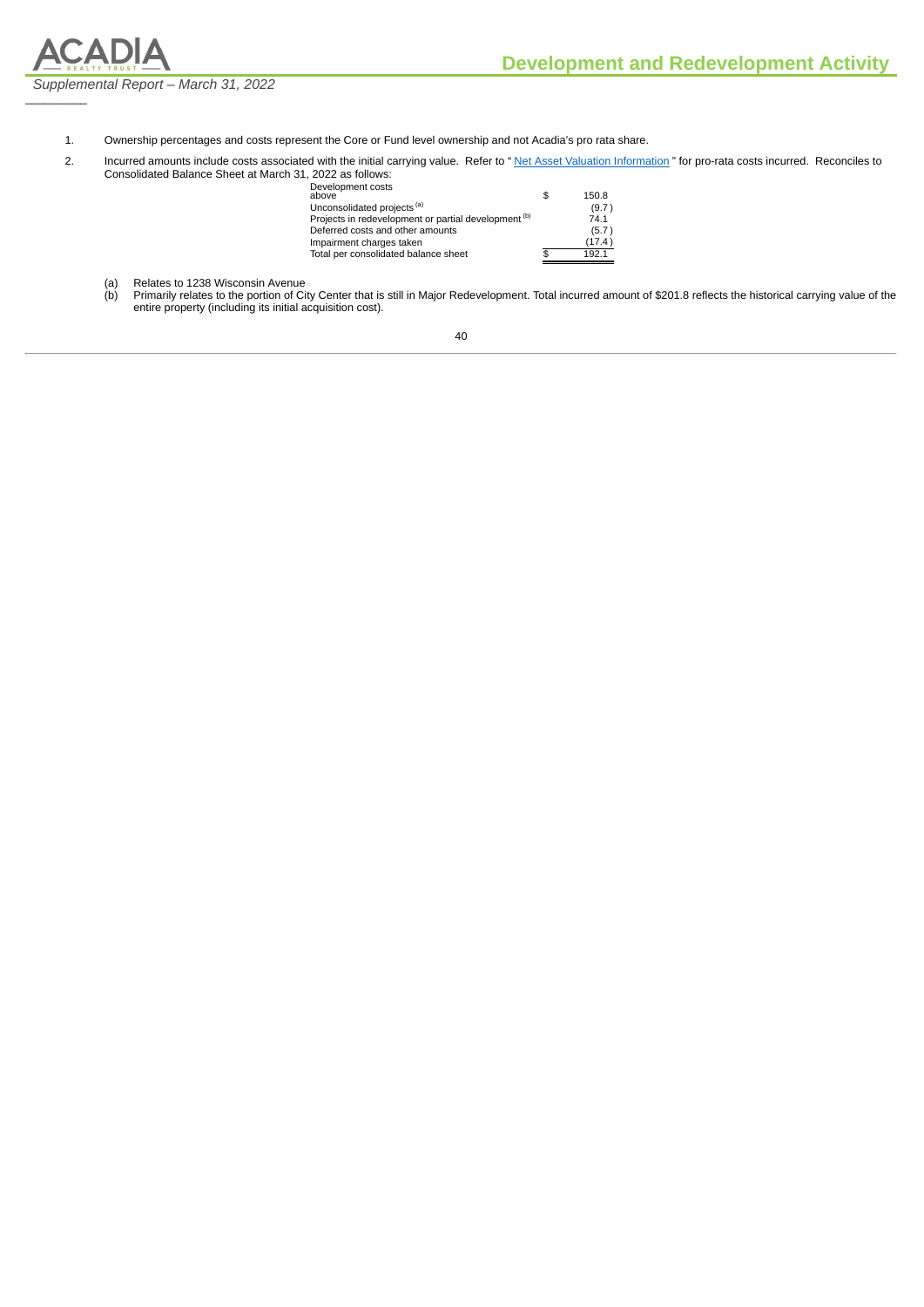1. Ownership percentages and costs represent the Core or Fund level ownership and not Acadia's pro rata share.

2. Incurred amounts include costs associated with the initial carrying value. Refer to " Net Asset Valuation Information " for pro-rata costs incurred. Reconciles to Consolidated Balance Sheet at March 31, 2022 as follows:

| | | |
|---|---|---|
| Development costs above | $ | 150.8 |
| Unconsolidated projects [(a)] | | (9.7 ) |
| Projects in redevelopment or partial development [(b)] | | 74.1 |
| Deferred costs and other amounts | | (5.7 ) |
| Impairment charges taken | | (17.4 ) |
| Total per consolidated balance sheet | $ | 192.1 |

(a) Relates to 1238 Wisconsin Avenue

(b) Primarily relates to the portion of City Center that is still in Major Redevelopment. Total incurred amount of $201.8 reflects the historical carrying value of the entire property (including its initial acquisition cost).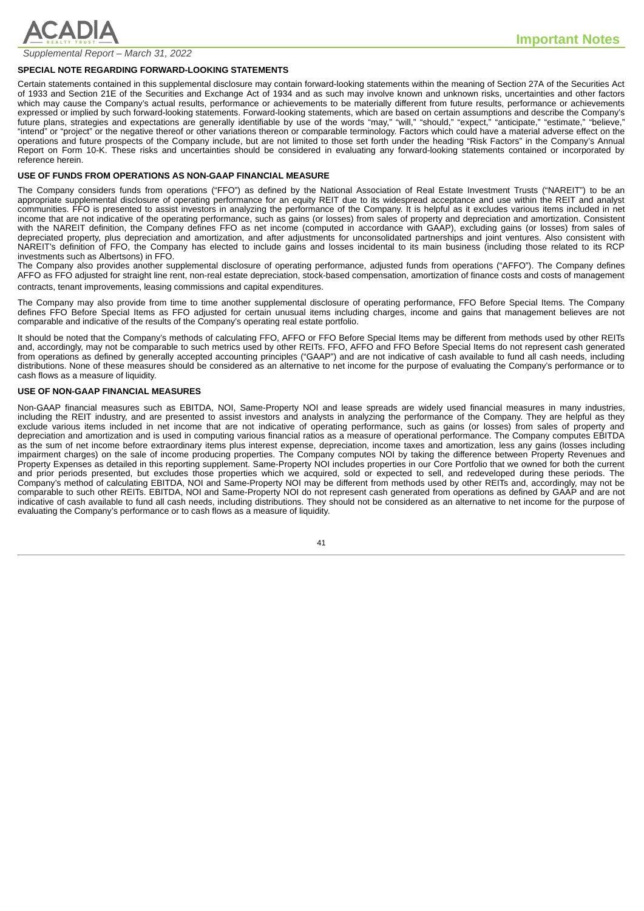## SPECIAL NOTE REGARDING FORWARD-LOOKING STATEMENTS

Certain statements contained in this supplemental disclosure may contain forward-looking statements within the meaning of Section 27A of the Securities Act of 1933 and Section 21E of the Securities and Exchange Act of 1934 and as such may involve known and unknown risks, uncertainties and other factors which may cause the Company's actual results, performance or achievements to be materially different from future results, performance or achievements expressed or implied by such forward-looking statements. Forward-looking statements, which are based on certain assumptions and describe the Company's future plans, strategies and expectations are generally identifiable by use of the words "may," "will," "should," "expect," "anticipate," "estimate," "believe," "intend" or "project" or the negative thereof or other variations thereon or comparable terminology. Factors which could have a material adverse effect on the operations and future prospects of the Company include, but are not limited to those set forth under the heading "Risk Factors" in the Company's Annual Report on Form 10-K. These risks and uncertainties should be considered in evaluating any forward-looking statements contained or incorporated by reference herein.

## USE OF FUNDS FROM OPERATIONS AS NON-GAAP FINANCIAL MEASURE

The Company considers funds from operations ("FFO") as defined by the National Association of Real Estate Investment Trusts ("NAREIT") to be an appropriate supplemental disclosure of operating performance for an equity REIT due to its widespread acceptance and use within the REIT and analyst communities. FFO is presented to assist investors in analyzing the performance of the Company. It is helpful as it excludes various items included in net income that are not indicative of the operating performance, such as gains (or losses) from sales of property and depreciation and amortization. Consistent with the NAREIT definition, the Company defines FFO as net income (computed in accordance with GAAP), excluding gains (or losses) from sales of depreciated property, plus depreciation and amortization, and after adjustments for unconsolidated partnerships and joint ventures. Also consistent with NAREIT's definition of FFO, the Company has elected to include gains and losses incidental to its main business (including those related to its RCP investments such as Albertsons) in FFO.

The Company also provides another supplemental disclosure of operating performance, adjusted funds from operations ("AFFO"). The Company defines AFFO as FFO adjusted for straight line rent, non-real estate depreciation, stock-based compensation, amortization of finance costs and costs of management contracts, tenant improvements, leasing commissions and capital expenditures.

The Company may also provide from time to time another supplemental disclosure of operating performance, FFO Before Special Items. The Company defines FFO Before Special Items as FFO adjusted for certain unusual items including charges, income and gains that management believes are not comparable and indicative of the results of the Company's operating real estate portfolio.

It should be noted that the Company's methods of calculating FFO, AFFO or FFO Before Special Items may be different from methods used by other REITs and, accordingly, may not be comparable to such metrics used by other REITs. FFO, AFFO and FFO Before Special Items do not represent cash generated from operations as defined by generally accepted accounting principles ("GAAP") and are not indicative of cash available to fund all cash needs, including distributions. None of these measures should be considered as an alternative to net income for the purpose of evaluating the Company's performance or to cash flows as a measure of liquidity.

## USE OF NON-GAAP FINANCIAL MEASURES

Non-GAAP financial measures such as EBITDA, NOI, Same-Property NOI and lease spreads are widely used financial measures in many industries, including the REIT industry, and are presented to assist investors and analysts in analyzing the performance of the Company. They are helpful as they exclude various items included in net income that are not indicative of operating performance, such as gains (or losses) from sales of property and depreciation and amortization and is used in computing various financial ratios as a measure of operational performance. The Company computes EBITDA as the sum of net income before extraordinary items plus interest expense, depreciation, income taxes and amortization, less any gains (losses including impairment charges) on the sale of income producing properties. The Company computes NOI by taking the difference between Property Revenues and Property Expenses as detailed in this reporting supplement. Same-Property NOI includes properties in our Core Portfolio that we owned for both the current and prior periods presented, but excludes those properties which we acquired, sold or expected to sell, and redeveloped during these periods. The Company's method of calculating EBITDA, NOI and Same-Property NOI may be different from methods used by other REITs and, accordingly, may not be comparable to such other REITs. EBITDA, NOI and Same-Property NOI do not represent cash generated from operations as defined by GAAP and are not indicative of cash available to fund all cash needs, including distributions. They should not be considered as an alternative to net income for the purpose of evaluating the Company's performance or to cash flows as a measure of liquidity.